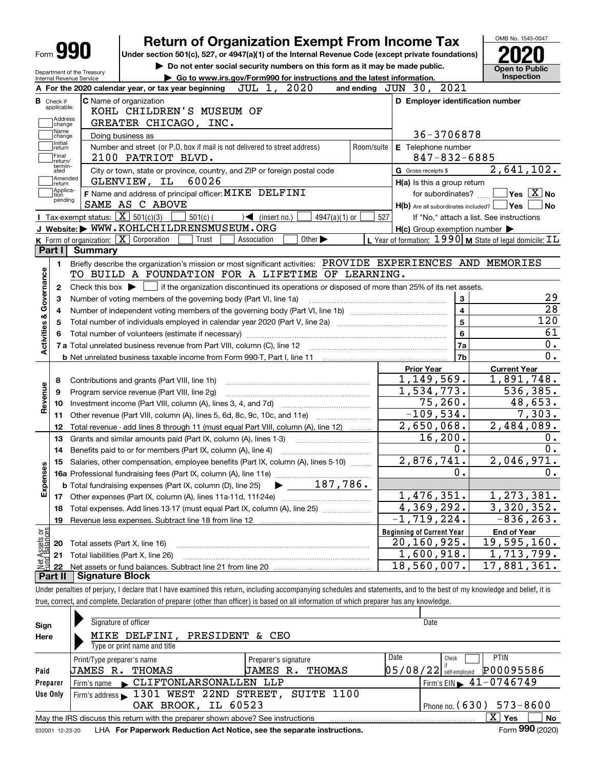# Form 990 — Return of Organization Exempt From Income Tax (2020)

Under section 501(c), 527, or 4947(a)(1) of the Internal Revenue Code (except private foundations)

▶ Do not enter social security numbers on this form as it may be made public.

▶ Go to www.irs.gov/Form990 for instructions and the latest information.

Department of the Treasury, Internal Revenue Service

OMB No. 1545-0047 — **Open to Public Inspection**

**A** For the 2020 calendar year, or tax year beginning JUL 1, 2020 and ending JUN 30, 2021

**B** Check if applicable: Address change, Name change, Initial return, Final return/terminated, Amended return, Application pending

**C** Name of organization: KOHL CHILDREN'S MUSEUM OF GREATER CHICAGO, INC.

Doing business as

Number and street (or P.O. box if mail is not delivered to street address): 2100 PATRIOT BLVD. Room/suite

City or town, state or province, country, and ZIP or foreign postal code: GLENVIEW, IL 60026

**D** Employer identification number: 36-3706878

**E** Telephone number: 847-832-6885

**G** Gross receipts $ 2,641,102.

**F** Name and address of principal officer: MIKE DELFINI, SAME AS C ABOVE

**H(a)** Is this a group return for subordinates? ☐ Yes ☒ No

**H(b)** Are all subordinates included? ☐ Yes ☐ No — If "No," attach a list. See instructions

**H(c)** Group exemption number ▶

**I** Tax-exempt status: ☒ 501(c)(3) ☐ 501(c) ( ) ◀ (insert no.) ☐ 4947(a)(1) or ☐ 527

**J** Website: ▶ WWW.KOHLCHILDRENSMUSEUM.ORG

**K** Form of organization: ☒ Corporation ☐ Trust ☐ Association ☐ Other ▶

**L** Year of formation: 1990 **M** State of legal domicile: IL

## Part I Summary

**Activities & Governance**

1. Briefly describe the organization's mission or most significant activities: PROVIDE EXPERIENCES AND MEMORIES TO BUILD A FOUNDATION FOR A LIFETIME OF LEARNING.
2. Check this box ▶ ☐ if the organization discontinued its operations or disposed of more than 25% of its net assets.

| Line | Description | No. | Value |
|---|---|---|---|
| 3 | Number of voting members of the governing body (Part VI, line 1a) | 3 | 29 |
| 4 | Number of independent voting members of the governing body (Part VI, line 1b) | 4 | 28 |
| 5 | Total number of individuals employed in calendar year 2020 (Part V, line 2a) | 5 | 120 |
| 6 | Total number of volunteers (estimate if necessary) | 6 | 61 |
| 7a | Total unrelated business revenue from Part VIII, column (C), line 12 | 7a | 0. |
| 7b | Net unrelated business taxable income from Form 990-T, Part I, line 11 | 7b | 0. |

| Line | Description | Prior Year | Current Year |
|---|---|---|---|
| **Revenue** | | | |
| 8 | Contributions and grants (Part VIII, line 1h) | 1,149,569. | 1,891,748. |
| 9 | Program service revenue (Part VIII, line 2g) | 1,534,773. | 536,385. |
| 10 | Investment income (Part VIII, column (A), lines 3, 4, and 7d) | 75,260. | 48,653. |
| 11 | Other revenue (Part VIII, column (A), lines 5, 6d, 8c, 9c, 10c, and 11e) | -109,534. | 7,303. |
| 12 | Total revenue - add lines 8 through 11 (must equal Part VIII, column (A), line 12) | 2,650,068. | 2,484,089. |
| **Expenses** | | | |
| 13 | Grants and similar amounts paid (Part IX, column (A), lines 1-3) | 16,200. | 0. |
| 14 | Benefits paid to or for members (Part IX, column (A), line 4) | 0. | 0. |
| 15 | Salaries, other compensation, employee benefits (Part IX, column (A), lines 5-10) | 2,876,741. | 2,046,971. |
| 16a | Professional fundraising fees (Part IX, column (A), line 11e) | 0. | 0. |
| b | Total fundraising expenses (Part IX, column (D), line 25) ▶ 187,786. | | |
| 17 | Other expenses (Part IX, column (A), lines 11a-11d, 11f-24e) | 1,476,351. | 1,273,381. |
| 18 | Total expenses. Add lines 13-17 (must equal Part IX, column (A), line 25) | 4,369,292. | 3,320,352. |
| 19 | Revenue less expenses. Subtract line 18 from line 12 | -1,719,224. | -836,263. |

| Line | Net Assets or Fund Balances | Beginning of Current Year | End of Year |
|---|---|---|---|
| 20 | Total assets (Part X, line 16) | 20,160,925. | 19,595,160. |
| 21 | Total liabilities (Part X, line 26) | 1,600,918. | 1,713,799. |
| 22 | Net assets or fund balances. Subtract line 21 from line 20 | 18,560,007. | 17,881,361. |

## Part II Signature Block

Under penalties of perjury, I declare that I have examined this return, including accompanying schedules and statements, and to the best of my knowledge and belief, it is true, correct, and complete. Declaration of preparer (other than officer) is based on all information of which preparer has any knowledge.

**Sign Here**

Signature of officer — Date

MIKE DELFINI, PRESIDENT & CEO

Type or print name and title

**Paid Preparer Use Only**

| Print/Type preparer's name | Preparer's signature | Date | Check ☐ if self-employed | PTIN |
|---|---|---|---|---|
| JAMES R. THOMAS | JAMES R. THOMAS | 05/08/22 | | P00095586 |

Firm's name ▶ CLIFTONLARSONALLEN LLP — Firm's EIN ▶ 41-0746749

Firm's address ▶ 1301 WEST 22ND STREET, SUITE 1100, OAK BROOK, IL 60523 — Phone no. (630) 573-8600

May the IRS discuss this return with the preparer shown above? See instructions ☒ Yes ☐ No

032001 12-23-20 LHA For Paperwork Reduction Act Notice, see the separate instructions. Form **990** (2020)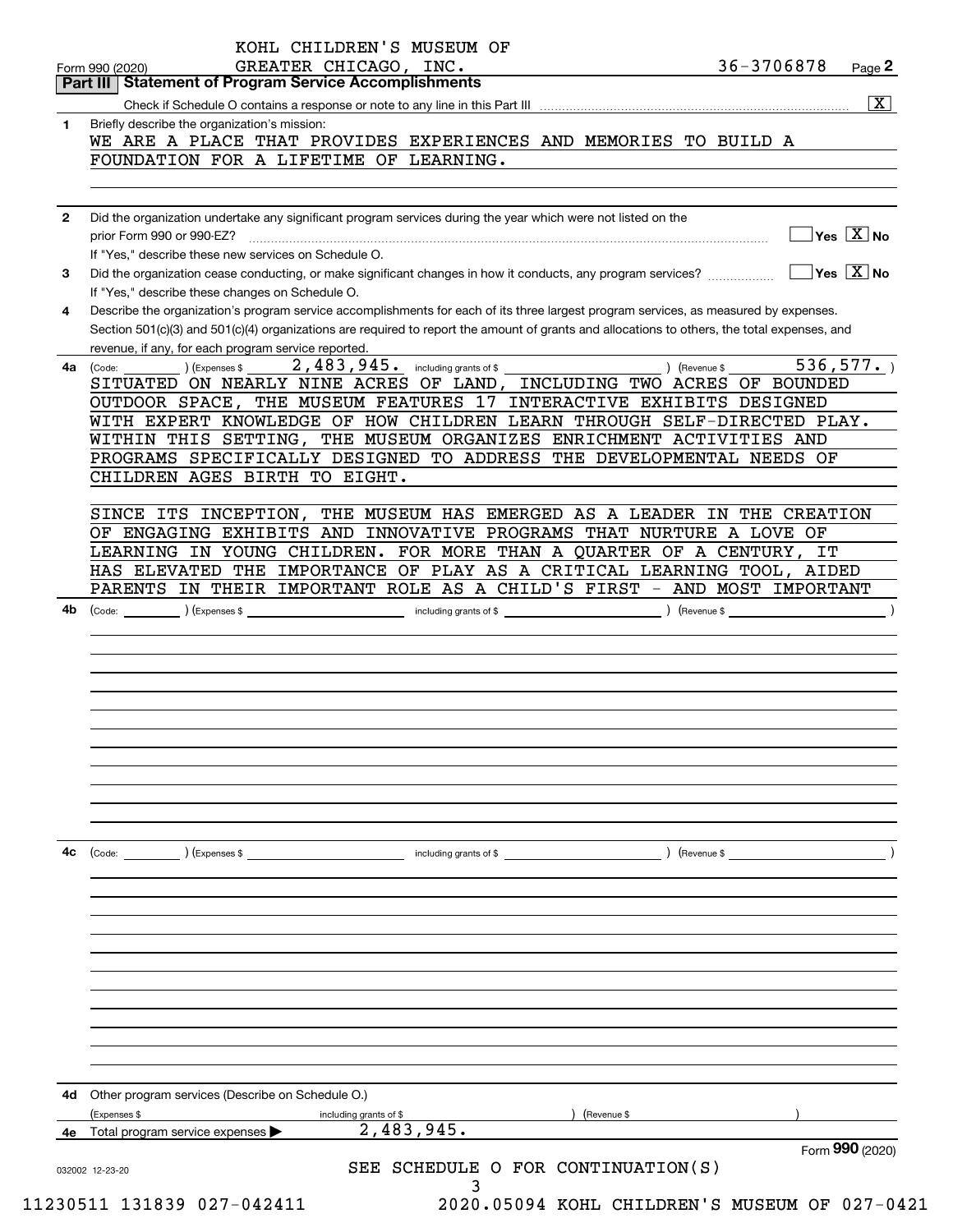KOHL CHILDREN'S MUSEUM OF GREATER CHICAGO, INC.

Form 990 (2020) — 36-3706878 — Page 2

## Part III Statement of Program Service Accomplishments

Check if Schedule O contains a response or note to any line in this Part III .......... [X]

**1** Briefly describe the organization's mission:

WE ARE A PLACE THAT PROVIDES EXPERIENCES AND MEMORIES TO BUILD A FOUNDATION FOR A LIFETIME OF LEARNING.

**2** Did the organization undertake any significant program services during the year which were not listed on the prior Form 990 or 990-EZ? .......... [ ] Yes [X] No

If "Yes," describe these new services on Schedule O.

**3** Did the organization cease conducting, or make significant changes in how it conducts, any program services? .......... [ ] Yes [X] No

If "Yes," describe these changes on Schedule O.

**4** Describe the organization's program service accomplishments for each of its three largest program services, as measured by expenses. Section 501(c)(3) and 501(c)(4) organizations are required to report the amount of grants and allocations to others, the total expenses, and revenue, if any, for each program service reported.

**4a** (Code: ) (Expenses $ 2,483,945. including grants of $ ) (Revenue $ 536,577. )

SITUATED ON NEARLY NINE ACRES OF LAND, INCLUDING TWO ACRES OF BOUNDED OUTDOOR SPACE, THE MUSEUM FEATURES 17 INTERACTIVE EXHIBITS DESIGNED WITH EXPERT KNOWLEDGE OF HOW CHILDREN LEARN THROUGH SELF-DIRECTED PLAY. WITHIN THIS SETTING, THE MUSEUM ORGANIZES ENRICHMENT ACTIVITIES AND PROGRAMS SPECIFICALLY DESIGNED TO ADDRESS THE DEVELOPMENTAL NEEDS OF CHILDREN AGES BIRTH TO EIGHT.

SINCE ITS INCEPTION, THE MUSEUM HAS EMERGED AS A LEADER IN THE CREATION OF ENGAGING EXHIBITS AND INNOVATIVE PROGRAMS THAT NURTURE A LOVE OF LEARNING IN YOUNG CHILDREN. FOR MORE THAN A QUARTER OF A CENTURY, IT HAS ELEVATED THE IMPORTANCE OF PLAY AS A CRITICAL LEARNING TOOL, AIDED PARENTS IN THEIR IMPORTANT ROLE AS A CHILD'S FIRST - AND MOST IMPORTANT

**4b** (Code: ) (Expenses $ including grants of $ ) (Revenue $ )

**4c** (Code: ) (Expenses $ including grants of $ ) (Revenue $ )

**4d** Other program services (Describe on Schedule O.)

(Expenses $ including grants of $ ) (Revenue $ )

**4e** Total program service expenses ▶ 2,483,945.

Form **990** (2020)

032002 12-23-20

SEE SCHEDULE O FOR CONTINUATION(S)

11230511 131839 027-042411 2020.05094 KOHL CHILDREN'S MUSEUM OF 027-0421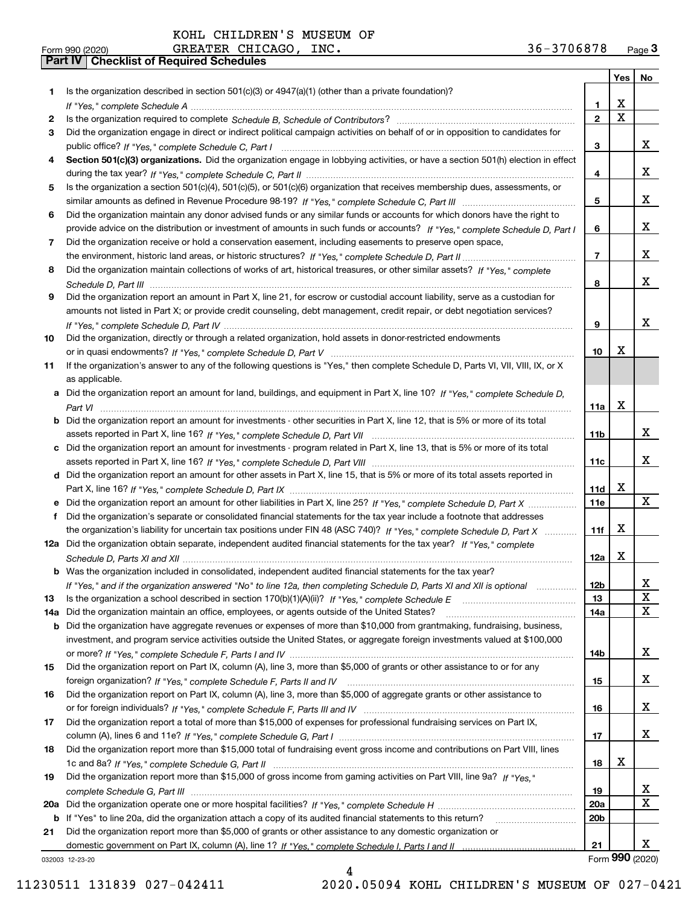KOHL CHILDREN'S MUSEUM OF GREATER CHICAGO, INC. 36-3706878

Form 990 (2020) Page 3

**Part IV Checklist of Required Schedules**

| | | | Yes | No |
|---|---|---|---|---|
| 1 | Is the organization described in section 501(c)(3) or 4947(a)(1) (other than a private foundation)? *If "Yes," complete Schedule A* | 1 | X | |
| 2 | Is the organization required to complete *Schedule B, Schedule of Contributors*? | 2 | X | |
| 3 | Did the organization engage in direct or indirect political campaign activities on behalf of or in opposition to candidates for public office? *If "Yes," complete Schedule C, Part I* | 3 | | X |
| 4 | **Section 501(c)(3) organizations.** Did the organization engage in lobbying activities, or have a section 501(h) election in effect during the tax year? *If "Yes," complete Schedule C, Part II* | 4 | | X |
| 5 | Is the organization a section 501(c)(4), 501(c)(5), or 501(c)(6) organization that receives membership dues, assessments, or similar amounts as defined in Revenue Procedure 98-19? *If "Yes," complete Schedule C, Part III* | 5 | | X |
| 6 | Did the organization maintain any donor advised funds or any similar funds or accounts for which donors have the right to provide advice on the distribution or investment of amounts in such funds or accounts? *If "Yes," complete Schedule D, Part I* | 6 | | X |
| 7 | Did the organization receive or hold a conservation easement, including easements to preserve open space, the environment, historic land areas, or historic structures? *If "Yes," complete Schedule D, Part II* | 7 | | X |
| 8 | Did the organization maintain collections of works of art, historical treasures, or other similar assets? *If "Yes," complete Schedule D, Part III* | 8 | | X |
| 9 | Did the organization report an amount in Part X, line 21, for escrow or custodial account liability, serve as a custodian for amounts not listed in Part X; or provide credit counseling, debt management, credit repair, or debt negotiation services? *If "Yes," complete Schedule D, Part IV* | 9 | | X |
| 10 | Did the organization, directly or through a related organization, hold assets in donor-restricted endowments or in quasi endowments? *If "Yes," complete Schedule D, Part V* | 10 | X | |
| 11 | If the organization's answer to any of the following questions is "Yes," then complete Schedule D, Parts VI, VII, VIII, IX, or X as applicable. | | | |
| a | Did the organization report an amount for land, buildings, and equipment in Part X, line 10? *If "Yes," complete Schedule D, Part VI* | 11a | X | |
| b | Did the organization report an amount for investments - other securities in Part X, line 12, that is 5% or more of its total assets reported in Part X, line 16? *If "Yes," complete Schedule D, Part VII* | 11b | | X |
| c | Did the organization report an amount for investments - program related in Part X, line 13, that is 5% or more of its total assets reported in Part X, line 16? *If "Yes," complete Schedule D, Part VIII* | 11c | | X |
| d | Did the organization report an amount for other assets in Part X, line 15, that is 5% or more of its total assets reported in Part X, line 16? *If "Yes," complete Schedule D, Part IX* | 11d | X | |
| e | Did the organization report an amount for other liabilities in Part X, line 25? *If "Yes," complete Schedule D, Part X* | 11e | | X |
| f | Did the organization's separate or consolidated financial statements for the tax year include a footnote that addresses the organization's liability for uncertain tax positions under FIN 48 (ASC 740)? *If "Yes," complete Schedule D, Part X* | 11f | X | |
| 12a | Did the organization obtain separate, independent audited financial statements for the tax year? *If "Yes," complete Schedule D, Parts XI and XII* | 12a | X | |
| b | Was the organization included in consolidated, independent audited financial statements for the tax year? *If "Yes," and if the organization answered "No" to line 12a, then completing Schedule D, Parts XI and XII is optional* | 12b | | X |
| 13 | Is the organization a school described in section 170(b)(1)(A)(ii)? *If "Yes," complete Schedule E* | 13 | | X |
| 14a | Did the organization maintain an office, employees, or agents outside of the United States? | 14a | | X |
| b | Did the organization have aggregate revenues or expenses of more than $10,000 from grantmaking, fundraising, business, investment, and program service activities outside the United States, or aggregate foreign investments valued at $100,000 or more? *If "Yes," complete Schedule F, Parts I and IV* | 14b | | X |
| 15 | Did the organization report on Part IX, column (A), line 3, more than $5,000 of grants or other assistance to or for any foreign organization? *If "Yes," complete Schedule F, Parts II and IV* | 15 | | X |
| 16 | Did the organization report on Part IX, column (A), line 3, more than $5,000 of aggregate grants or other assistance to or for foreign individuals? *If "Yes," complete Schedule F, Parts III and IV* | 16 | | X |
| 17 | Did the organization report a total of more than $15,000 of expenses for professional fundraising services on Part IX, column (A), lines 6 and 11e? *If "Yes," complete Schedule G, Part I* | 17 | | X |
| 18 | Did the organization report more than $15,000 total of fundraising event gross income and contributions on Part VIII, lines 1c and 8a? *If "Yes," complete Schedule G, Part II* | 18 | X | |
| 19 | Did the organization report more than $15,000 of gross income from gaming activities on Part VIII, line 9a? *If "Yes," complete Schedule G, Part III* | 19 | | X |
| 20a | Did the organization operate one or more hospital facilities? *If "Yes," complete Schedule H* | 20a | | X |
| b | If "Yes" to line 20a, did the organization attach a copy of its audited financial statements to this return? | 20b | | |
| 21 | Did the organization report more than $5,000 of grants or other assistance to any domestic organization or domestic government on Part IX, column (A), line 1? *If "Yes," complete Schedule I, Parts I and II* | 21 | | X |

032003 12-23-20 Form **990** (2020)

11230511 131839 027-042411 2020.05094 KOHL CHILDREN'S MUSEUM OF 027-0421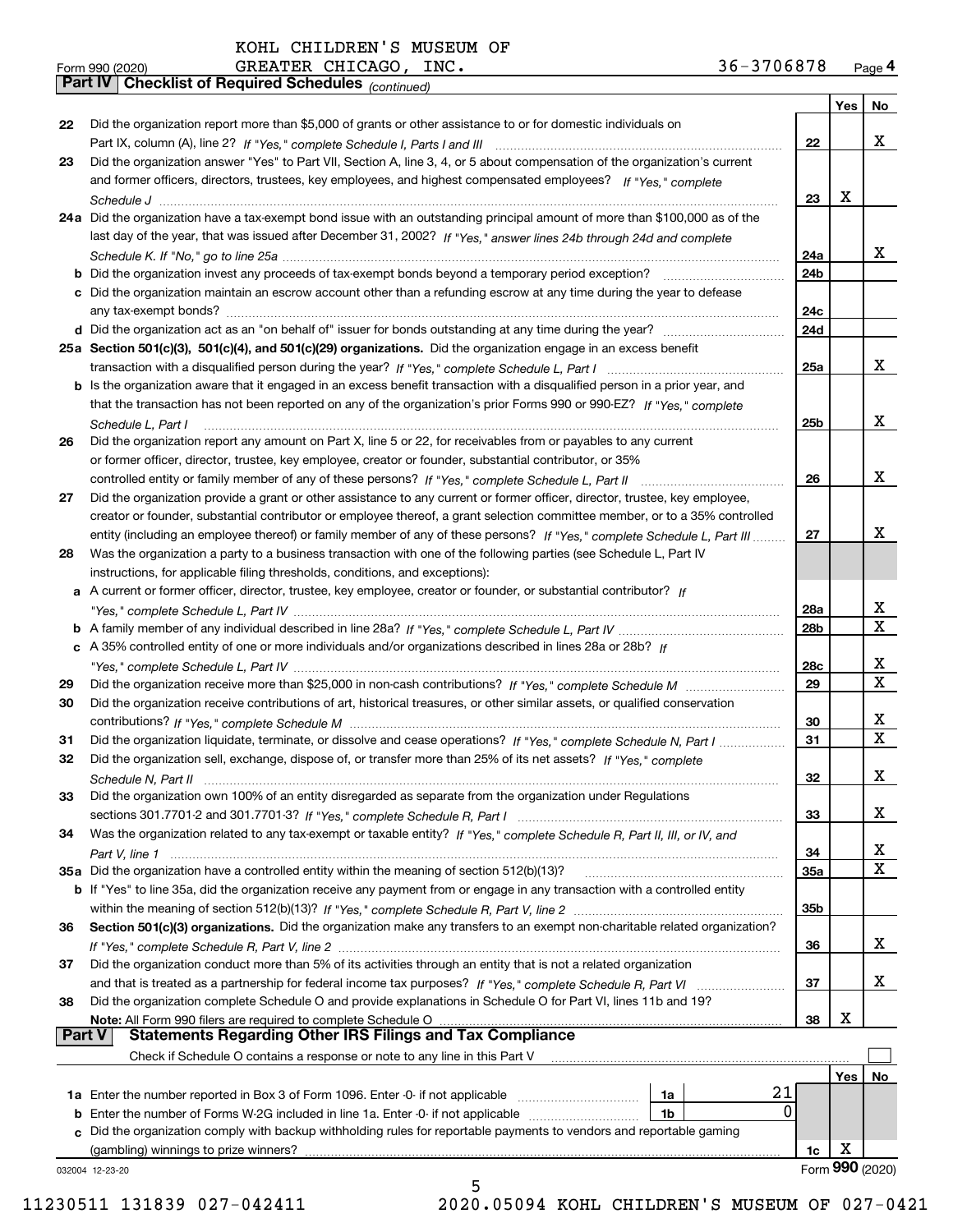KOHL CHILDREN'S MUSEUM OF GREATER CHICAGO, INC. 36-3706878

Form 990 (2020)

## Part IV Checklist of Required Schedules *(continued)*

| | | | Yes | No |
|---|---|---|---|---|
| 22 | Did the organization report more than $5,000 of grants or other assistance to or for domestic individuals on Part IX, column (A), line 2? *If "Yes," complete Schedule I, Parts I and III* | 22 | | X |
| 23 | Did the organization answer "Yes" to Part VII, Section A, line 3, 4, or 5 about compensation of the organization's current and former officers, directors, trustees, key employees, and highest compensated employees? *If "Yes," complete Schedule J* | 23 | X | |
| 24a | Did the organization have a tax-exempt bond issue with an outstanding principal amount of more than $100,000 as of the last day of the year, that was issued after December 31, 2002? *If "Yes," answer lines 24b through 24d and complete Schedule K. If "No," go to line 25a* | 24a | | X |
| b | Did the organization invest any proceeds of tax-exempt bonds beyond a temporary period exception? | 24b | | |
| c | Did the organization maintain an escrow account other than a refunding escrow at any time during the year to defease any tax-exempt bonds? | 24c | | |
| d | Did the organization act as an "on behalf of" issuer for bonds outstanding at any time during the year? | 24d | | |
| 25a | **Section 501(c)(3), 501(c)(4), and 501(c)(29) organizations.** Did the organization engage in an excess benefit transaction with a disqualified person during the year? *If "Yes," complete Schedule L, Part I* | 25a | | X |
| b | Is the organization aware that it engaged in an excess benefit transaction with a disqualified person in a prior year, and that the transaction has not been reported on any of the organization's prior Forms 990 or 990-EZ? *If "Yes," complete Schedule L, Part I* | 25b | | X |
| 26 | Did the organization report any amount on Part X, line 5 or 22, for receivables from or payables to any current or former officer, director, trustee, key employee, creator or founder, substantial contributor, or 35% controlled entity or family member of any of these persons? *If "Yes," complete Schedule L, Part II* | 26 | | X |
| 27 | Did the organization provide a grant or other assistance to any current or former officer, director, trustee, key employee, creator or founder, substantial contributor or employee thereof, a grant selection committee member, or to a 35% controlled entity (including an employee thereof) or family member of any of these persons? *If "Yes," complete Schedule L, Part III* | 27 | | X |
| 28 | Was the organization a party to a business transaction with one of the following parties (see Schedule L, Part IV instructions, for applicable filing thresholds, conditions, and exceptions): | | | |
| a | A current or former officer, director, trustee, key employee, creator or founder, or substantial contributor? *If "Yes," complete Schedule L, Part IV* | 28a | | X |
| b | A family member of any individual described in line 28a? *If "Yes," complete Schedule L, Part IV* | 28b | | X |
| c | A 35% controlled entity of one or more individuals and/or organizations described in lines 28a or 28b? *If "Yes," complete Schedule L, Part IV* | 28c | | X |
| 29 | Did the organization receive more than $25,000 in non-cash contributions? *If "Yes," complete Schedule M* | 29 | | X |
| 30 | Did the organization receive contributions of art, historical treasures, or other similar assets, or qualified conservation contributions? *If "Yes," complete Schedule M* | 30 | | X |
| 31 | Did the organization liquidate, terminate, or dissolve and cease operations? *If "Yes," complete Schedule N, Part I* | 31 | | X |
| 32 | Did the organization sell, exchange, dispose of, or transfer more than 25% of its net assets? *If "Yes," complete Schedule N, Part II* | 32 | | X |
| 33 | Did the organization own 100% of an entity disregarded as separate from the organization under Regulations sections 301.7701-2 and 301.7701-3? *If "Yes," complete Schedule R, Part I* | 33 | | X |
| 34 | Was the organization related to any tax-exempt or taxable entity? *If "Yes," complete Schedule R, Part II, III, or IV, and Part V, line 1* | 34 | | X |
| 35a | Did the organization have a controlled entity within the meaning of section 512(b)(13)? | 35a | | X |
| b | If "Yes" to line 35a, did the organization receive any payment from or engage in any transaction with a controlled entity within the meaning of section 512(b)(13)? *If "Yes," complete Schedule R, Part V, line 2* | 35b | | |
| 36 | **Section 501(c)(3) organizations.** Did the organization make any transfers to an exempt non-charitable related organization? *If "Yes," complete Schedule R, Part V, line 2* | 36 | | X |
| 37 | Did the organization conduct more than 5% of its activities through an entity that is not a related organization and that is treated as a partnership for federal income tax purposes? *If "Yes," complete Schedule R, Part VI* | 37 | | X |
| 38 | Did the organization complete Schedule O and provide explanations in Schedule O for Part VI, lines 11b and 19? **Note:** All Form 990 filers are required to complete Schedule O | 38 | X | |

## Part V Statements Regarding Other IRS Filings and Tax Compliance

Check if Schedule O contains a response or note to any line in this Part V ☐

| | | | | | Yes | No |
|---|---|---|---|---|---|---|
| 1a | Enter the number reported in Box 3 of Form 1096. Enter -0- if not applicable | 1a | 21 | | | |
| b | Enter the number of Forms W-2G included in line 1a. Enter -0- if not applicable | 1b | 0 | | | |
| c | Did the organization comply with backup withholding rules for reportable payments to vendors and reportable gaming (gambling) winnings to prize winners? | | | 1c | X | |

032004 12-23-20

Form **990** (2020)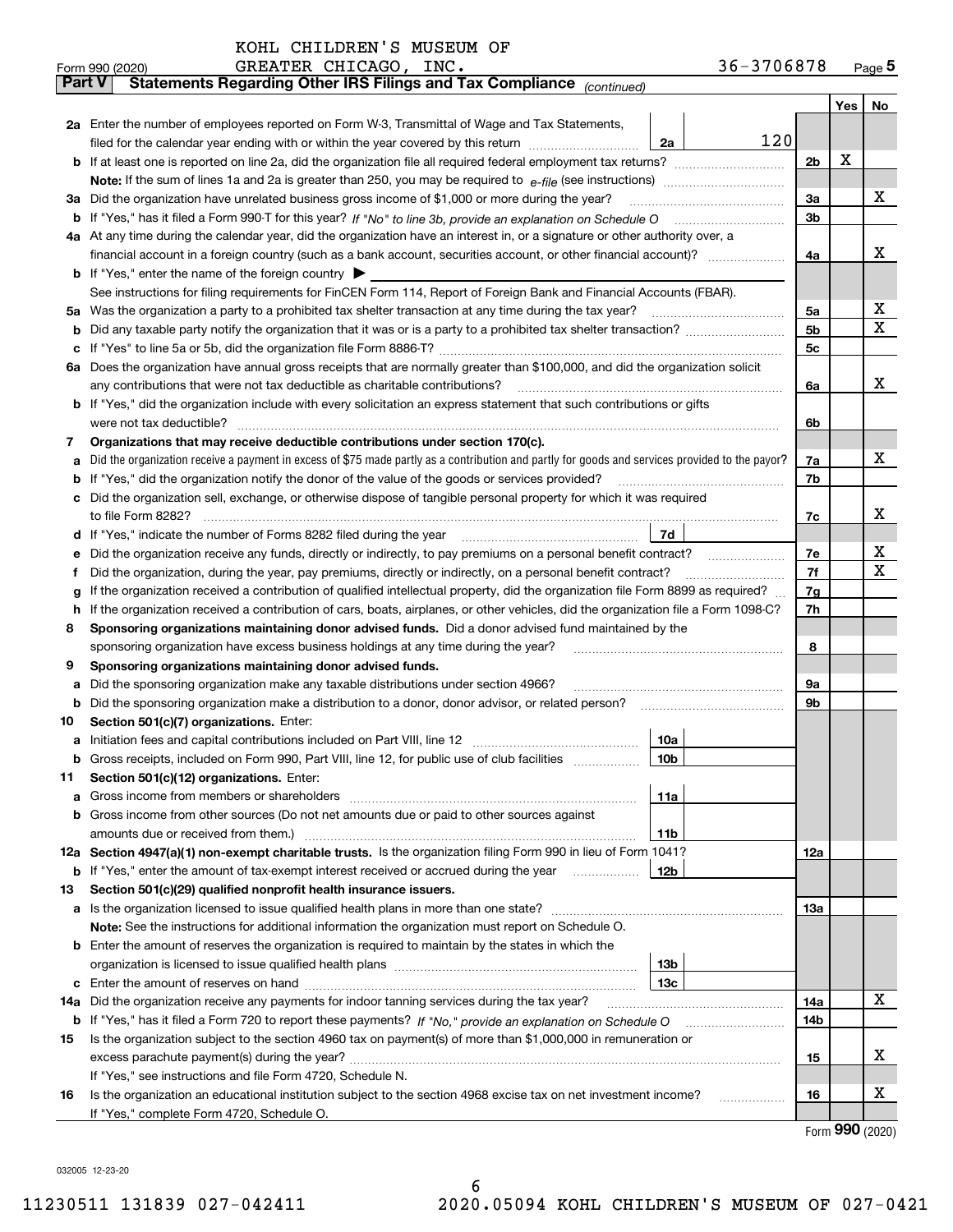KOHL CHILDREN'S MUSEUM OF GREATER CHICAGO, INC. 36-3706878

Form 990 (2020) Page 5

**Part V Statements Regarding Other IRS Filings and Tax Compliance** *(continued)*

| | | | | | Yes | No |
|---|---|---|---|---|---|---|
| **2a** | Enter the number of employees reported on Form W-3, Transmittal of Wage and Tax Statements, filed for the calendar year ending with or within the year covered by this return | 2a | 120 | | | |
| **b** | If at least one is reported on line 2a, did the organization file all required federal employment tax returns? | | | 2b | X | |
| | **Note:** If the sum of lines 1a and 2a is greater than 250, you may be required to *e-file* (see instructions) | | | | | |
| **3a** | Did the organization have unrelated business gross income of $1,000 or more during the year? | | | 3a | | X |
| **b** | If "Yes," has it filed a Form 990-T for this year? *If "No" to line 3b, provide an explanation on Schedule O* | | | 3b | | |
| **4a** | At any time during the calendar year, did the organization have an interest in, or a signature or other authority over, a financial account in a foreign country (such as a bank account, securities account, or other financial account)? | | | 4a | | X |
| **b** | If "Yes," enter the name of the foreign country ▶ | | | | | |
| | See instructions for filing requirements for FinCEN Form 114, Report of Foreign Bank and Financial Accounts (FBAR). | | | | | |
| **5a** | Was the organization a party to a prohibited tax shelter transaction at any time during the tax year? | | | 5a | | X |
| **b** | Did any taxable party notify the organization that it was or is a party to a prohibited tax shelter transaction? | | | 5b | | X |
| **c** | If "Yes" to line 5a or 5b, did the organization file Form 8886-T? | | | 5c | | |
| **6a** | Does the organization have annual gross receipts that are normally greater than $100,000, and did the organization solicit any contributions that were not tax deductible as charitable contributions? | | | 6a | | X |
| **b** | If "Yes," did the organization include with every solicitation an express statement that such contributions or gifts were not tax deductible? | | | 6b | | |
| **7** | **Organizations that may receive deductible contributions under section 170(c).** | | | | | |
| **a** | Did the organization receive a payment in excess of $75 made partly as a contribution and partly for goods and services provided to the payor? | | | 7a | | X |
| **b** | If "Yes," did the organization notify the donor of the value of the goods or services provided? | | | 7b | | |
| **c** | Did the organization sell, exchange, or otherwise dispose of tangible personal property for which it was required to file Form 8282? | | | 7c | | X |
| **d** | If "Yes," indicate the number of Forms 8282 filed during the year | 7d | | | | |
| **e** | Did the organization receive any funds, directly or indirectly, to pay premiums on a personal benefit contract? | | | 7e | | X |
| **f** | Did the organization, during the year, pay premiums, directly or indirectly, on a personal benefit contract? | | | 7f | | X |
| **g** | If the organization received a contribution of qualified intellectual property, did the organization file Form 8899 as required? | | | 7g | | |
| **h** | If the organization received a contribution of cars, boats, airplanes, or other vehicles, did the organization file a Form 1098-C? | | | 7h | | |
| **8** | **Sponsoring organizations maintaining donor advised funds.** Did a donor advised fund maintained by the sponsoring organization have excess business holdings at any time during the year? | | | 8 | | |
| **9** | **Sponsoring organizations maintaining donor advised funds.** | | | | | |
| **a** | Did the sponsoring organization make any taxable distributions under section 4966? | | | 9a | | |
| **b** | Did the sponsoring organization make a distribution to a donor, donor advisor, or related person? | | | 9b | | |
| **10** | **Section 501(c)(7) organizations.** Enter: | | | | | |
| **a** | Initiation fees and capital contributions included on Part VIII, line 12 | 10a | | | | |
| **b** | Gross receipts, included on Form 990, Part VIII, line 12, for public use of club facilities | 10b | | | | |
| **11** | **Section 501(c)(12) organizations.** Enter: | | | | | |
| **a** | Gross income from members or shareholders | 11a | | | | |
| **b** | Gross income from other sources (Do not net amounts due or paid to other sources against amounts due or received from them.) | 11b | | | | |
| **12a** | **Section 4947(a)(1) non-exempt charitable trusts.** Is the organization filing Form 990 in lieu of Form 1041? | | | 12a | | |
| **b** | If "Yes," enter the amount of tax-exempt interest received or accrued during the year | 12b | | | | |
| **13** | **Section 501(c)(29) qualified nonprofit health insurance issuers.** | | | | | |
| **a** | Is the organization licensed to issue qualified health plans in more than one state? | | | 13a | | |
| | **Note:** See the instructions for additional information the organization must report on Schedule O. | | | | | |
| **b** | Enter the amount of reserves the organization is required to maintain by the states in which the organization is licensed to issue qualified health plans | 13b | | | | |
| **c** | Enter the amount of reserves on hand | 13c | | | | |
| **14a** | Did the organization receive any payments for indoor tanning services during the tax year? | | | 14a | | X |
| **b** | If "Yes," has it filed a Form 720 to report these payments? *If "No," provide an explanation on Schedule O* | | | 14b | | |
| **15** | Is the organization subject to the section 4960 tax on payment(s) of more than $1,000,000 in remuneration or excess parachute payment(s) during the year? | | | 15 | | X |
| | If "Yes," see instructions and file Form 4720, Schedule N. | | | | | |
| **16** | Is the organization an educational institution subject to the section 4968 excise tax on net investment income? | | | 16 | | X |
| | If "Yes," complete Form 4720, Schedule O. | | | | | |

Form **990** (2020)

032005 12-23-20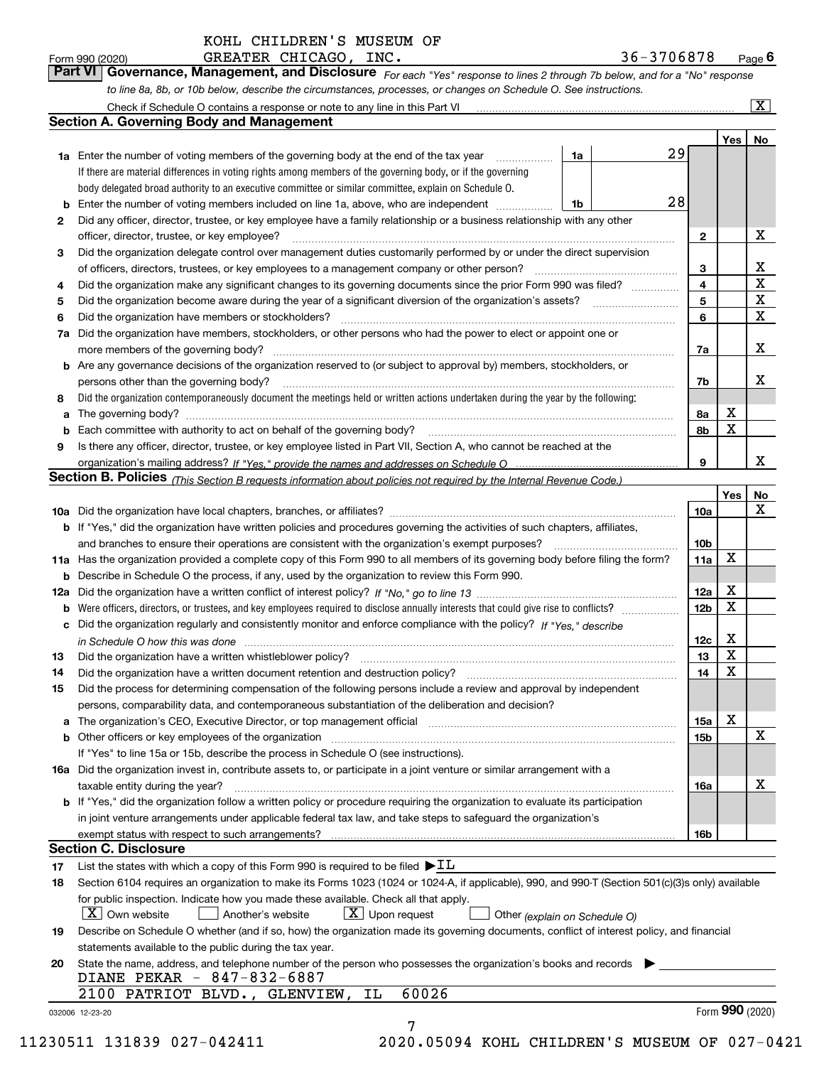KOHL CHILDREN'S MUSEUM OF GREATER CHICAGO, INC. 36-3706878

Form 990 (2020) Page 6

**Part VI Governance, Management, and Disclosure** *For each "Yes" response to lines 2 through 7b below, and for a "No" response to line 8a, 8b, or 10b below, describe the circumstances, processes, or changes on Schedule O. See instructions.*

Check if Schedule O contains a response or note to any line in this Part VI [X]

**Section A. Governing Body and Management**

| | | | | Yes | No |
|---|---|---|---|---|---|
| **1a** | Enter the number of voting members of the governing body at the end of the tax year. If there are material differences in voting rights among members of the governing body, or if the governing body delegated broad authority to an executive committee or similar committee, explain on Schedule O. | 1a: 29 | | | |
| **b** | Enter the number of voting members included on line 1a, above, who are independent | 1b: 28 | | | |
| **2** | Did any officer, director, trustee, or key employee have a family relationship or a business relationship with any other officer, director, trustee, or key employee? | | 2 | | X |
| **3** | Did the organization delegate control over management duties customarily performed by or under the direct supervision of officers, directors, trustees, or key employees to a management company or other person? | | 3 | | X |
| **4** | Did the organization make any significant changes to its governing documents since the prior Form 990 was filed? | | 4 | | X |
| **5** | Did the organization become aware during the year of a significant diversion of the organization's assets? | | 5 | | X |
| **6** | Did the organization have members or stockholders? | | 6 | | X |
| **7a** | Did the organization have members, stockholders, or other persons who had the power to elect or appoint one or more members of the governing body? | | 7a | | X |
| **b** | Are any governance decisions of the organization reserved to (or subject to approval by) members, stockholders, or persons other than the governing body? | | 7b | | X |
| **8** | Did the organization contemporaneously document the meetings held or written actions undertaken during the year by the following: | | | | |
| **a** | The governing body? | | 8a | X | |
| **b** | Each committee with authority to act on behalf of the governing body? | | 8b | X | |
| **9** | Is there any officer, director, trustee, or key employee listed in Part VII, Section A, who cannot be reached at the organization's mailing address? *If "Yes," provide the names and addresses on Schedule O* | | 9 | | X |

**Section B. Policies** *(This Section B requests information about policies not required by the Internal Revenue Code.)*

| | | | Yes | No |
|---|---|---|---|---|
| **10a** | Did the organization have local chapters, branches, or affiliates? | 10a | | X |
| **b** | If "Yes," did the organization have written policies and procedures governing the activities of such chapters, affiliates, and branches to ensure their operations are consistent with the organization's exempt purposes? | 10b | | |
| **11a** | Has the organization provided a complete copy of this Form 990 to all members of its governing body before filing the form? | 11a | X | |
| **b** | Describe in Schedule O the process, if any, used by the organization to review this Form 990. | | | |
| **12a** | Did the organization have a written conflict of interest policy? *If "No," go to line 13* | 12a | X | |
| **b** | Were officers, directors, or trustees, and key employees required to disclose annually interests that could give rise to conflicts? | 12b | X | |
| **c** | Did the organization regularly and consistently monitor and enforce compliance with the policy? *If "Yes," describe in Schedule O how this was done* | 12c | X | |
| **13** | Did the organization have a written whistleblower policy? | 13 | X | |
| **14** | Did the organization have a written document retention and destruction policy? | 14 | X | |
| **15** | Did the process for determining compensation of the following persons include a review and approval by independent persons, comparability data, and contemporaneous substantiation of the deliberation and decision? | | | |
| **a** | The organization's CEO, Executive Director, or top management official | 15a | X | |
| **b** | Other officers or key employees of the organization | 15b | | X |
| | If "Yes" to line 15a or 15b, describe the process in Schedule O (see instructions). | | | |
| **16a** | Did the organization invest in, contribute assets to, or participate in a joint venture or similar arrangement with a taxable entity during the year? | 16a | | X |
| **b** | If "Yes," did the organization follow a written policy or procedure requiring the organization to evaluate its participation in joint venture arrangements under applicable federal tax law, and take steps to safeguard the organization's exempt status with respect to such arrangements? | 16b | | |

**Section C. Disclosure**

**17** List the states with which a copy of this Form 990 is required to be filed ▶ IL

**18** Section 6104 requires an organization to make its Forms 1023 (1024 or 1024-A, if applicable), 990, and 990-T (Section 501(c)(3)s only) available for public inspection. Indicate how you made these available. Check all that apply.

[X] Own website [ ] Another's website [X] Upon request [ ] Other *(explain on Schedule O)*

**19** Describe on Schedule O whether (and if so, how) the organization made its governing documents, conflict of interest policy, and financial statements available to the public during the tax year.

**20** State the name, address, and telephone number of the person who possesses the organization's books and records ▶

DIANE PEKAR - 847-832-6887
2100 PATRIOT BLVD., GLENVIEW, IL 60026

032006 12-23-20 Form 990 (2020)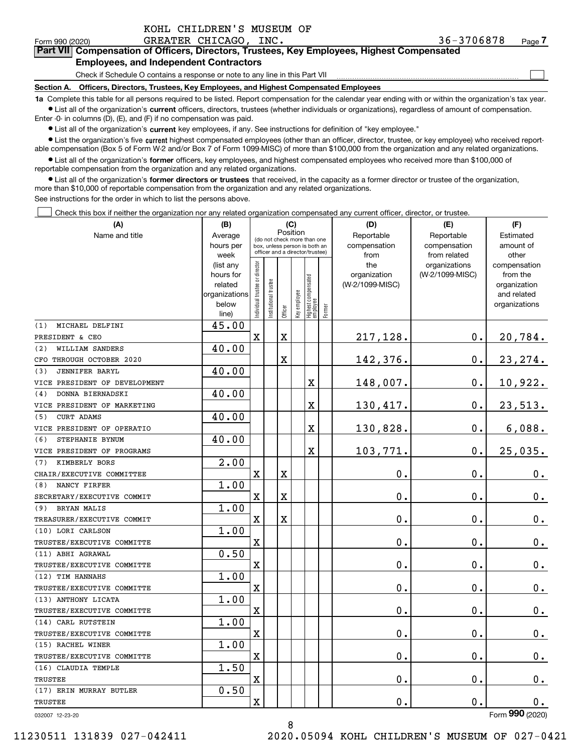KOHL CHILDREN'S MUSEUM OF GREATER CHICAGO, INC. 36-3706878

Form 990 (2020) Page 7

## Part VII Compensation of Officers, Directors, Trustees, Key Employees, Highest Compensated Employees, and Independent Contractors

Check if Schedule O contains a response or note to any line in this Part VII ☐

### Section A. Officers, Directors, Trustees, Key Employees, and Highest Compensated Employees

**1a** Complete this table for all persons required to be listed. Report compensation for the calendar year ending with or within the organization's tax year.

- List all of the organization's **current** officers, directors, trustees (whether individuals or organizations), regardless of amount of compensation. Enter -0- in columns (D), (E), and (F) if no compensation was paid.
- List all of the organization's **current** key employees, if any. See instructions for definition of "key employee."
- List the organization's five **current** highest compensated employees (other than an officer, director, trustee, or key employee) who received reportable compensation (Box 5 of Form W-2 and/or Box 7 of Form 1099-MISC) of more than $100,000 from the organization and any related organizations.
- List all of the organization's **former** officers, key employees, and highest compensated employees who received more than $100,000 of reportable compensation from the organization and any related organizations.
- List all of the organization's **former directors or trustees** that received, in the capacity as a former director or trustee of the organization, more than $10,000 of reportable compensation from the organization and any related organizations.

See instructions for the order in which to list the persons above.

☐ Check this box if neither the organization nor any related organization compensated any current officer, director, or trustee.

| (A) Name and title | (B) Average hours per week (list any hours for related organizations below line) | (C) Position: Individual trustee or director | Institutional trustee | Officer | Key employee | Highest compensated employee | Former | (D) Reportable compensation from the organization (W-2/1099-MISC) | (E) Reportable compensation from related organizations (W-2/1099-MISC) | (F) Estimated amount of other compensation from the organization and related organizations |
|---|---|---|---|---|---|---|---|---|---|---|
| (1) MICHAEL DELFINI<br>PRESIDENT & CEO | 45.00 | X | | X | | | | 217,128. | 0. | 20,784. |
| (2) WILLIAM SANDERS<br>CFO THROUGH OCTOBER 2020 | 40.00 | | | X | | | | 142,376. | 0. | 23,274. |
| (3) JENNIFER BARYL<br>VICE PRESIDENT OF DEVELOPMENT | 40.00 | | | | | X | | 148,007. | 0. | 10,922. |
| (4) DONNA BIERNADSKI<br>VICE PRESIDENT OF MARKETING | 40.00 | | | | | X | | 130,417. | 0. | 23,513. |
| (5) CURT ADAMS<br>VICE PRESIDENT OF OPERATIO | 40.00 | | | | | X | | 130,828. | 0. | 6,088. |
| (6) STEPHANIE BYNUM<br>VICE PRESIDENT OF PROGRAMS | 40.00 | | | | | X | | 103,771. | 0. | 25,035. |
| (7) KIMBERLY BORS<br>CHAIR/EXECUTIVE COMMITTEE | 2.00 | X | | X | | | | 0. | 0. | 0. |
| (8) NANCY FIRFER<br>SECRETARY/EXECUTIVE COMMIT | 1.00 | X | | X | | | | 0. | 0. | 0. |
| (9) BRYAN MALIS<br>TREASURER/EXECUTIVE COMMIT | 1.00 | X | | X | | | | 0. | 0. | 0. |
| (10) LORI CARLSON<br>TRUSTEE/EXECUTIVE COMMITTE | 1.00 | X | | | | | | 0. | 0. | 0. |
| (11) ABHI AGRAWAL<br>TRUSTEE/EXECUTIVE COMMITTE | 0.50 | X | | | | | | 0. | 0. | 0. |
| (12) TIM HANNAHS<br>TRUSTEE/EXECUTIVE COMMITTE | 1.00 | X | | | | | | 0. | 0. | 0. |
| (13) ANTHONY LICATA<br>TRUSTEE/EXECUTIVE COMMITTE | 1.00 | X | | | | | | 0. | 0. | 0. |
| (14) CARL RUTSTEIN<br>TRUSTEE/EXECUTIVE COMMITTE | 1.00 | X | | | | | | 0. | 0. | 0. |
| (15) RACHEL WINER<br>TRUSTEE/EXECUTIVE COMMITTE | 1.00 | X | | | | | | 0. | 0. | 0. |
| (16) CLAUDIA TEMPLE<br>TRUSTEE | 1.50 | X | | | | | | 0. | 0. | 0. |
| (17) ERIN MURRAY BUTLER<br>TRUSTEE | 0.50 | X | | | | | | 0. | 0. | 0. |

032007 12-23-20

Form 990 (2020)

11230511 131839 027-042411 2020.05094 KOHL CHILDREN'S MUSEUM OF 027-0421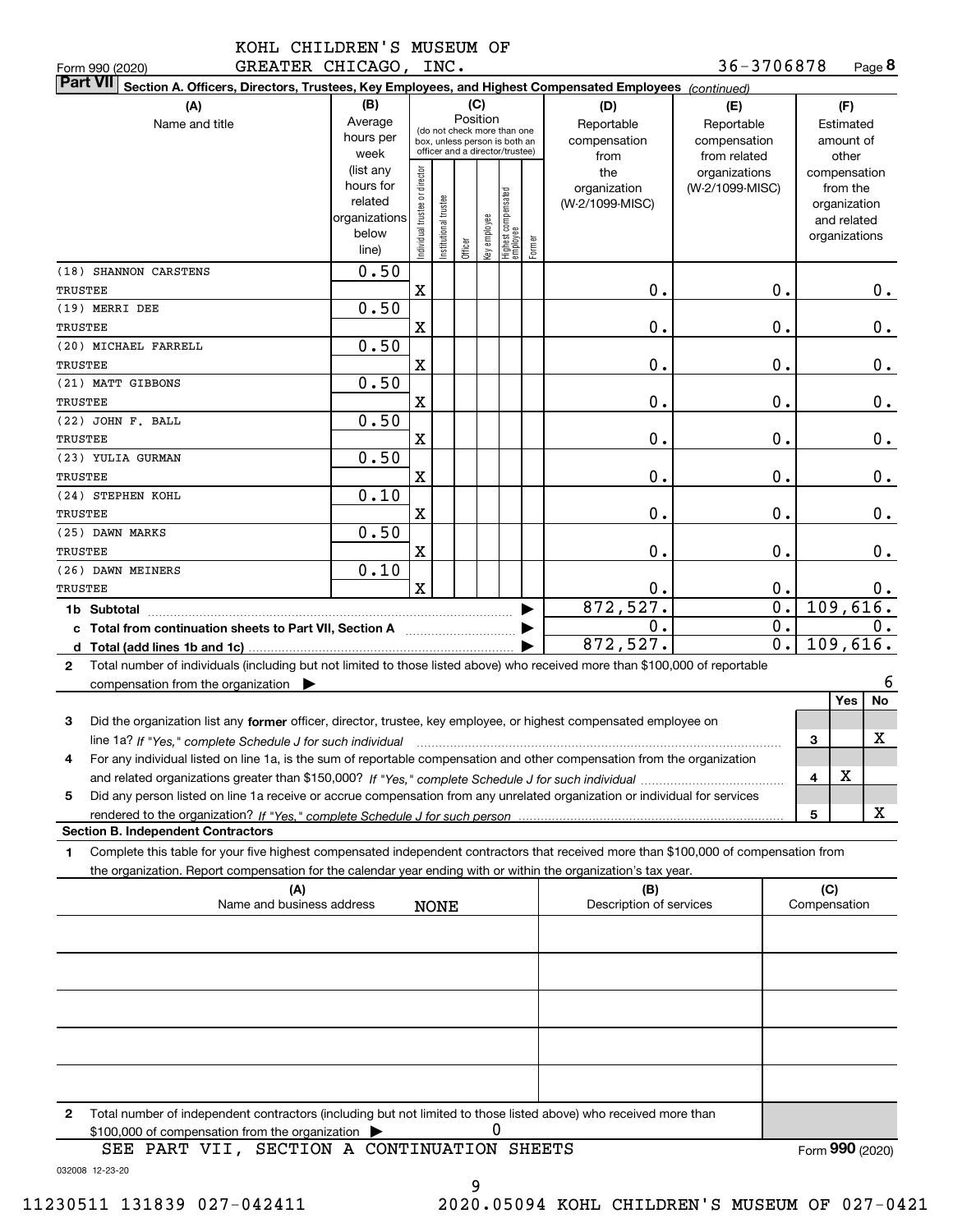KOHL CHILDREN'S MUSEUM OF GREATER CHICAGO, INC.

Form 990 (2020) 36-3706878 Page **8**

**Part VII** **Section A. Officers, Directors, Trustees, Key Employees, and Highest Compensated Employees** *(continued)*

| (A) Name and title | (B) Average hours per week (list any hours for related organizations below line) | (C) Position: Individual trustee or director | Institutional trustee | Officer | Key employee | Highest compensated employee | Former | (D) Reportable compensation from the organization (W-2/1099-MISC) | (E) Reportable compensation from related organizations (W-2/1099-MISC) | (F) Estimated amount of other compensation from the organization and related organizations |
|---|---|---|---|---|---|---|---|---|---|---|
| (18) SHANNON CARSTENS<br>TRUSTEE | 0.50 | X | | | | | | 0. | 0. | 0. |
| (19) MERRI DEE<br>TRUSTEE | 0.50 | X | | | | | | 0. | 0. | 0. |
| (20) MICHAEL FARRELL<br>TRUSTEE | 0.50 | X | | | | | | 0. | 0. | 0. |
| (21) MATT GIBBONS<br>TRUSTEE | 0.50 | X | | | | | | 0. | 0. | 0. |
| (22) JOHN F. BALL<br>TRUSTEE | 0.50 | X | | | | | | 0. | 0. | 0. |
| (23) YULIA GURMAN<br>TRUSTEE | 0.50 | X | | | | | | 0. | 0. | 0. |
| (24) STEPHEN KOHL<br>TRUSTEE | 0.10 | X | | | | | | 0. | 0. | 0. |
| (25) DAWN MARKS<br>TRUSTEE | 0.50 | X | | | | | | 0. | 0. | 0. |
| (26) DAWN MEINERS<br>TRUSTEE | 0.10 | X | | | | | | 0. | 0. | 0. |
| **1b Subtotal** | | | | | | | | 872,527. | 0. | 109,616. |
| **c Total from continuation sheets to Part VII, Section A** | | | | | | | | 0. | 0. | 0. |
| **d Total (add lines 1b and 1c)** | | | | | | | | 872,527. | 0. | 109,616. |

**2** Total number of individuals (including but not limited to those listed above) who received more than $100,000 of reportable compensation from the organization ▶ 6

| | | | Yes | No |
|---|---|---|---|---|
| **3** | Did the organization list any **former** officer, director, trustee, key employee, or highest compensated employee on line 1a? *If "Yes," complete Schedule J for such individual* | 3 | | X |
| **4** | For any individual listed on line 1a, is the sum of reportable compensation and other compensation from the organization and related organizations greater than $150,000? *If "Yes," complete Schedule J for such individual* | 4 | X | |
| **5** | Did any person listed on line 1a receive or accrue compensation from any unrelated organization or individual for services rendered to the organization? *If "Yes," complete Schedule J for such person* | 5 | | X |

**Section B. Independent Contractors**

**1** Complete this table for your five highest compensated independent contractors that received more than $100,000 of compensation from the organization. Report compensation for the calendar year ending with or within the organization's tax year.

| (A) Name and business address | (B) Description of services | (C) Compensation |
|---|---|---|
| NONE | | |
| | | |
| | | |
| | | |
| | | |

**2** Total number of independent contractors (including but not limited to those listed above) who received more than $100,000 of compensation from the organization ▶ 0

SEE PART VII, SECTION A CONTINUATION SHEETS

Form **990** (2020)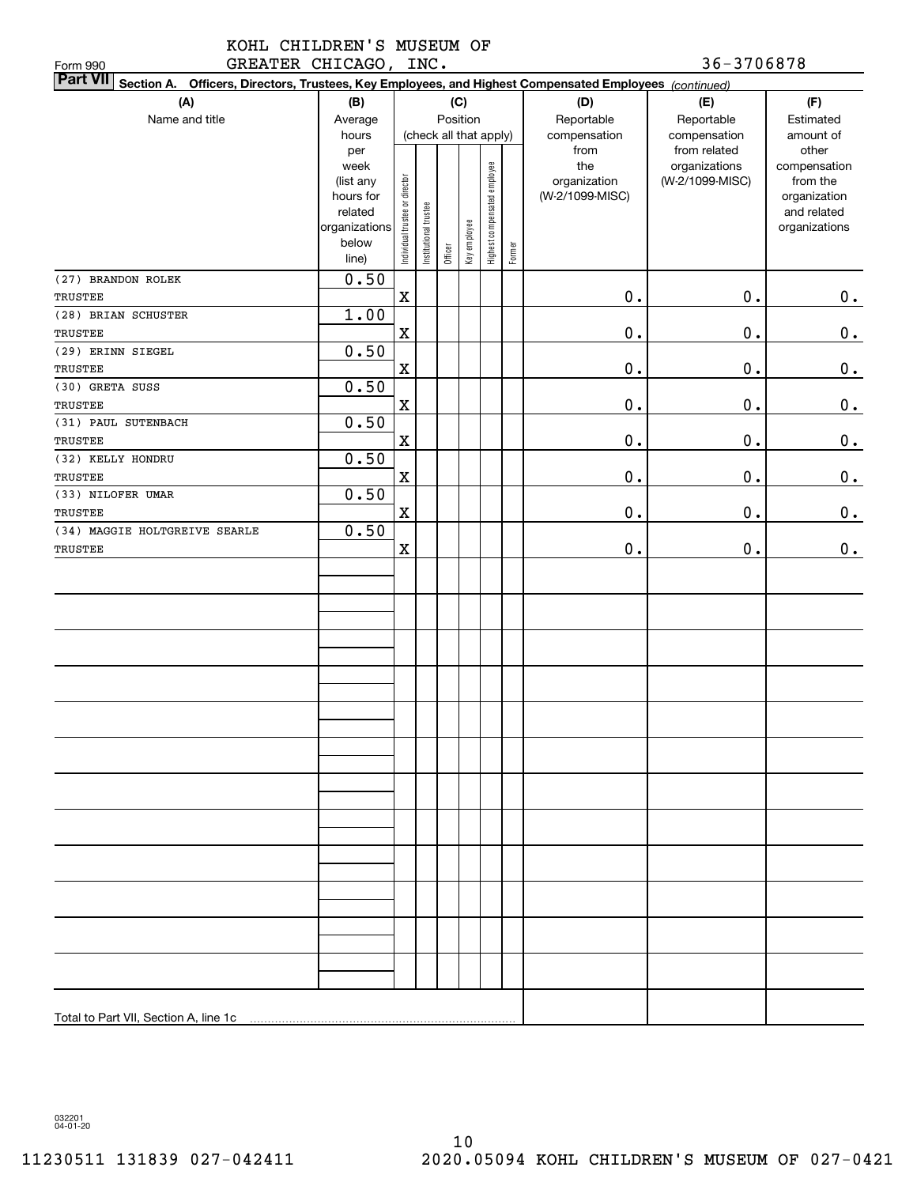KOHL CHILDREN'S MUSEUM OF GREATER CHICAGO, INC. 36-3706878

Form 990

**Part VII** Section A. Officers, Directors, Trustees, Key Employees, and Highest Compensated Employees *(continued)*

| (A) Name and title | (B) Average hours per week (list any hours for related organizations below line) | (C) Individual trustee or director | Institutional trustee | Officer | Key employee | Highest compensated employee | Former | (D) Reportable compensation from the organization (W-2/1099-MISC) | (E) Reportable compensation from related organizations (W-2/1099-MISC) | (F) Estimated amount of other compensation from the organization and related organizations |
|---|---|---|---|---|---|---|---|---|---|---|
| (27) BRANDON ROLEK<br>TRUSTEE | 0.50 | X | | | | | | 0. | 0. | 0. |
| (28) BRIAN SCHUSTER<br>TRUSTEE | 1.00 | X | | | | | | 0. | 0. | 0. |
| (29) ERINN SIEGEL<br>TRUSTEE | 0.50 | X | | | | | | 0. | 0. | 0. |
| (30) GRETA SUSS<br>TRUSTEE | 0.50 | X | | | | | | 0. | 0. | 0. |
| (31) PAUL SUTENBACH<br>TRUSTEE | 0.50 | X | | | | | | 0. | 0. | 0. |
| (32) KELLY HONDRU<br>TRUSTEE | 0.50 | X | | | | | | 0. | 0. | 0. |
| (33) NILOFER UMAR<br>TRUSTEE | 0.50 | X | | | | | | 0. | 0. | 0. |
| (34) MAGGIE HOLTGREIVE SEARLE<br>TRUSTEE | 0.50 | X | | | | | | 0. | 0. | 0. |
| Total to Part VII, Section A, line 1c | | | | | | | | | | |

032201 04-01-20

11230511 131839 027-042411 2020.05094 KOHL CHILDREN'S MUSEUM OF 027-0421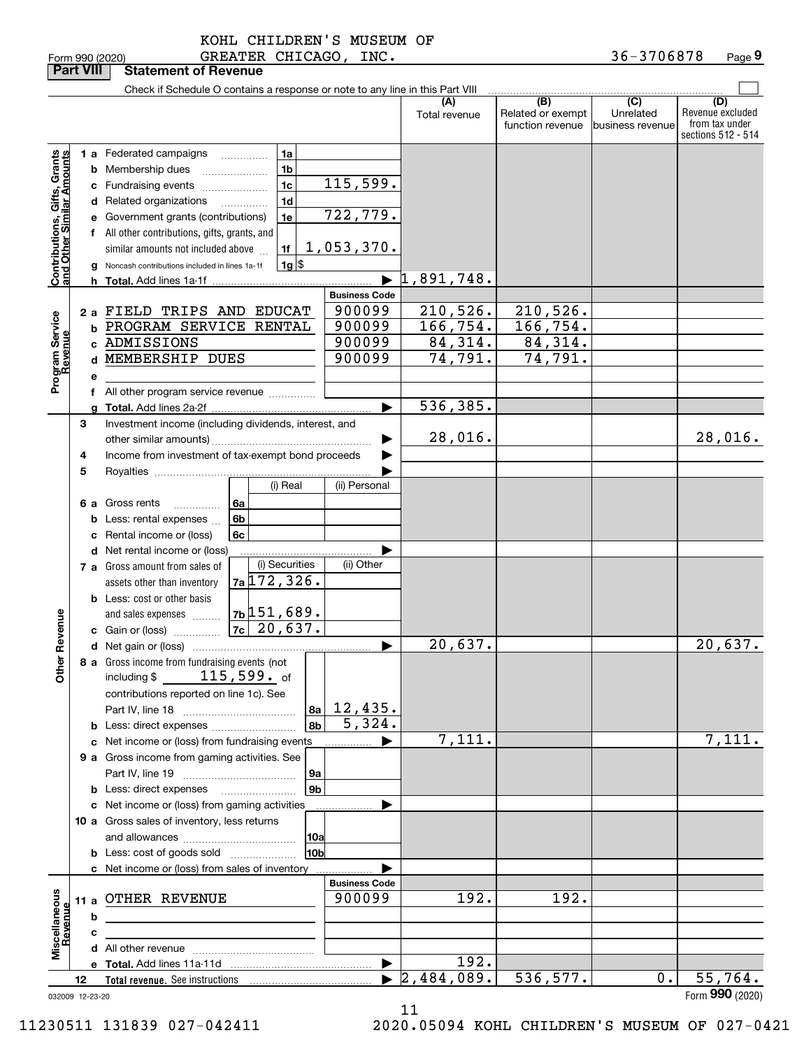KOHL CHILDREN'S MUSEUM OF GREATER CHICAGO, INC. 36-3706878

Form 990 (2020) Page 9

## Part VIII Statement of Revenue

Check if Schedule O contains a response or note to any line in this Part VIII

| | | | | (A) Total revenue | (B) Related or exempt function revenue | (C) Unrelated business revenue | (D) Revenue excluded from tax under sections 512 - 514 |
|---|---|---|---|---|---|---|---|
| **Contributions, Gifts, Grants and Other Similar Amounts** | 1a Federated campaigns | 1a | | | | | |
| | b Membership dues | 1b | | | | | |
| | c Fundraising events | 1c | 115,599. | | | | |
| | d Related organizations | 1d | | | | | |
| | e Government grants (contributions) | 1e | 722,779. | | | | |
| | f All other contributions, gifts, grants, and similar amounts not included above | 1f | 1,053,370. | | | | |
| | g Noncash contributions included in lines 1a-1f | 1g | $ | | | | |
| | h Total. Add lines 1a-1f | | | 1,891,748. | | | |
| **Program Service Revenue** | | | Business Code | | | | |
| | 2a FIELD TRIPS AND EDUCAT | | 900099 | 210,526. | 210,526. | | |
| | b PROGRAM SERVICE RENTAL | | 900099 | 166,754. | 166,754. | | |
| | c ADMISSIONS | | 900099 | 84,314. | 84,314. | | |
| | d MEMBERSHIP DUES | | 900099 | 74,791. | 74,791. | | |
| | e | | | | | | |
| | f All other program service revenue | | | | | | |
| | g Total. Add lines 2a-2f | | | 536,385. | | | |
| **Other Revenue** | 3 Investment income (including dividends, interest, and other similar amounts) | | | 28,016. | | | 28,016. |
| | 4 Income from investment of tax-exempt bond proceeds | | | | | | |
| | 5 Royalties | | | | | | |
| | | (i) Real | (ii) Personal | | | | |
| | 6a Gross rents (6a) | | | | | | |
| | b Less: rental expenses (6b) | | | | | | |
| | c Rental income or (loss) (6c) | | | | | | |
| | d Net rental income or (loss) | | | | | | |
| | 7a Gross amount from sales of assets other than inventory | (i) Securities 7a 172,326. | (ii) Other | | | | |
| | b Less: cost or other basis and sales expenses | 7b 151,689. | | | | | |
| | c Gain or (loss) | 7c 20,637. | | | | | |
| | d Net gain or (loss) | | | 20,637. | | | 20,637. |
| | 8a Gross income from fundraising events (not including $ 115,599. of contributions reported on line 1c). See Part IV, line 18 | 8a | 12,435. | | | | |
| | b Less: direct expenses | 8b | 5,324. | | | | |
| | c Net income or (loss) from fundraising events | | | 7,111. | | | 7,111. |
| | 9a Gross income from gaming activities. See Part IV, line 19 | 9a | | | | | |
| | b Less: direct expenses | 9b | | | | | |
| | c Net income or (loss) from gaming activities | | | | | | |
| | 10a Gross sales of inventory, less returns and allowances | 10a | | | | | |
| | b Less: cost of goods sold | 10b | | | | | |
| | c Net income or (loss) from sales of inventory | | | | | | |
| **Miscellaneous Revenue** | | | Business Code | | | | |
| | 11a OTHER REVENUE | | 900099 | 192. | 192. | | |
| | b | | | | | | |
| | c | | | | | | |
| | d All other revenue | | | | | | |
| | e Total. Add lines 11a-11d | | | 192. | | | |
| | 12 Total revenue. See instructions | | | 2,484,089. | 536,577. | 0. | 55,764. |

032009 12-23-20

Form 990 (2020)

11

11230511 131839 027-042411 2020.05094 KOHL CHILDREN'S MUSEUM OF 027-0421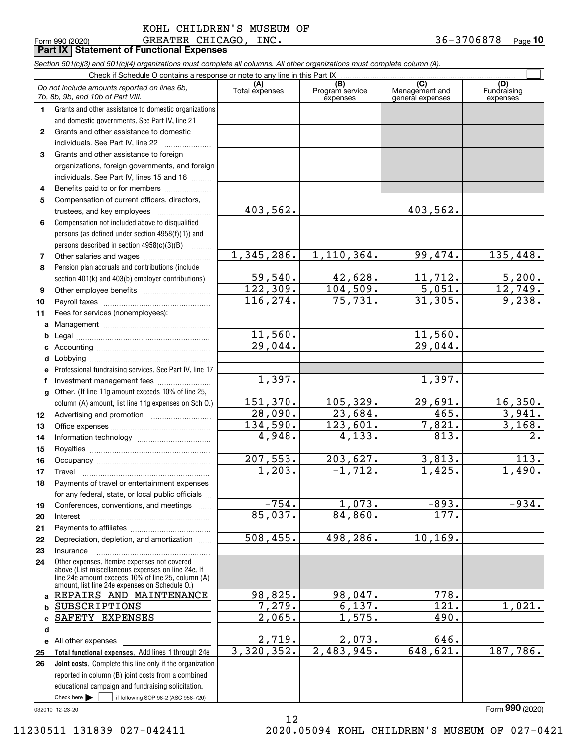KOHL CHILDREN'S MUSEUM OF GREATER CHICAGO, INC. 36-3706878

Form 990 (2020) Page 10

## Part IX Statement of Functional Expenses

*Section 501(c)(3) and 501(c)(4) organizations must complete all columns. All other organizations must complete column (A).*

Check if Schedule O contains a response or note to any line in this Part IX ☐

| | *Do not include amounts reported on lines 6b, 7b, 8b, 9b, and 10b of Part VIII.* | (A) Total expenses | (B) Program service expenses | (C) Management and general expenses | (D) Fundraising expenses |
|---|---|---|---|---|---|
| 1 | Grants and other assistance to domestic organizations and domestic governments. See Part IV, line 21 | | | | |
| 2 | Grants and other assistance to domestic individuals. See Part IV, line 22 | | | | |
| 3 | Grants and other assistance to foreign organizations, foreign governments, and foreign individuals. See Part IV, lines 15 and 16 | | | | |
| 4 | Benefits paid to or for members | | | | |
| 5 | Compensation of current officers, directors, trustees, and key employees | 403,562. | | 403,562. | |
| 6 | Compensation not included above to disqualified persons (as defined under section 4958(f)(1)) and persons described in section 4958(c)(3)(B) | | | | |
| 7 | Other salaries and wages | 1,345,286. | 1,110,364. | 99,474. | 135,448. |
| 8 | Pension plan accruals and contributions (include section 401(k) and 403(b) employer contributions) | 59,540. | 42,628. | 11,712. | 5,200. |
| 9 | Other employee benefits | 122,309. | 104,509. | 5,051. | 12,749. |
| 10 | Payroll taxes | 116,274. | 75,731. | 31,305. | 9,238. |
| 11 | Fees for services (nonemployees): | | | | |
| a | Management | | | | |
| b | Legal | 11,560. | | 11,560. | |
| c | Accounting | 29,044. | | 29,044. | |
| d | Lobbying | | | | |
| e | Professional fundraising services. See Part IV, line 17 | | | | |
| f | Investment management fees | 1,397. | | 1,397. | |
| g | Other. (If line 11g amount exceeds 10% of line 25, column (A) amount, list line 11g expenses on Sch O.) | 151,370. | 105,329. | 29,691. | 16,350. |
| 12 | Advertising and promotion | 28,090. | 23,684. | 465. | 3,941. |
| 13 | Office expenses | 134,590. | 123,601. | 7,821. | 3,168. |
| 14 | Information technology | 4,948. | 4,133. | 813. | 2. |
| 15 | Royalties | | | | |
| 16 | Occupancy | 207,553. | 203,627. | 3,813. | 113. |
| 17 | Travel | 1,203. | -1,712. | 1,425. | 1,490. |
| 18 | Payments of travel or entertainment expenses for any federal, state, or local public officials | | | | |
| 19 | Conferences, conventions, and meetings | -754. | 1,073. | -893. | -934. |
| 20 | Interest | 85,037. | 84,860. | 177. | |
| 21 | Payments to affiliates | | | | |
| 22 | Depreciation, depletion, and amortization | 508,455. | 498,286. | 10,169. | |
| 23 | Insurance | | | | |
| 24 | Other expenses. Itemize expenses not covered above (List miscellaneous expenses on line 24e. If line 24e amount exceeds 10% of line 25, column (A) amount, list line 24e expenses on Schedule O.) | | | | |
| a | REPAIRS AND MAINTENANCE | 98,825. | 98,047. | 778. | |
| b | SUBSCRIPTIONS | 7,279. | 6,137. | 121. | 1,021. |
| c | SAFETY EXPENSES | 2,065. | 1,575. | 490. | |
| d | | | | | |
| e | All other expenses | 2,719. | 2,073. | 646. | |
| 25 | **Total functional expenses.** Add lines 1 through 24e | 3,320,352. | 2,483,945. | 648,621. | 187,786. |
| 26 | **Joint costs.** Complete this line only if the organization reported in column (B) joint costs from a combined educational campaign and fundraising solicitation. Check here ☐ if following SOP 98-2 (ASC 958-720) | | | | |

032010 12-23-20 Form **990** (2020)

11230511 131839 027-042411 2020.05094 KOHL CHILDREN'S MUSEUM OF 027-0421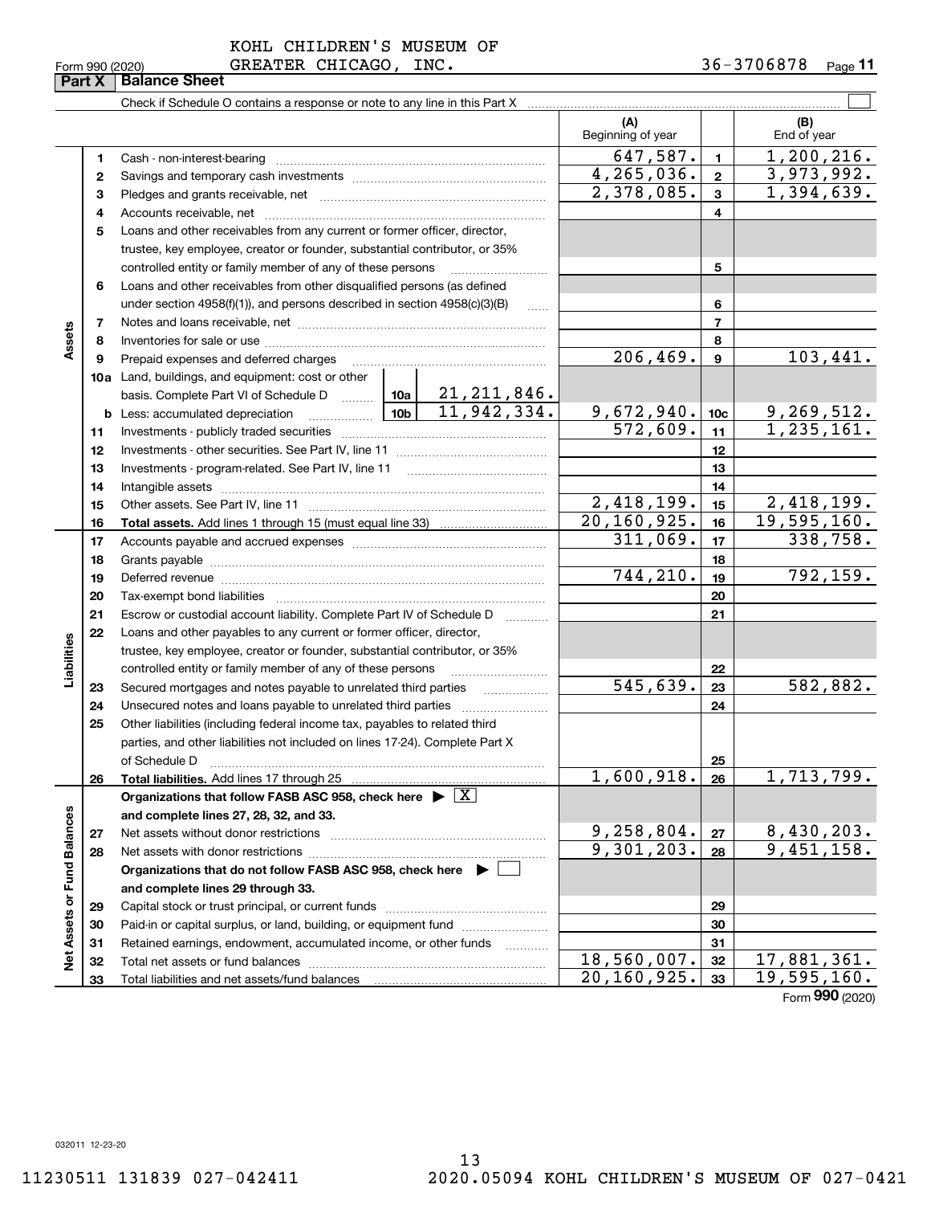KOHL CHILDREN'S MUSEUM OF GREATER CHICAGO, INC. 36-3706878

Form 990 (2020)

## Part X Balance Sheet

Check if Schedule O contains a response or note to any line in this Part X

| | | | | (A) Beginning of year | | (B) End of year |
|---|---|---|---|---|---|---|
| **Assets** | 1 | Cash - non-interest-bearing | | 647,587. | 1 | 1,200,216. |
| | 2 | Savings and temporary cash investments | | 4,265,036. | 2 | 3,973,992. |
| | 3 | Pledges and grants receivable, net | | 2,378,085. | 3 | 1,394,639. |
| | 4 | Accounts receivable, net | | | 4 | |
| | 5 | Loans and other receivables from any current or former officer, director, trustee, key employee, creator or founder, substantial contributor, or 35% controlled entity or family member of any of these persons | | | 5 | |
| | 6 | Loans and other receivables from other disqualified persons (as defined under section 4958(f)(1)), and persons described in section 4958(c)(3)(B) | | | 6 | |
| | 7 | Notes and loans receivable, net | | | 7 | |
| | 8 | Inventories for sale or use | | | 8 | |
| | 9 | Prepaid expenses and deferred charges | | 206,469. | 9 | 103,441. |
| | 10a | Land, buildings, and equipment: cost or other basis. Complete Part VI of Schedule D | 10a 21,211,846. | | | |
| | b | Less: accumulated depreciation | 10b 11,942,334. | 9,672,940. | 10c | 9,269,512. |
| | 11 | Investments - publicly traded securities | | 572,609. | 11 | 1,235,161. |
| | 12 | Investments - other securities. See Part IV, line 11 | | | 12 | |
| | 13 | Investments - program-related. See Part IV, line 11 | | | 13 | |
| | 14 | Intangible assets | | | 14 | |
| | 15 | Other assets. See Part IV, line 11 | | 2,418,199. | 15 | 2,418,199. |
| | 16 | **Total assets.** Add lines 1 through 15 (must equal line 33) | | 20,160,925. | 16 | 19,595,160. |
| **Liabilities** | 17 | Accounts payable and accrued expenses | | 311,069. | 17 | 338,758. |
| | 18 | Grants payable | | | 18 | |
| | 19 | Deferred revenue | | 744,210. | 19 | 792,159. |
| | 20 | Tax-exempt bond liabilities | | | 20 | |
| | 21 | Escrow or custodial account liability. Complete Part IV of Schedule D | | | 21 | |
| | 22 | Loans and other payables to any current or former officer, director, trustee, key employee, creator or founder, substantial contributor, or 35% controlled entity or family member of any of these persons | | | 22 | |
| | 23 | Secured mortgages and notes payable to unrelated third parties | | 545,639. | 23 | 582,882. |
| | 24 | Unsecured notes and loans payable to unrelated third parties | | | 24 | |
| | 25 | Other liabilities (including federal income tax, payables to related third parties, and other liabilities not included on lines 17-24). Complete Part X of Schedule D | | | 25 | |
| | 26 | **Total liabilities.** Add lines 17 through 25 | | 1,600,918. | 26 | 1,713,799. |
| **Net Assets or Fund Balances** | | **Organizations that follow FASB ASC 958, check here ▶ [X] and complete lines 27, 28, 32, and 33.** | | | | |
| | 27 | Net assets without donor restrictions | | 9,258,804. | 27 | 8,430,203. |
| | 28 | Net assets with donor restrictions | | 9,301,203. | 28 | 9,451,158. |
| | | **Organizations that do not follow FASB ASC 958, check here ▶ [ ] and complete lines 29 through 33.** | | | | |
| | 29 | Capital stock or trust principal, or current funds | | | 29 | |
| | 30 | Paid-in or capital surplus, or land, building, or equipment fund | | | 30 | |
| | 31 | Retained earnings, endowment, accumulated income, or other funds | | | 31 | |
| | 32 | Total net assets or fund balances | | 18,560,007. | 32 | 17,881,361. |
| | 33 | Total liabilities and net assets/fund balances | | 20,160,925. | 33 | 19,595,160. |

Form **990** (2020)

032011 12-23-20

11230511 131839 027-042411 2020.05094 KOHL CHILDREN'S MUSEUM OF 027-0421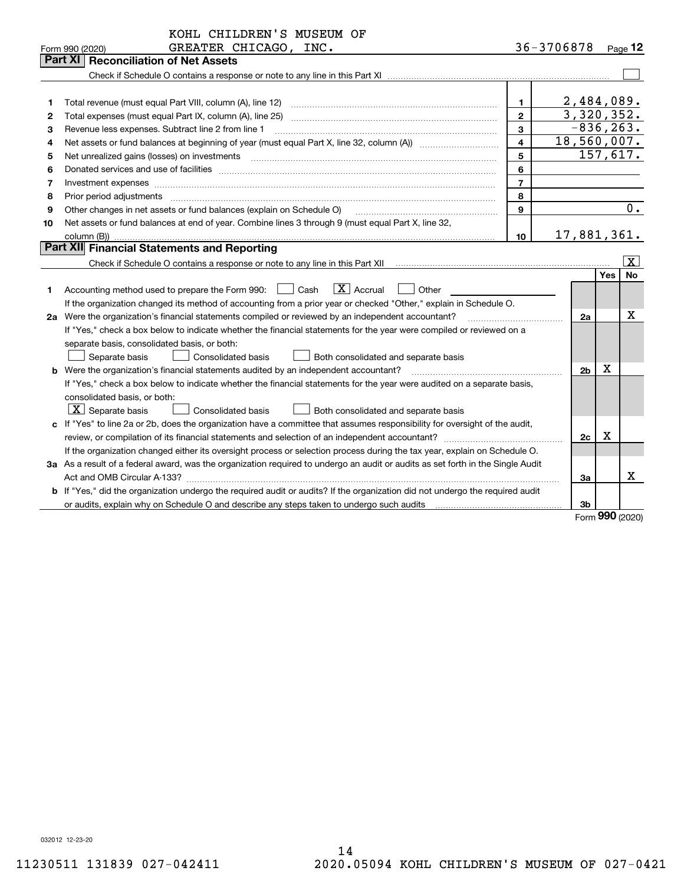KOHL CHILDREN'S MUSEUM OF GREATER CHICAGO, INC. 36-3706878

Form 990 (2020) Page 12

## Part XI Reconciliation of Net Assets

Check if Schedule O contains a response or note to any line in this Part XI ☐

| | | | |
|---|---|---|---|
| 1 | Total revenue (must equal Part VIII, column (A), line 12) | 1 | 2,484,089. |
| 2 | Total expenses (must equal Part IX, column (A), line 25) | 2 | 3,320,352. |
| 3 | Revenue less expenses. Subtract line 2 from line 1 | 3 | -836,263. |
| 4 | Net assets or fund balances at beginning of year (must equal Part X, line 32, column (A)) | 4 | 18,560,007. |
| 5 | Net unrealized gains (losses) on investments | 5 | 157,617. |
| 6 | Donated services and use of facilities | 6 | |
| 7 | Investment expenses | 7 | |
| 8 | Prior period adjustments | 8 | |
| 9 | Other changes in net assets or fund balances (explain on Schedule O) | 9 | 0. |
| 10 | Net assets or fund balances at end of year. Combine lines 3 through 9 (must equal Part X, line 32, column (B)) | 10 | 17,881,361. |

## Part XII Financial Statements and Reporting

Check if Schedule O contains a response or note to any line in this Part XII ☒

| | | | Yes | No |
|---|---|---|---|---|
| 1 | Accounting method used to prepare the Form 990: ☐ Cash ☒ Accrual ☐ Other<br>If the organization changed its method of accounting from a prior year or checked "Other," explain in Schedule O. | | | |
| 2a | Were the organization's financial statements compiled or reviewed by an independent accountant?<br>If "Yes," check a box below to indicate whether the financial statements for the year were compiled or reviewed on a separate basis, consolidated basis, or both:<br>☐ Separate basis ☐ Consolidated basis ☐ Both consolidated and separate basis | 2a | | X |
| b | Were the organization's financial statements audited by an independent accountant?<br>If "Yes," check a box below to indicate whether the financial statements for the year were audited on a separate basis, consolidated basis, or both:<br>☒ Separate basis ☐ Consolidated basis ☐ Both consolidated and separate basis | 2b | X | |
| c | If "Yes" to line 2a or 2b, does the organization have a committee that assumes responsibility for oversight of the audit, review, or compilation of its financial statements and selection of an independent accountant?<br>If the organization changed either its oversight process or selection process during the tax year, explain on Schedule O. | 2c | X | |
| 3a | As a result of a federal award, was the organization required to undergo an audit or audits as set forth in the Single Audit Act and OMB Circular A-133? | 3a | | X |
| b | If "Yes," did the organization undergo the required audit or audits? If the organization did not undergo the required audit or audits, explain why on Schedule O and describe any steps taken to undergo such audits | 3b | | |

Form **990** (2020)

032012 12-23-20

11230511 131839 027-042411 2020.05094 KOHL CHILDREN'S MUSEUM OF 027-0421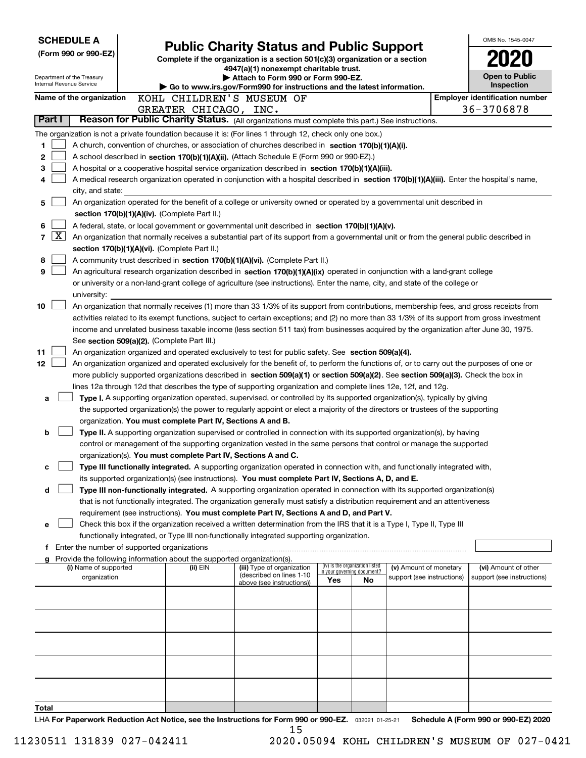**SCHEDULE A**
**(Form 990 or 990-EZ)**

Department of the Treasury
Internal Revenue Service

# Public Charity Status and Public Support

**Complete if the organization is a section 501(c)(3) organization or a section 4947(a)(1) nonexempt charitable trust.**
**▶ Attach to Form 990 or Form 990-EZ.**
**▶ Go to www.irs.gov/Form990 for instructions and the latest information.**

OMB No. 1545-0047

**2020**

**Open to Public Inspection**

**Name of the organization** KOHL CHILDREN'S MUSEUM OF GREATER CHICAGO, INC.

**Employer identification number** 36-3706878

## Part I — Reason for Public Charity Status. (All organizations must complete this part.) See instructions.

The organization is not a private foundation because it is: (For lines 1 through 12, check only one box.)

1. ☐ A church, convention of churches, or association of churches described in **section 170(b)(1)(A)(i).**
2. ☐ A school described in **section 170(b)(1)(A)(ii).** (Attach Schedule E (Form 990 or 990-EZ).)
3. ☐ A hospital or a cooperative hospital service organization described in **section 170(b)(1)(A)(iii).**
4. ☐ A medical research organization operated in conjunction with a hospital described in **section 170(b)(1)(A)(iii).** Enter the hospital's name, city, and state: 
5. ☐ An organization operated for the benefit of a college or university owned or operated by a governmental unit described in **section 170(b)(1)(A)(iv).** (Complete Part II.)
6. ☐ A federal, state, or local government or governmental unit described in **section 170(b)(1)(A)(v).**
7. ☒ An organization that normally receives a substantial part of its support from a governmental unit or from the general public described in **section 170(b)(1)(A)(vi).** (Complete Part II.)
8. ☐ A community trust described in **section 170(b)(1)(A)(vi).** (Complete Part II.)
9. ☐ An agricultural research organization described in **section 170(b)(1)(A)(ix)** operated in conjunction with a land-grant college or university or a non-land-grant college of agriculture (see instructions). Enter the name, city, and state of the college or university: 
10. ☐ An organization that normally receives (1) more than 33 1/3% of its support from contributions, membership fees, and gross receipts from activities related to its exempt functions, subject to certain exceptions; and (2) no more than 33 1/3% of its support from gross investment income and unrelated business taxable income (less section 511 tax) from businesses acquired by the organization after June 30, 1975. See **section 509(a)(2).** (Complete Part III.)
11. ☐ An organization organized and operated exclusively to test for public safety. See **section 509(a)(4).**
12. ☐ An organization organized and operated exclusively for the benefit of, to perform the functions of, or to carry out the purposes of one or more publicly supported organizations described in **section 509(a)(1)** or **section 509(a)(2)**. See **section 509(a)(3).** Check the box in lines 12a through 12d that describes the type of supporting organization and complete lines 12e, 12f, and 12g.
   - **a** ☐ **Type I.** A supporting organization operated, supervised, or controlled by its supported organization(s), typically by giving the supported organization(s) the power to regularly appoint or elect a majority of the directors or trustees of the supporting organization. **You must complete Part IV, Sections A and B.**
   - **b** ☐ **Type II.** A supporting organization supervised or controlled in connection with its supported organization(s), by having control or management of the supporting organization vested in the same persons that control or manage the supported organization(s). **You must complete Part IV, Sections A and C.**
   - **c** ☐ **Type III functionally integrated.** A supporting organization operated in connection with, and functionally integrated with, its supported organization(s) (see instructions). **You must complete Part IV, Sections A, D, and E.**
   - **d** ☐ **Type III non-functionally integrated.** A supporting organization operated in connection with its supported organization(s) that is not functionally integrated. The organization generally must satisfy a distribution requirement and an attentiveness requirement (see instructions). **You must complete Part IV, Sections A and D, and Part V.**
   - **e** ☐ Check this box if the organization received a written determination from the IRS that it is a Type I, Type II, Type III functionally integrated, or Type III non-functionally integrated supporting organization.
   - **f** Enter the number of supported organizations
   - **g** Provide the following information about the supported organization(s).

| (i) Name of supported organization | (ii) EIN | (iii) Type of organization (described on lines 1-10 above (see instructions)) | (iv) Is the organization listed in your governing document? Yes | No | (v) Amount of monetary support (see instructions) | (vi) Amount of other support (see instructions) |
|---|---|---|---|---|---|---|
| | | | | | | |
| | | | | | | |
| | | | | | | |
| | | | | | | |
| | | | | | | |
| **Total** | | | | | | |

LHA **For Paperwork Reduction Act Notice, see the Instructions for Form 990 or 990-EZ.** 032021 01-25-21 **Schedule A (Form 990 or 990-EZ) 2020**

11230511 131839 027-042411 2020.05094 KOHL CHILDREN'S MUSEUM OF 027-0421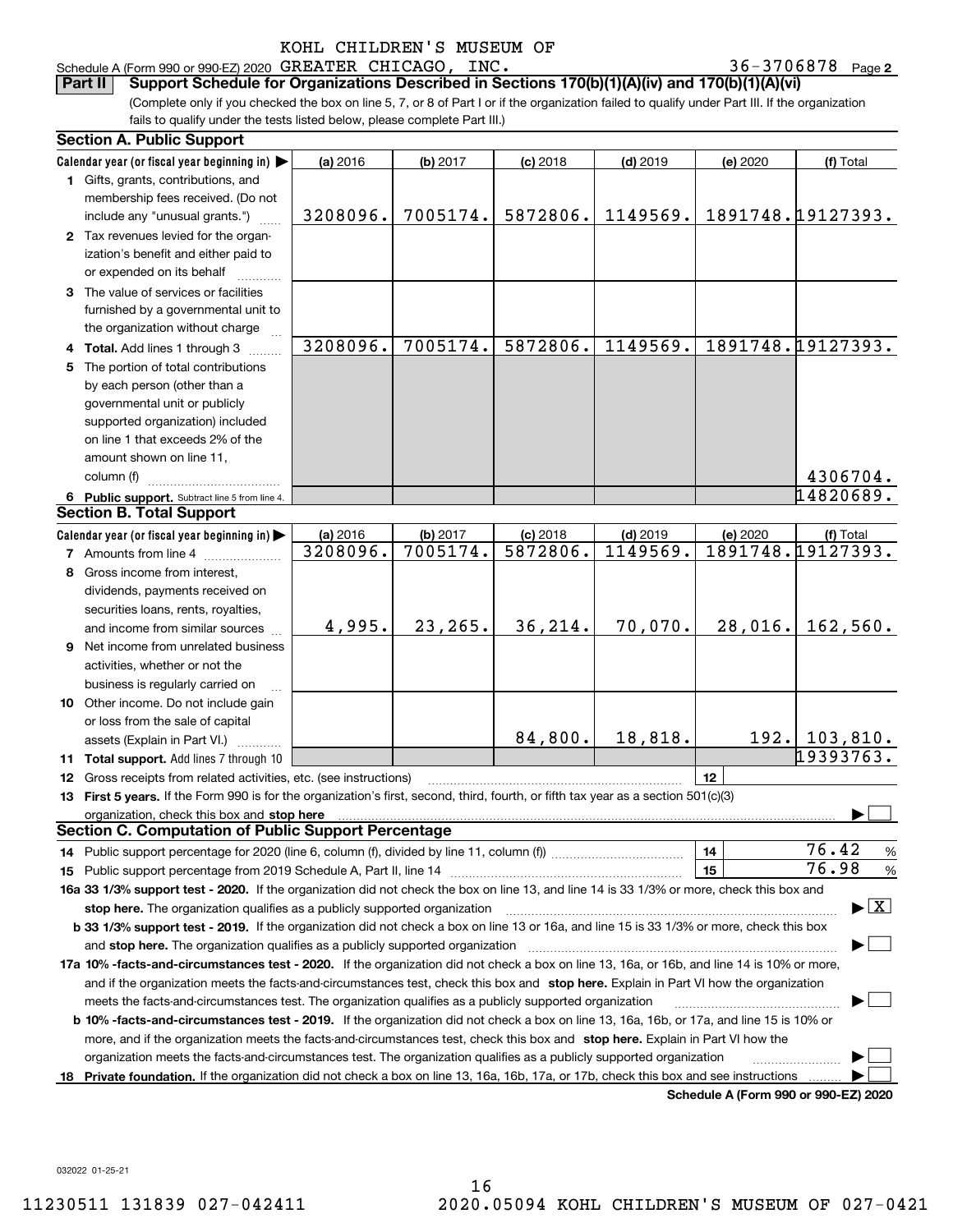KOHL CHILDREN'S MUSEUM OF GREATER CHICAGO, INC. 36-3706878

Schedule A (Form 990 or 990-EZ) 2020 Page 2

## Part II Support Schedule for Organizations Described in Sections 170(b)(1)(A)(iv) and 170(b)(1)(A)(vi)

(Complete only if you checked the box on line 5, 7, or 8 of Part I or if the organization failed to qualify under Part III. If the organization fails to qualify under the tests listed below, please complete Part III.)

### Section A. Public Support

| Calendar year (or fiscal year beginning in) | (a) 2016 | (b) 2017 | (c) 2018 | (d) 2019 | (e) 2020 | (f) Total |
|---|---|---|---|---|---|---|
| 1 Gifts, grants, contributions, and membership fees received. (Do not include any "unusual grants.") | 3208096. | 7005174. | 5872806. | 1149569. | 1891748. | 19127393. |
| 2 Tax revenues levied for the organization's benefit and either paid to or expended on its behalf | | | | | | |
| 3 The value of services or facilities furnished by a governmental unit to the organization without charge | | | | | | |
| 4 Total. Add lines 1 through 3 | 3208096. | 7005174. | 5872806. | 1149569. | 1891748. | 19127393. |
| 5 The portion of total contributions by each person (other than a governmental unit or publicly supported organization) included on line 1 that exceeds 2% of the amount shown on line 11, column (f) | | | | | | 4306704. |
| 6 Public support. Subtract line 5 from line 4. | | | | | | 14820689. |

### Section B. Total Support

| Calendar year (or fiscal year beginning in) | (a) 2016 | (b) 2017 | (c) 2018 | (d) 2019 | (e) 2020 | (f) Total |
|---|---|---|---|---|---|---|
| 7 Amounts from line 4 | 3208096. | 7005174. | 5872806. | 1149569. | 1891748. | 19127393. |
| 8 Gross income from interest, dividends, payments received on securities loans, rents, royalties, and income from similar sources | 4,995. | 23,265. | 36,214. | 70,070. | 28,016. | 162,560. |
| 9 Net income from unrelated business activities, whether or not the business is regularly carried on | | | | | | |
| 10 Other income. Do not include gain or loss from the sale of capital assets (Explain in Part VI.) | | | 84,800. | 18,818. | 192. | 103,810. |
| 11 Total support. Add lines 7 through 10 | | | | | | 19393763. |

12 Gross receipts from related activities, etc. (see instructions) | 12 |

13 **First 5 years.** If the Form 990 is for the organization's first, second, third, fourth, or fifth tax year as a section 501(c)(3) organization, check this box and **stop here** ☐

### Section C. Computation of Public Support Percentage

14 Public support percentage for 2020 (line 6, column (f), divided by line 11, column (f)) | 14 | 76.42 %

15 Public support percentage from 2019 Schedule A, Part II, line 14 | 15 | 76.98 %

**16a 33 1/3% support test - 2020.** If the organization did not check the box on line 13, and line 14 is 33 1/3% or more, check this box and **stop here.** The organization qualifies as a publicly supported organization ☒

**b 33 1/3% support test - 2019.** If the organization did not check a box on line 13 or 16a, and line 15 is 33 1/3% or more, check this box and **stop here.** The organization qualifies as a publicly supported organization ☐

**17a 10% -facts-and-circumstances test - 2020.** If the organization did not check a box on line 13, 16a, or 16b, and line 14 is 10% or more, and if the organization meets the facts-and-circumstances test, check this box and **stop here.** Explain in Part VI how the organization meets the facts-and-circumstances test. The organization qualifies as a publicly supported organization ☐

**b 10% -facts-and-circumstances test - 2019.** If the organization did not check a box on line 13, 16a, 16b, or 17a, and line 15 is 10% or more, and if the organization meets the facts-and-circumstances test, check this box and **stop here.** Explain in Part VI how the organization meets the facts-and-circumstances test. The organization qualifies as a publicly supported organization ☐

**18 Private foundation.** If the organization did not check a box on line 13, 16a, 16b, 17a, or 17b, check this box and see instructions ☐

**Schedule A (Form 990 or 990-EZ) 2020**

032022 01-25-21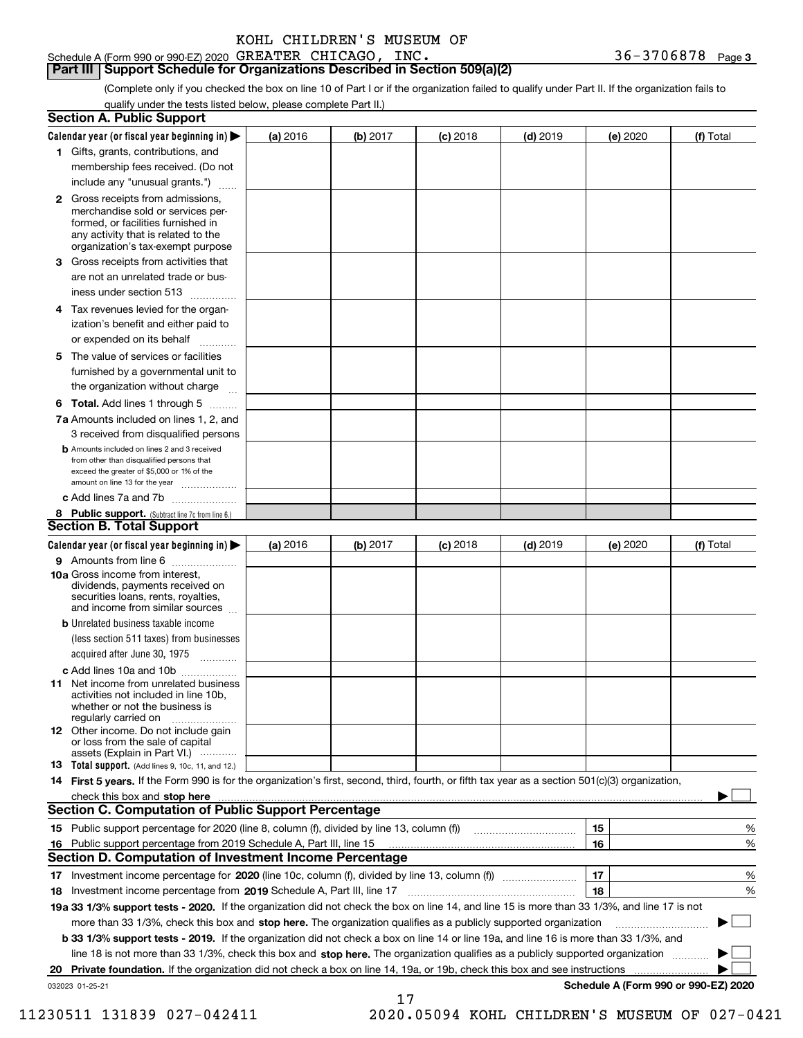KOHL CHILDREN'S MUSEUM OF

Schedule A (Form 990 or 990-EZ) 2020 GREATER CHICAGO, INC. 36-3706878 Page 3

## Part III Support Schedule for Organizations Described in Section 509(a)(2)

(Complete only if you checked the box on line 10 of Part I or if the organization failed to qualify under Part II. If the organization fails to qualify under the tests listed below, please complete Part II.)

### Section A. Public Support

| Calendar year (or fiscal year beginning in) ▶ | (a) 2016 | (b) 2017 | (c) 2018 | (d) 2019 | (e) 2020 | (f) Total |
|---|---|---|---|---|---|---|
| 1 Gifts, grants, contributions, and membership fees received. (Do not include any "unusual grants.") | | | | | | |
| 2 Gross receipts from admissions, merchandise sold or services performed, or facilities furnished in any activity that is related to the organization's tax-exempt purpose | | | | | | |
| 3 Gross receipts from activities that are not an unrelated trade or business under section 513 | | | | | | |
| 4 Tax revenues levied for the organization's benefit and either paid to or expended on its behalf | | | | | | |
| 5 The value of services or facilities furnished by a governmental unit to the organization without charge | | | | | | |
| 6 **Total.** Add lines 1 through 5 | | | | | | |
| 7a Amounts included on lines 1, 2, and 3 received from disqualified persons | | | | | | |
| b Amounts included on lines 2 and 3 received from other than disqualified persons that exceed the greater of $5,000 or 1% of the amount on line 13 for the year | | | | | | |
| c Add lines 7a and 7b | | | | | | |
| 8 **Public support.** (Subtract line 7c from line 6.) | | | | | | |

### Section B. Total Support

| Calendar year (or fiscal year beginning in) ▶ | (a) 2016 | (b) 2017 | (c) 2018 | (d) 2019 | (e) 2020 | (f) Total |
|---|---|---|---|---|---|---|
| 9 Amounts from line 6 | | | | | | |
| 10a Gross income from interest, dividends, payments received on securities loans, rents, royalties, and income from similar sources | | | | | | |
| b Unrelated business taxable income (less section 511 taxes) from businesses acquired after June 30, 1975 | | | | | | |
| c Add lines 10a and 10b | | | | | | |
| 11 Net income from unrelated business activities not included in line 10b, whether or not the business is regularly carried on | | | | | | |
| 12 Other income. Do not include gain or loss from the sale of capital assets (Explain in Part VI.) | | | | | | |
| 13 **Total support.** (Add lines 9, 10c, 11, and 12.) | | | | | | |

14 **First 5 years.** If the Form 990 is for the organization's first, second, third, fourth, or fifth tax year as a section 501(c)(3) organization, check this box and **stop here** ▶ ☐

### Section C. Computation of Public Support Percentage

| | | | |
|---|---|---|---|
| 15 | Public support percentage for 2020 (line 8, column (f), divided by line 13, column (f)) | 15 | % |
| 16 | Public support percentage from 2019 Schedule A, Part III, line 15 | 16 | % |

### Section D. Computation of Investment Income Percentage

| | | | |
|---|---|---|---|
| 17 | Investment income percentage for **2020** (line 10c, column (f), divided by line 13, column (f)) | 17 | % |
| 18 | Investment income percentage from **2019** Schedule A, Part III, line 17 | 18 | % |

**19a 33 1/3% support tests - 2020.** If the organization did not check the box on line 14, and line 15 is more than 33 1/3%, and line 17 is not more than 33 1/3%, check this box and **stop here.** The organization qualifies as a publicly supported organization ▶ ☐

**b 33 1/3% support tests - 2019.** If the organization did not check a box on line 14 or line 19a, and line 16 is more than 33 1/3%, and line 18 is not more than 33 1/3%, check this box and **stop here.** The organization qualifies as a publicly supported organization ▶ ☐

**20 Private foundation.** If the organization did not check a box on line 14, 19a, or 19b, check this box and see instructions ▶ ☐

032023 01-25-21 **Schedule A (Form 990 or 990-EZ) 2020**

11230511 131839 027-042411 2020.05094 KOHL CHILDREN'S MUSEUM OF 027-0421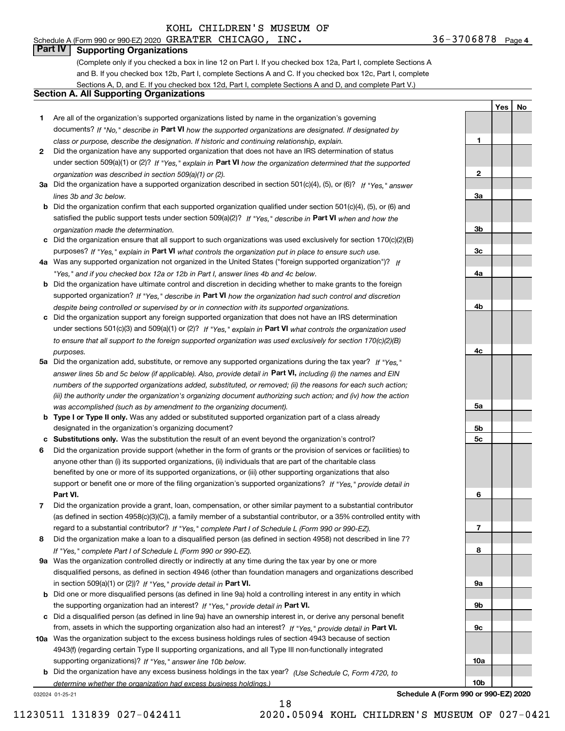KOHL CHILDREN'S MUSEUM OF
Schedule A (Form 990 or 990-EZ) 2020 GREATER CHICAGO, INC. 36-3706878 Page 4

## Part IV Supporting Organizations

(Complete only if you checked a box in line 12 on Part I. If you checked box 12a, Part I, complete Sections A and B. If you checked box 12b, Part I, complete Sections A and C. If you checked box 12c, Part I, complete Sections A, D, and E. If you checked box 12d, Part I, complete Sections A and D, and complete Part V.)

### Section A. All Supporting Organizations

| | | | Yes | No |
|---|---|---|---|---|
| **1** | Are all of the organization's supported organizations listed by name in the organization's governing documents? *If "No," describe in* **Part VI** *how the supported organizations are designated. If designated by class or purpose, describe the designation. If historic and continuing relationship, explain.* | 1 | | |
| **2** | Did the organization have any supported organization that does not have an IRS determination of status under section 509(a)(1) or (2)? *If "Yes," explain in* **Part VI** *how the organization determined that the supported organization was described in section 509(a)(1) or (2).* | 2 | | |
| **3a** | Did the organization have a supported organization described in section 501(c)(4), (5), or (6)? *If "Yes," answer lines 3b and 3c below.* | 3a | | |
| **b** | Did the organization confirm that each supported organization qualified under section 501(c)(4), (5), or (6) and satisfied the public support tests under section 509(a)(2)? *If "Yes," describe in* **Part VI** *when and how the organization made the determination.* | 3b | | |
| **c** | Did the organization ensure that all support to such organizations was used exclusively for section 170(c)(2)(B) purposes? *If "Yes," explain in* **Part VI** *what controls the organization put in place to ensure such use.* | 3c | | |
| **4a** | Was any supported organization not organized in the United States ("foreign supported organization")? *If "Yes," and if you checked box 12a or 12b in Part I, answer lines 4b and 4c below.* | 4a | | |
| **b** | Did the organization have ultimate control and discretion in deciding whether to make grants to the foreign supported organization? *If "Yes," describe in* **Part VI** *how the organization had such control and discretion despite being controlled or supervised by or in connection with its supported organizations.* | 4b | | |
| **c** | Did the organization support any foreign supported organization that does not have an IRS determination under sections 501(c)(3) and 509(a)(1) or (2)? *If "Yes," explain in* **Part VI** *what controls the organization used to ensure that all support to the foreign supported organization was used exclusively for section 170(c)(2)(B) purposes.* | 4c | | |
| **5a** | Did the organization add, substitute, or remove any supported organizations during the tax year? *If "Yes," answer lines 5b and 5c below (if applicable). Also, provide detail in* **Part VI,** *including (i) the names and EIN numbers of the supported organizations added, substituted, or removed; (ii) the reasons for each such action; (iii) the authority under the organization's organizing document authorizing such action; and (iv) how the action was accomplished (such as by amendment to the organizing document).* | 5a | | |
| **b** | **Type I or Type II only.** Was any added or substituted supported organization part of a class already designated in the organization's organizing document? | 5b | | |
| **c** | **Substitutions only.** Was the substitution the result of an event beyond the organization's control? | 5c | | |
| **6** | Did the organization provide support (whether in the form of grants or the provision of services or facilities) to anyone other than (i) its supported organizations, (ii) individuals that are part of the charitable class benefited by one or more of its supported organizations, or (iii) other supporting organizations that also support or benefit one or more of the filing organization's supported organizations? *If "Yes," provide detail in* **Part VI.** | 6 | | |
| **7** | Did the organization provide a grant, loan, compensation, or other similar payment to a substantial contributor (as defined in section 4958(c)(3)(C)), a family member of a substantial contributor, or a 35% controlled entity with regard to a substantial contributor? *If "Yes," complete Part I of Schedule L (Form 990 or 990-EZ).* | 7 | | |
| **8** | Did the organization make a loan to a disqualified person (as defined in section 4958) not described in line 7? *If "Yes," complete Part I of Schedule L (Form 990 or 990-EZ).* | 8 | | |
| **9a** | Was the organization controlled directly or indirectly at any time during the tax year by one or more disqualified persons, as defined in section 4946 (other than foundation managers and organizations described in section 509(a)(1) or (2))? *If "Yes," provide detail in* **Part VI.** | 9a | | |
| **b** | Did one or more disqualified persons (as defined in line 9a) hold a controlling interest in any entity in which the supporting organization had an interest? *If "Yes," provide detail in* **Part VI.** | 9b | | |
| **c** | Did a disqualified person (as defined in line 9a) have an ownership interest in, or derive any personal benefit from, assets in which the supporting organization also had an interest? *If "Yes," provide detail in* **Part VI.** | 9c | | |
| **10a** | Was the organization subject to the excess business holdings rules of section 4943 because of section 4943(f) (regarding certain Type II supporting organizations, and all Type III non-functionally integrated supporting organizations)? *If "Yes," answer line 10b below.* | 10a | | |
| **b** | Did the organization have any excess business holdings in the tax year? *(Use Schedule C, Form 4720, to determine whether the organization had excess business holdings.)* | 10b | | |

032024 01-25-21 **Schedule A (Form 990 or 990-EZ) 2020**

11230511 131839 027-042411 2020.05094 KOHL CHILDREN'S MUSEUM OF 027-0421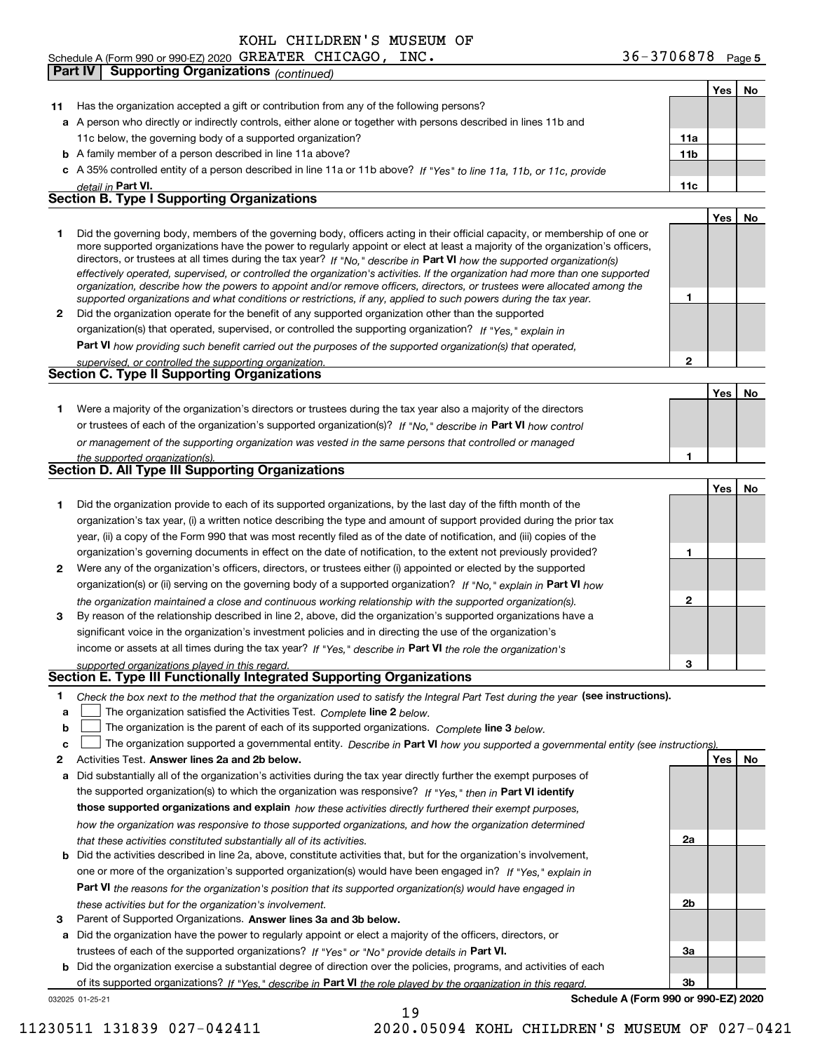KOHL CHILDREN'S MUSEUM OF

Schedule A (Form 990 or 990-EZ) 2020 GREATER CHICAGO, INC. 36-3706878 Page 5

**Part IV | Supporting Organizations** *(continued)*

| | | | Yes | No |
|---|---|---|---|---|
| **11** | Has the organization accepted a gift or contribution from any of the following persons? | | | |
| **a** | A person who directly or indirectly controls, either alone or together with persons described in lines 11b and 11c below, the governing body of a supported organization? | 11a | | |
| **b** | A family member of a person described in line 11a above? | 11b | | |
| **c** | A 35% controlled entity of a person described in line 11a or 11b above? *If "Yes" to line 11a, 11b, or 11c, provide detail in* **Part VI.** | 11c | | |

## Section B. Type I Supporting Organizations

| | | | Yes | No |
|---|---|---|---|---|
| **1** | Did the governing body, members of the governing body, officers acting in their official capacity, or membership of one or more supported organizations have the power to regularly appoint or elect at least a majority of the organization's officers, directors, or trustees at all times during the tax year? *If "No," describe in* **Part VI** *how the supported organization(s) effectively operated, supervised, or controlled the organization's activities. If the organization had more than one supported organization, describe how the powers to appoint and/or remove officers, directors, or trustees were allocated among the supported organizations and what conditions or restrictions, if any, applied to such powers during the tax year.* | 1 | | |
| **2** | Did the organization operate for the benefit of any supported organization other than the supported organization(s) that operated, supervised, or controlled the supporting organization? *If "Yes," explain in* **Part VI** *how providing such benefit carried out the purposes of the supported organization(s) that operated, supervised, or controlled the supporting organization.* | 2 | | |

## Section C. Type II Supporting Organizations

| | | | Yes | No |
|---|---|---|---|---|
| **1** | Were a majority of the organization's directors or trustees during the tax year also a majority of the directors or trustees of each of the organization's supported organization(s)? *If "No," describe in* **Part VI** *how control or management of the supporting organization was vested in the same persons that controlled or managed the supported organization(s).* | 1 | | |

## Section D. All Type III Supporting Organizations

| | | | Yes | No |
|---|---|---|---|---|
| **1** | Did the organization provide to each of its supported organizations, by the last day of the fifth month of the organization's tax year, (i) a written notice describing the type and amount of support provided during the prior tax year, (ii) a copy of the Form 990 that was most recently filed as of the date of notification, and (iii) copies of the organization's governing documents in effect on the date of notification, to the extent not previously provided? | 1 | | |
| **2** | Were any of the organization's officers, directors, or trustees either (i) appointed or elected by the supported organization(s) or (ii) serving on the governing body of a supported organization? *If "No," explain in* **Part VI** *how the organization maintained a close and continuous working relationship with the supported organization(s).* | 2 | | |
| **3** | By reason of the relationship described in line 2, above, did the organization's supported organizations have a significant voice in the organization's investment policies and in directing the use of the organization's income or assets at all times during the tax year? *If "Yes," describe in* **Part VI** *the role the organization's supported organizations played in this regard.* | 3 | | |

## Section E. Type III Functionally Integrated Supporting Organizations

**1** *Check the box next to the method that the organization used to satisfy the Integral Part Test during the year* **(see instructions).**

- **a** ☐ The organization satisfied the Activities Test. *Complete* **line 2** *below.*
- **b** ☐ The organization is the parent of each of its supported organizations. *Complete* **line 3** *below.*
- **c** ☐ The organization supported a governmental entity. *Describe in* **Part VI** *how you supported a governmental entity (see instructions).*

| | | | Yes | No |
|---|---|---|---|---|
| **2** | Activities Test. **Answer lines 2a and 2b below.** | | | |
| **a** | Did substantially all of the organization's activities during the tax year directly further the exempt purposes of the supported organization(s) to which the organization was responsive? *If "Yes," then in* **Part VI identify those supported organizations and explain** *how these activities directly furthered their exempt purposes, how the organization was responsive to those supported organizations, and how the organization determined that these activities constituted substantially all of its activities.* | 2a | | |
| **b** | Did the activities described in line 2a, above, constitute activities that, but for the organization's involvement, one or more of the organization's supported organization(s) would have been engaged in? *If "Yes," explain in* **Part VI** *the reasons for the organization's position that its supported organization(s) would have engaged in these activities but for the organization's involvement.* | 2b | | |
| **3** | Parent of Supported Organizations. **Answer lines 3a and 3b below.** | | | |
| **a** | Did the organization have the power to regularly appoint or elect a majority of the officers, directors, or trustees of each of the supported organizations? *If "Yes" or "No" provide details in* **Part VI.** | 3a | | |
| **b** | Did the organization exercise a substantial degree of direction over the policies, programs, and activities of each of its supported organizations? *If "Yes," describe in* **Part VI** *the role played by the organization in this regard.* | 3b | | |

032025 01-25-21 **Schedule A (Form 990 or 990-EZ) 2020**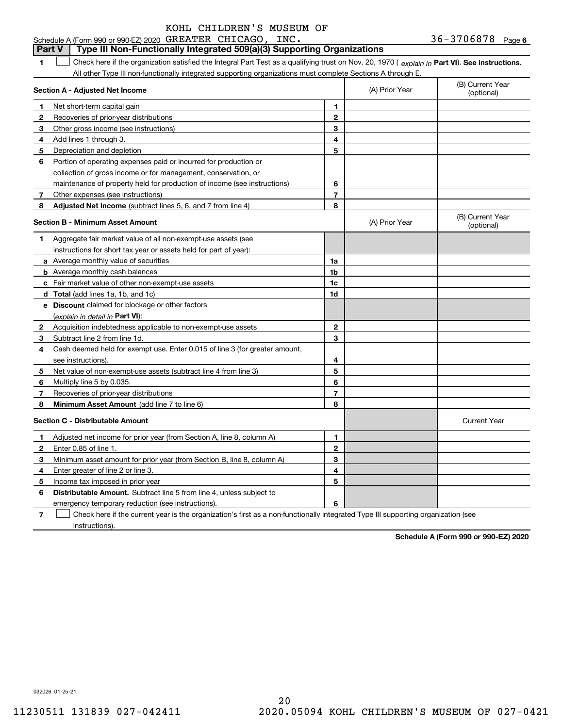KOHL CHILDREN'S MUSEUM OF

Schedule A (Form 990 or 990-EZ) 2020 GREATER CHICAGO, INC. 36-3706878 Page 6

## Part V Type III Non-Functionally Integrated 509(a)(3) Supporting Organizations

**1** ☐ Check here if the organization satisfied the Integral Part Test as a qualifying trust on Nov. 20, 1970 ( *explain in* **Part VI**). **See instructions.** All other Type III non-functionally integrated supporting organizations must complete Sections A through E.

| **Section A - Adjusted Net Income** | | | (A) Prior Year | (B) Current Year (optional) |
|---|---|---|---|---|
| 1 | Net short-term capital gain | 1 | | |
| 2 | Recoveries of prior-year distributions | 2 | | |
| 3 | Other gross income (see instructions) | 3 | | |
| 4 | Add lines 1 through 3. | 4 | | |
| 5 | Depreciation and depletion | 5 | | |
| 6 | Portion of operating expenses paid or incurred for production or collection of gross income or for management, conservation, or maintenance of property held for production of income (see instructions) | 6 | | |
| 7 | Other expenses (see instructions) | 7 | | |
| 8 | **Adjusted Net Income** (subtract lines 5, 6, and 7 from line 4) | 8 | | |

| **Section B - Minimum Asset Amount** | | | (A) Prior Year | (B) Current Year (optional) |
|---|---|---|---|---|
| 1 | Aggregate fair market value of all non-exempt-use assets (see instructions for short tax year or assets held for part of year): | | | |
| a | Average monthly value of securities | 1a | | |
| b | Average monthly cash balances | 1b | | |
| c | Fair market value of other non-exempt-use assets | 1c | | |
| d | **Total** (add lines 1a, 1b, and 1c) | 1d | | |
| e | **Discount** claimed for blockage or other factors (*explain in detail in* **Part VI**): | | | |
| 2 | Acquisition indebtedness applicable to non-exempt-use assets | 2 | | |
| 3 | Subtract line 2 from line 1d. | 3 | | |
| 4 | Cash deemed held for exempt use. Enter 0.015 of line 3 (for greater amount, see instructions). | 4 | | |
| 5 | Net value of non-exempt-use assets (subtract line 4 from line 3) | 5 | | |
| 6 | Multiply line 5 by 0.035. | 6 | | |
| 7 | Recoveries of prior-year distributions | 7 | | |
| 8 | **Minimum Asset Amount** (add line 7 to line 6) | 8 | | |

| **Section C - Distributable Amount** | | | | Current Year |
|---|---|---|---|---|
| 1 | Adjusted net income for prior year (from Section A, line 8, column A) | 1 | | |
| 2 | Enter 0.85 of line 1. | 2 | | |
| 3 | Minimum asset amount for prior year (from Section B, line 8, column A) | 3 | | |
| 4 | Enter greater of line 2 or line 3. | 4 | | |
| 5 | Income tax imposed in prior year | 5 | | |
| 6 | **Distributable Amount.** Subtract line 5 from line 4, unless subject to emergency temporary reduction (see instructions). | 6 | | |

**7** ☐ Check here if the current year is the organization's first as a non-functionally integrated Type III supporting organization (see instructions).

**Schedule A (Form 990 or 990-EZ) 2020**

032026 01-25-21

11230511 131839 027-042411 2020.05094 KOHL CHILDREN'S MUSEUM OF 027-0421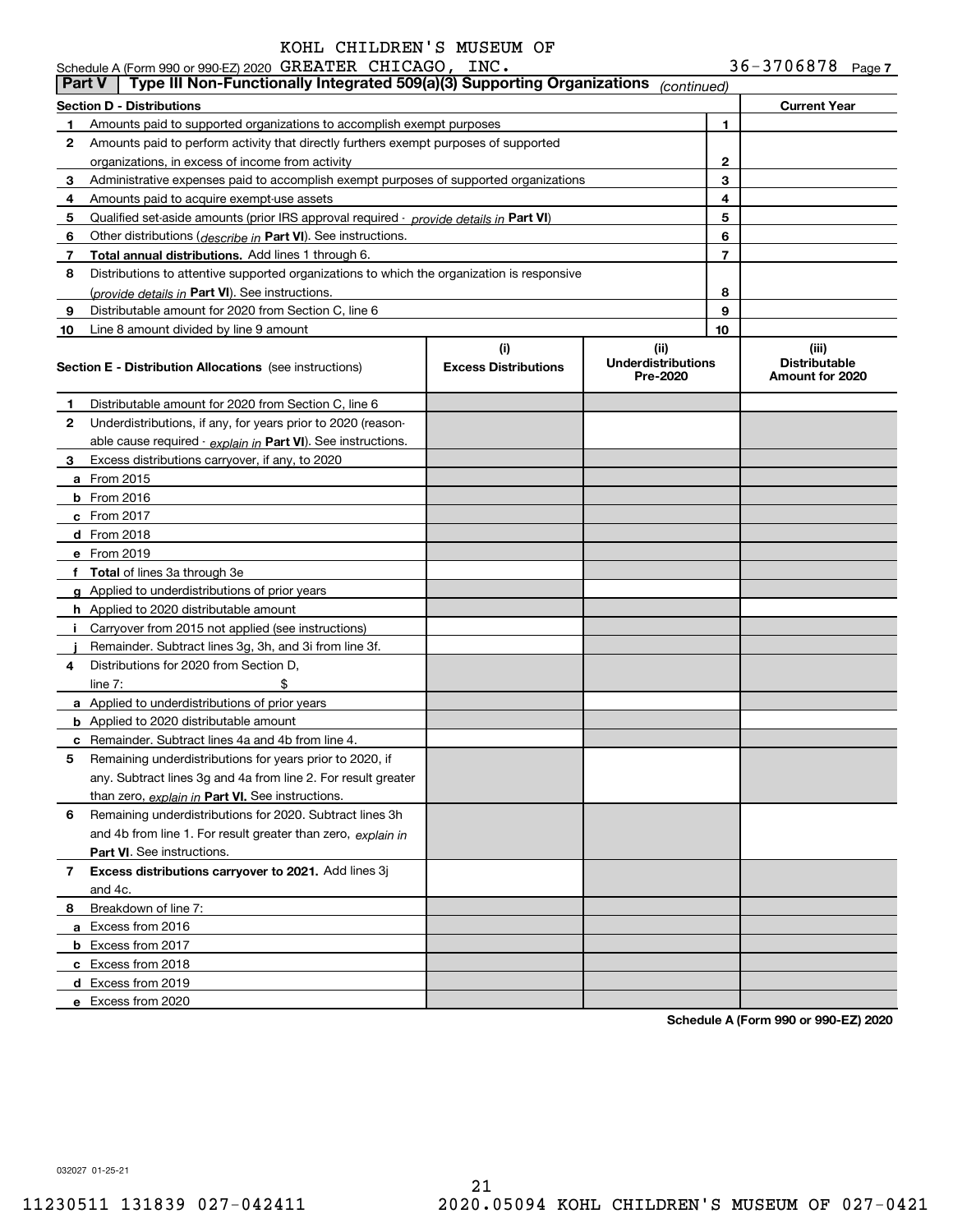KOHL CHILDREN'S MUSEUM OF GREATER CHICAGO, INC.

Schedule A (Form 990 or 990-EZ) 2020 36-3706878 Page 7

## Part V | Type III Non-Functionally Integrated 509(a)(3) Supporting Organizations (continued)

| Section D - Distributions | | Current Year |
|---|---|---|
| 1 Amounts paid to supported organizations to accomplish exempt purposes | 1 | |
| 2 Amounts paid to perform activity that directly furthers exempt purposes of supported organizations, in excess of income from activity | 2 | |
| 3 Administrative expenses paid to accomplish exempt purposes of supported organizations | 3 | |
| 4 Amounts paid to acquire exempt-use assets | 4 | |
| 5 Qualified set-aside amounts (prior IRS approval required - *provide details in* **Part VI**) | 5 | |
| 6 Other distributions (*describe in* **Part VI**). See instructions. | 6 | |
| 7 **Total annual distributions.** Add lines 1 through 6. | 7 | |
| 8 Distributions to attentive supported organizations to which the organization is responsive (*provide details in* **Part VI**). See instructions. | 8 | |
| 9 Distributable amount for 2020 from Section C, line 6 | 9 | |
| 10 Line 8 amount divided by line 9 amount | 10 | |

| Section E - Distribution Allocations (see instructions) | (i) Excess Distributions | (ii) Underdistributions Pre-2020 | (iii) Distributable Amount for 2020 |
|---|---|---|---|
| 1 Distributable amount for 2020 from Section C, line 6 | | | |
| 2 Underdistributions, if any, for years prior to 2020 (reasonable cause required - *explain in* **Part VI**). See instructions. | | | |
| 3 Excess distributions carryover, if any, to 2020 | | | |
| a From 2015 | | | |
| b From 2016 | | | |
| c From 2017 | | | |
| d From 2018 | | | |
| e From 2019 | | | |
| f **Total** of lines 3a through 3e | | | |
| g Applied to underdistributions of prior years | | | |
| h Applied to 2020 distributable amount | | | |
| i Carryover from 2015 not applied (see instructions) | | | |
| j Remainder. Subtract lines 3g, 3h, and 3i from line 3f. | | | |
| 4 Distributions for 2020 from Section D, line 7: $ | | | |
| a Applied to underdistributions of prior years | | | |
| b Applied to 2020 distributable amount | | | |
| c Remainder. Subtract lines 4a and 4b from line 4. | | | |
| 5 Remaining underdistributions for years prior to 2020, if any. Subtract lines 3g and 4a from line 2. For result greater than zero, *explain in* **Part VI.** See instructions. | | | |
| 6 Remaining underdistributions for 2020. Subtract lines 3h and 4b from line 1. For result greater than zero, *explain in* **Part VI**. See instructions. | | | |
| 7 **Excess distributions carryover to 2021.** Add lines 3j and 4c. | | | |
| 8 Breakdown of line 7: | | | |
| a Excess from 2016 | | | |
| b Excess from 2017 | | | |
| c Excess from 2018 | | | |
| d Excess from 2019 | | | |
| e Excess from 2020 | | | |

**Schedule A (Form 990 or 990-EZ) 2020**

032027 01-25-21

11230511 131839 027-042411 2020.05094 KOHL CHILDREN'S MUSEUM OF 027-0421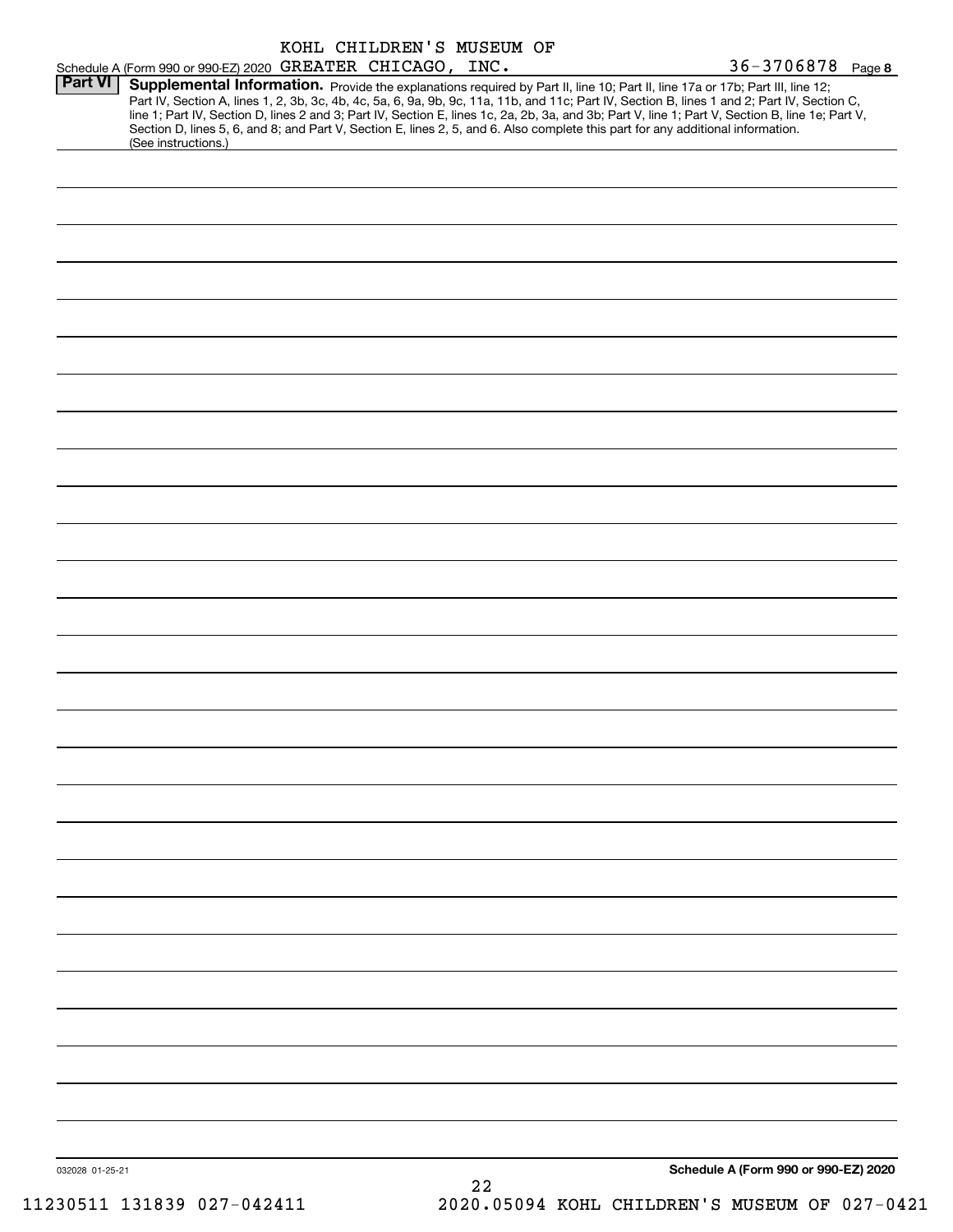Schedule A (Form 990 or 990-EZ) 2020 KOHL CHILDREN'S MUSEUM OF GREATER CHICAGO, INC. 36-3706878 Page 8

**Part VI** **Supplemental Information.** Provide the explanations required by Part II, line 10; Part II, line 17a or 17b; Part III, line 12; Part IV, Section A, lines 1, 2, 3b, 3c, 4b, 4c, 5a, 6, 9a, 9b, 9c, 11a, 11b, and 11c; Part IV, Section B, lines 1 and 2; Part IV, Section C, line 1; Part IV, Section D, lines 2 and 3; Part IV, Section E, lines 1c, 2a, 2b, 3a, and 3b; Part V, line 1; Part V, Section B, line 1e; Part V, Section D, lines 5, 6, and 8; and Part V, Section E, lines 2, 5, and 6. Also complete this part for any additional information. (See instructions.)

032028 01-25-21 **Schedule A (Form 990 or 990-EZ) 2020**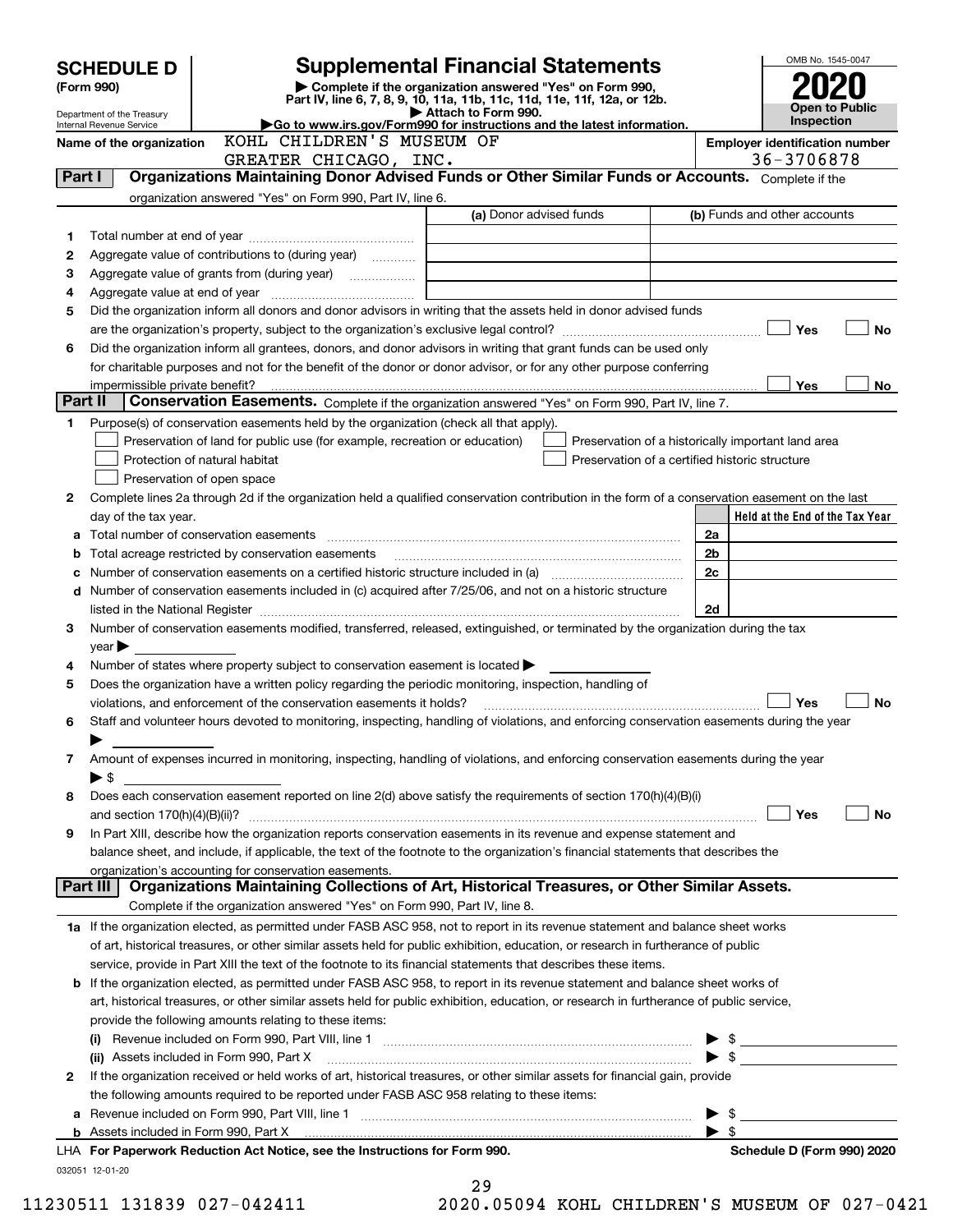# SCHEDULE D (Form 990)

Department of the Treasury
Internal Revenue Service

## Supplemental Financial Statements

▶ Complete if the organization answered "Yes" on Form 990, Part IV, line 6, 7, 8, 9, 10, 11a, 11b, 11c, 11d, 11e, 11f, 12a, or 12b.
▶ Attach to Form 990.
▶Go to www.irs.gov/Form990 for instructions and the latest information.

OMB No. 1545-0047

**2020**

**Open to Public Inspection**

Name of the organization: KOHL CHILDREN'S MUSEUM OF GREATER CHICAGO, INC.

Employer identification number: 36-3706878

## Part I — Organizations Maintaining Donor Advised Funds or Other Similar Funds or Accounts.

Complete if the organization answered "Yes" on Form 990, Part IV, line 6.

| | | (a) Donor advised funds | (b) Funds and other accounts |
|---|---|---|---|
| 1 | Total number at end of year | | |
| 2 | Aggregate value of contributions to (during year) | | |
| 3 | Aggregate value of grants from (during year) | | |
| 4 | Aggregate value at end of year | | |

5 Did the organization inform all donors and donor advisors in writing that the assets held in donor advised funds are the organization's property, subject to the organization's exclusive legal control? ☐ Yes ☐ No

6 Did the organization inform all grantees, donors, and donor advisors in writing that grant funds can be used only for charitable purposes and not for the benefit of the donor or donor advisor, or for any other purpose conferring impermissible private benefit? ☐ Yes ☐ No

## Part II — Conservation Easements.

Complete if the organization answered "Yes" on Form 990, Part IV, line 7.

1 Purpose(s) of conservation easements held by the organization (check all that apply).

☐ Preservation of land for public use (for example, recreation or education)
☐ Protection of natural habitat
☐ Preservation of open space
☐ Preservation of a historically important land area
☐ Preservation of a certified historic structure

2 Complete lines 2a through 2d if the organization held a qualified conservation contribution in the form of a conservation easement on the last day of the tax year.

| | | | Held at the End of the Tax Year |
|---|---|---|---|
| a | Total number of conservation easements | 2a | |
| b | Total acreage restricted by conservation easements | 2b | |
| c | Number of conservation easements on a certified historic structure included in (a) | 2c | |
| d | Number of conservation easements included in (c) acquired after 7/25/06, and not on a historic structure listed in the National Register | 2d | |

3 Number of conservation easements modified, transferred, released, extinguished, or terminated by the organization during the tax year ▶

4 Number of states where property subject to conservation easement is located ▶

5 Does the organization have a written policy regarding the periodic monitoring, inspection, handling of violations, and enforcement of the conservation easements it holds? ☐ Yes ☐ No

6 Staff and volunteer hours devoted to monitoring, inspecting, handling of violations, and enforcing conservation easements during the year ▶

7 Amount of expenses incurred in monitoring, inspecting, handling of violations, and enforcing conservation easements during the year ▶ $

8 Does each conservation easement reported on line 2(d) above satisfy the requirements of section 170(h)(4)(B)(i) and section 170(h)(4)(B)(ii)? ☐ Yes ☐ No

9 In Part XIII, describe how the organization reports conservation easements in its revenue and expense statement and balance sheet, and include, if applicable, the text of the footnote to the organization's financial statements that describes the organization's accounting for conservation easements.

## Part III — Organizations Maintaining Collections of Art, Historical Treasures, or Other Similar Assets.

Complete if the organization answered "Yes" on Form 990, Part IV, line 8.

1a If the organization elected, as permitted under FASB ASC 958, not to report in its revenue statement and balance sheet works of art, historical treasures, or other similar assets held for public exhibition, education, or research in furtherance of public service, provide in Part XIII the text of the footnote to its financial statements that describes these items.

b If the organization elected, as permitted under FASB ASC 958, to report in its revenue statement and balance sheet works of art, historical treasures, or other similar assets held for public exhibition, education, or research in furtherance of public service, provide the following amounts relating to these items:

(i) Revenue included on Form 990, Part VIII, line 1 ▶ $

(ii) Assets included in Form 990, Part X ▶ $

2 If the organization received or held works of art, historical treasures, or other similar assets for financial gain, provide the following amounts required to be reported under FASB ASC 958 relating to these items:

a Revenue included on Form 990, Part VIII, line 1 ▶ $

b Assets included in Form 990, Part X ▶ $

LHA For Paperwork Reduction Act Notice, see the Instructions for Form 990.

Schedule D (Form 990) 2020

032051 12-01-20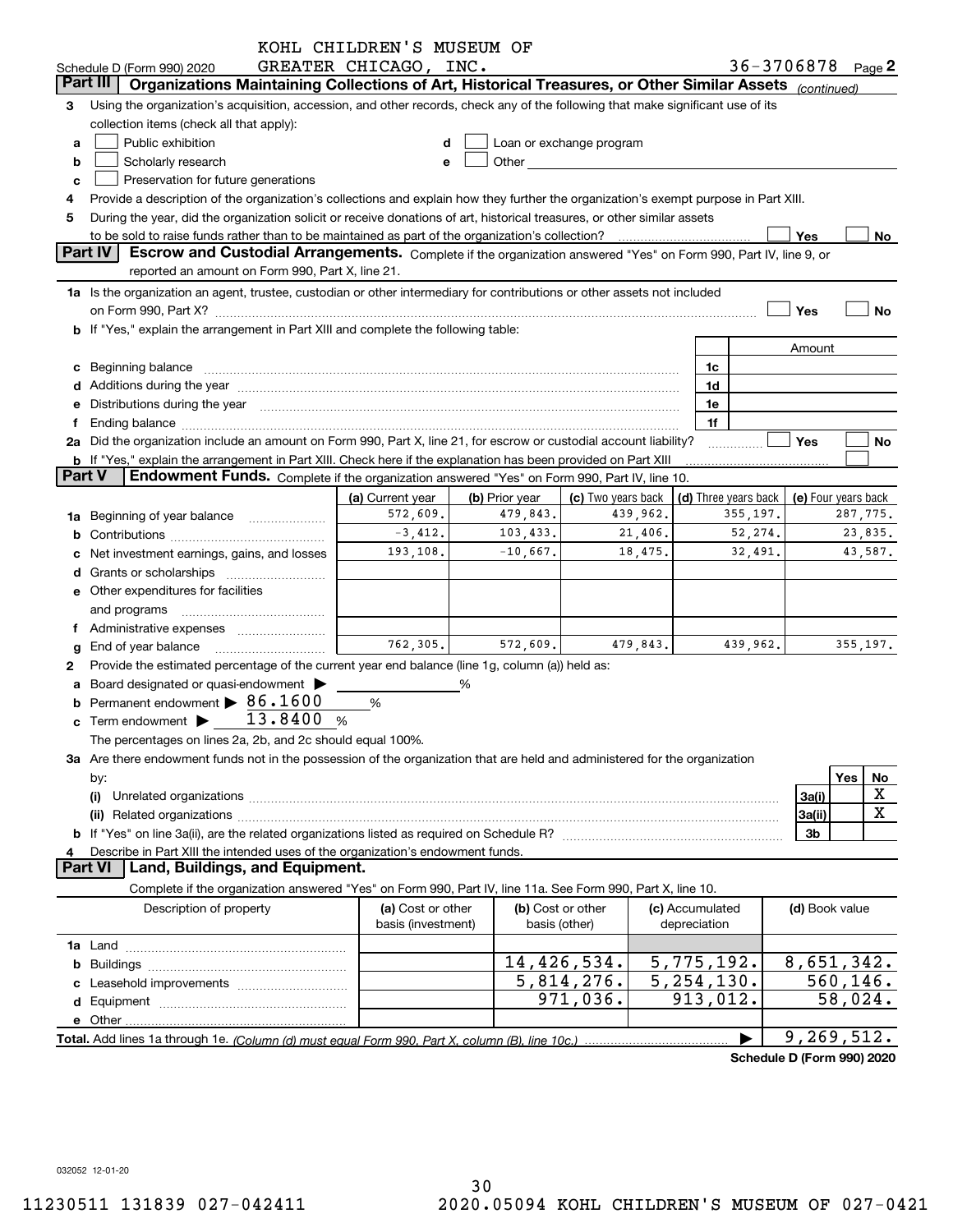KOHL CHILDREN'S MUSEUM OF GREATER CHICAGO, INC. 36-3706878

Schedule D (Form 990) 2020 Page **2**

## Part III Organizations Maintaining Collections of Art, Historical Treasures, or Other Similar Assets *(continued)*

**3** Using the organization's acquisition, accession, and other records, check any of the following that make significant use of its collection items (check all that apply):

- **a** ☐ Public exhibition
- **b** ☐ Scholarly research
- **c** ☐ Preservation for future generations
- **d** ☐ Loan or exchange program
- **e** ☐ Other

**4** Provide a description of the organization's collections and explain how they further the organization's exempt purpose in Part XIII.

**5** During the year, did the organization solicit or receive donations of art, historical treasures, or other similar assets to be sold to raise funds rather than to be maintained as part of the organization's collection? ☐ Yes ☐ No

## Part IV Escrow and Custodial Arrangements.

Complete if the organization answered "Yes" on Form 990, Part IV, line 9, or reported an amount on Form 990, Part X, line 21.

**1a** Is the organization an agent, trustee, custodian or other intermediary for contributions or other assets not included on Form 990, Part X? ☐ Yes ☐ No

**b** If "Yes," explain the arrangement in Part XIII and complete the following table:

| | | Amount |
|---|---|---|
| **c** Beginning balance | 1c | |
| **d** Additions during the year | 1d | |
| **e** Distributions during the year | 1e | |
| **f** Ending balance | 1f | |

**2a** Did the organization include an amount on Form 990, Part X, line 21, for escrow or custodial account liability? ☐ Yes ☐ No

**b** If "Yes," explain the arrangement in Part XIII. Check here if the explanation has been provided on Part XIII ☐

## Part V Endowment Funds.

Complete if the organization answered "Yes" on Form 990, Part IV, line 10.

| | (a) Current year | (b) Prior year | (c) Two years back | (d) Three years back | (e) Four years back |
|---|---|---|---|---|---|
| **1a** Beginning of year balance | 572,609. | 479,843. | 439,962. | 355,197. | 287,775. |
| **b** Contributions | -3,412. | 103,433. | 21,406. | 52,274. | 23,835. |
| **c** Net investment earnings, gains, and losses | 193,108. | -10,667. | 18,475. | 32,491. | 43,587. |
| **d** Grants or scholarships | | | | | |
| **e** Other expenditures for facilities and programs | | | | | |
| **f** Administrative expenses | | | | | |
| **g** End of year balance | 762,305. | 572,609. | 479,843. | 439,962. | 355,197. |

**2** Provide the estimated percentage of the current year end balance (line 1g, column (a)) held as:

- **a** Board designated or quasi-endowment ▶ \_\_\_\_ %
- **b** Permanent endowment ▶ 86.1600 %
- **c** Term endowment ▶ 13.8400 %

The percentages on lines 2a, 2b, and 2c should equal 100%.

**3a** Are there endowment funds not in the possession of the organization that are held and administered for the organization by:

| | | Yes | No |
|---|---|---|---|
| **(i)** Unrelated organizations | 3a(i) | | X |
| **(ii)** Related organizations | 3a(ii) | | X |
| **b** If "Yes" on line 3a(ii), are the related organizations listed as required on Schedule R? | 3b | | |

**4** Describe in Part XIII the intended uses of the organization's endowment funds.

## Part VI Land, Buildings, and Equipment.

Complete if the organization answered "Yes" on Form 990, Part IV, line 11a. See Form 990, Part X, line 10.

| Description of property | (a) Cost or other basis (investment) | (b) Cost or other basis (other) | (c) Accumulated depreciation | (d) Book value |
|---|---|---|---|---|
| **1a** Land | | | | |
| **b** Buildings | | 14,426,534. | 5,775,192. | 8,651,342. |
| **c** Leasehold improvements | | 5,814,276. | 5,254,130. | 560,146. |
| **d** Equipment | | 971,036. | 913,012. | 58,024. |
| **e** Other | | | | |
| **Total.** Add lines 1a through 1e. *(Column (d) must equal Form 990, Part X, column (B), line 10c.)* ▶ | | | | 9,269,512. |

**Schedule D (Form 990) 2020**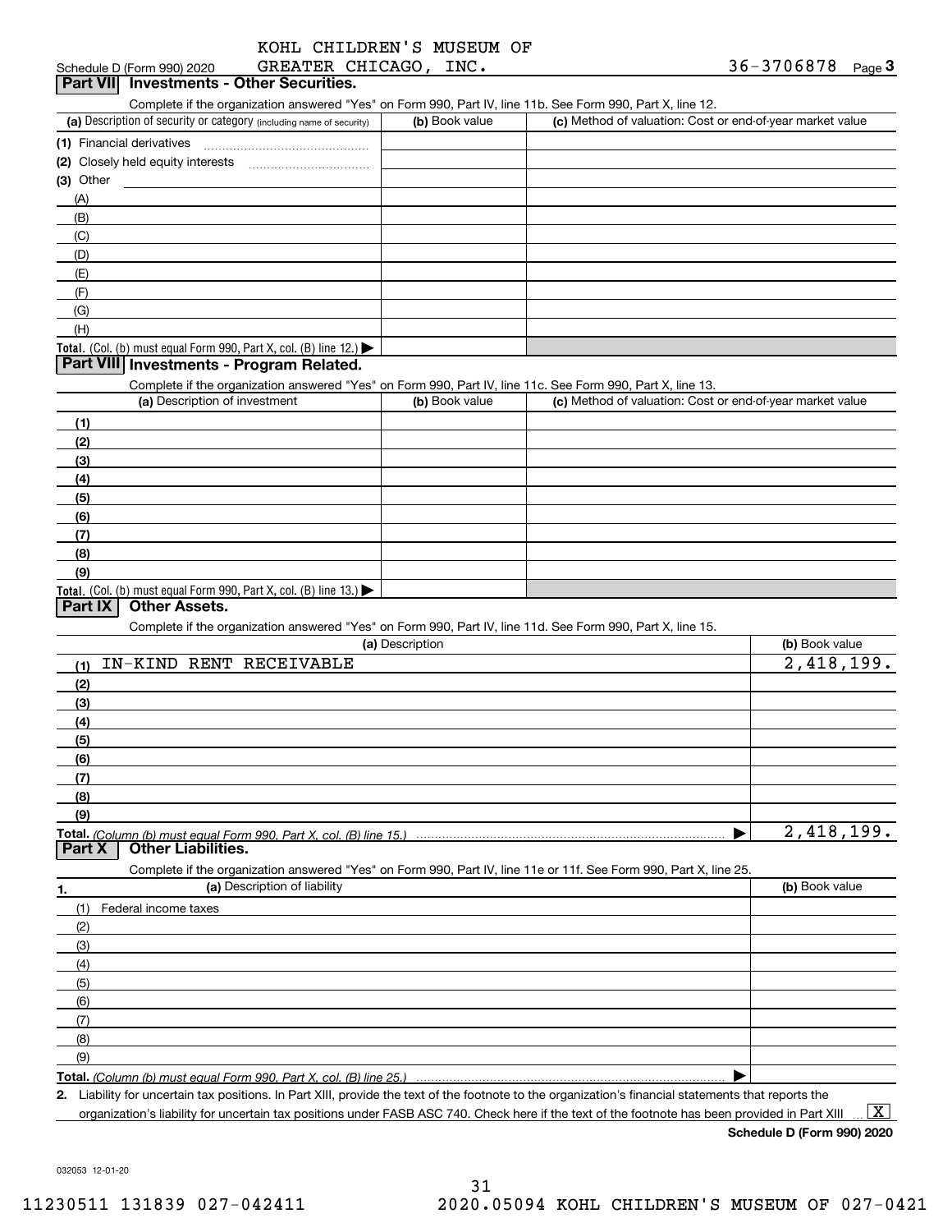KOHL CHILDREN'S MUSEUM OF GREATER CHICAGO, INC.

Schedule D (Form 990) 2020 — 36-3706878 Page 3

## Part VII Investments - Other Securities.

Complete if the organization answered "Yes" on Form 990, Part IV, line 11b. See Form 990, Part X, line 12.

| (a) Description of security or category (including name of security) | (b) Book value | (c) Method of valuation: Cost or end-of-year market value |
|---|---|---|
| (1) Financial derivatives | | |
| (2) Closely held equity interests | | |
| (3) Other | | |
| (A) | | |
| (B) | | |
| (C) | | |
| (D) | | |
| (E) | | |
| (F) | | |
| (G) | | |
| (H) | | |
| Total. (Col. (b) must equal Form 990, Part X, col. (B) line 12.) | | |

## Part VIII Investments - Program Related.

Complete if the organization answered "Yes" on Form 990, Part IV, line 11c. See Form 990, Part X, line 13.

| (a) Description of investment | (b) Book value | (c) Method of valuation: Cost or end-of-year market value |
|---|---|---|
| (1) | | |
| (2) | | |
| (3) | | |
| (4) | | |
| (5) | | |
| (6) | | |
| (7) | | |
| (8) | | |
| (9) | | |
| Total. (Col. (b) must equal Form 990, Part X, col. (B) line 13.) | | |

## Part IX Other Assets.

Complete if the organization answered "Yes" on Form 990, Part IV, line 11d. See Form 990, Part X, line 15.

| (a) Description | (b) Book value |
|---|---|
| (1) IN-KIND RENT RECEIVABLE | 2,418,199. |
| (2) | |
| (3) | |
| (4) | |
| (5) | |
| (6) | |
| (7) | |
| (8) | |
| (9) | |
| Total. (Column (b) must equal Form 990, Part X, col. (B) line 15.) | 2,418,199. |

## Part X Other Liabilities.

Complete if the organization answered "Yes" on Form 990, Part IV, line 11e or 11f. See Form 990, Part X, line 25.

| 1. (a) Description of liability | (b) Book value |
|---|---|
| (1) Federal income taxes | |
| (2) | |
| (3) | |
| (4) | |
| (5) | |
| (6) | |
| (7) | |
| (8) | |
| (9) | |
| Total. (Column (b) must equal Form 990, Part X, col. (B) line 25.) | |

2. Liability for uncertain tax positions. In Part XIII, provide the text of the footnote to the organization's financial statements that reports the organization's liability for uncertain tax positions under FASB ASC 740. Check here if the text of the footnote has been provided in Part XIII ... [X]

Schedule D (Form 990) 2020

032053 12-01-20

11230511 131839 027-042411 2020.05094 KOHL CHILDREN'S MUSEUM OF 027-0421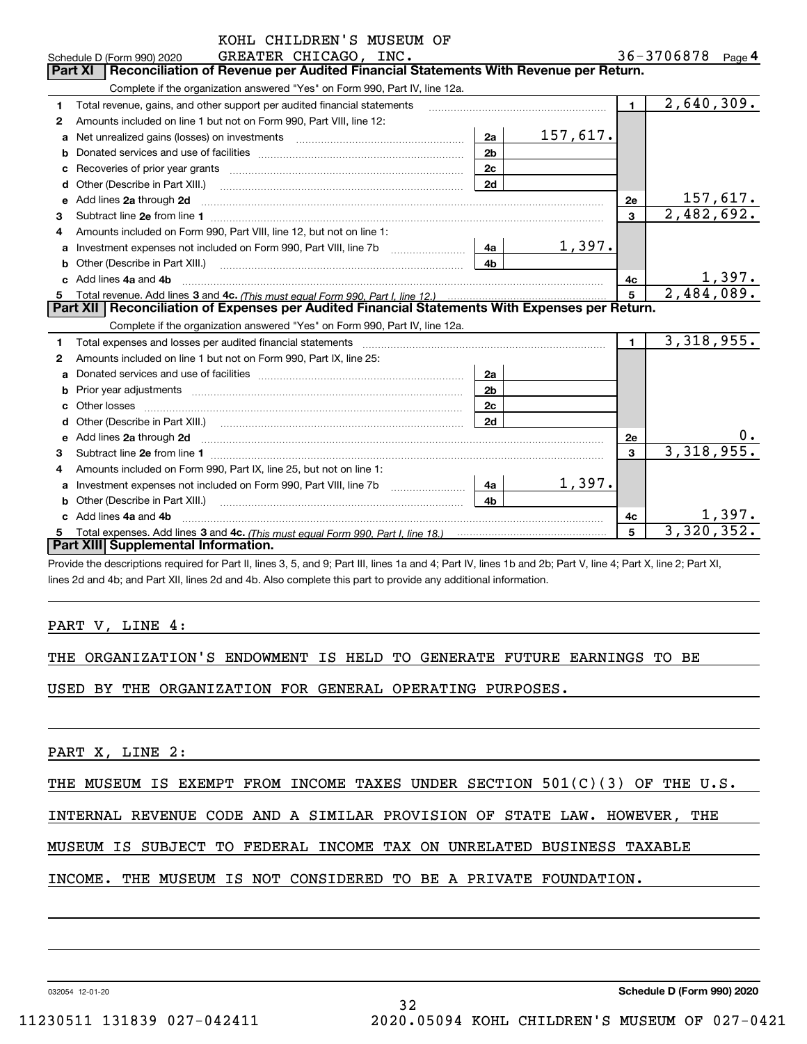KOHL CHILDREN'S MUSEUM OF GREATER CHICAGO, INC. — 36-3706878

## Part XI Reconciliation of Revenue per Audited Financial Statements With Revenue per Return.

Complete if the organization answered "Yes" on Form 990, Part IV, line 12a.

| | | | | | |
|---|---|---|---|---|---|
| 1 | Total revenue, gains, and other support per audited financial statements | | | 1 | 2,640,309. |
| 2 | Amounts included on line 1 but not on Form 990, Part VIII, line 12: | | | | |
| a | Net unrealized gains (losses) on investments | 2a | 157,617. | | |
| b | Donated services and use of facilities | 2b | | | |
| c | Recoveries of prior year grants | 2c | | | |
| d | Other (Describe in Part XIII.) | 2d | | | |
| e | Add lines 2a through 2d | | | 2e | 157,617. |
| 3 | Subtract line 2e from line 1 | | | 3 | 2,482,692. |
| 4 | Amounts included on Form 990, Part VIII, line 12, but not on line 1: | | | | |
| a | Investment expenses not included on Form 990, Part VIII, line 7b | 4a | 1,397. | | |
| b | Other (Describe in Part XIII.) | 4b | | | |
| c | Add lines 4a and 4b | | | 4c | 1,397. |
| 5 | Total revenue. Add lines 3 and 4c. *(This must equal Form 990, Part I, line 12.)* | | | 5 | 2,484,089. |

## Part XII Reconciliation of Expenses per Audited Financial Statements With Expenses per Return.

Complete if the organization answered "Yes" on Form 990, Part IV, line 12a.

| | | | | | |
|---|---|---|---|---|---|
| 1 | Total expenses and losses per audited financial statements | | | 1 | 3,318,955. |
| 2 | Amounts included on line 1 but not on Form 990, Part IX, line 25: | | | | |
| a | Donated services and use of facilities | 2a | | | |
| b | Prior year adjustments | 2b | | | |
| c | Other losses | 2c | | | |
| d | Other (Describe in Part XIII.) | 2d | | | |
| e | Add lines 2a through 2d | | | 2e | 0. |
| 3 | Subtract line 2e from line 1 | | | 3 | 3,318,955. |
| 4 | Amounts included on Form 990, Part IX, line 25, but not on line 1: | | | | |
| a | Investment expenses not included on Form 990, Part VIII, line 7b | 4a | 1,397. | | |
| b | Other (Describe in Part XIII.) | 4b | | | |
| c | Add lines 4a and 4b | | | 4c | 1,397. |
| 5 | Total expenses. Add lines 3 and 4c. *(This must equal Form 990, Part I, line 18.)* | | | 5 | 3,320,352. |

## Part XIII Supplemental Information.

Provide the descriptions required for Part II, lines 3, 5, and 9; Part III, lines 1a and 4; Part IV, lines 1b and 2b; Part V, line 4; Part X, line 2; Part XI, lines 2d and 4b; and Part XII, lines 2d and 4b. Also complete this part to provide any additional information.

PART V, LINE 4:

THE ORGANIZATION'S ENDOWMENT IS HELD TO GENERATE FUTURE EARNINGS TO BE USED BY THE ORGANIZATION FOR GENERAL OPERATING PURPOSES.

PART X, LINE 2:

THE MUSEUM IS EXEMPT FROM INCOME TAXES UNDER SECTION 501(C)(3) OF THE U.S. INTERNAL REVENUE CODE AND A SIMILAR PROVISION OF STATE LAW. HOWEVER, THE MUSEUM IS SUBJECT TO FEDERAL INCOME TAX ON UNRELATED BUSINESS TAXABLE INCOME. THE MUSEUM IS NOT CONSIDERED TO BE A PRIVATE FOUNDATION.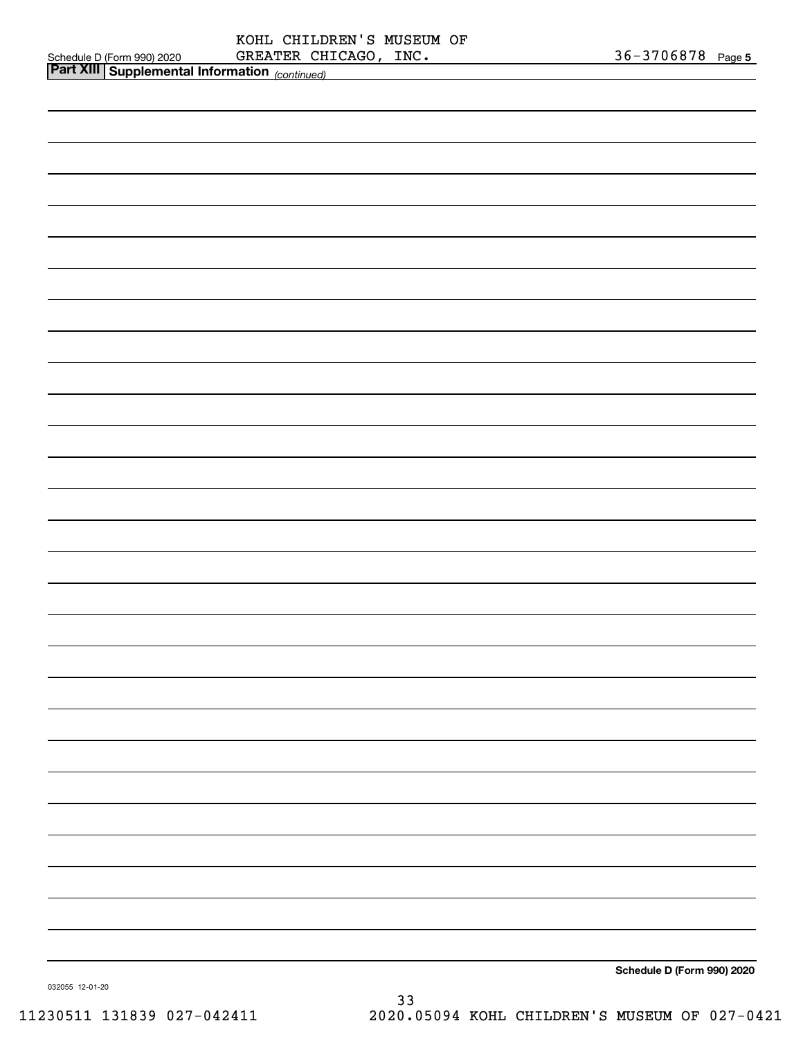KOHL CHILDREN'S MUSEUM OF GREATER CHICAGO, INC.

Schedule D (Form 990) 2020 — 36-3706878 Page 5

**Part XIII | Supplemental Information** *(continued)*

**Schedule D (Form 990) 2020**

032055 12-01-20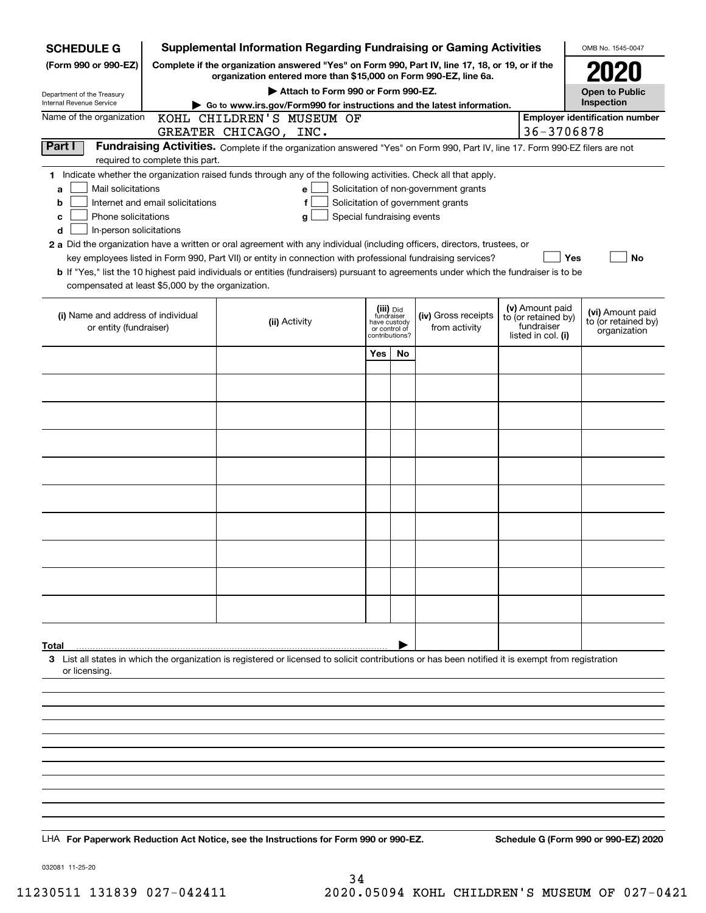**SCHEDULE G (Form 990 or 990-EZ)**

Department of the Treasury
Internal Revenue Service

# Supplemental Information Regarding Fundraising or Gaming Activities

**Complete if the organization answered "Yes" on Form 990, Part IV, line 17, 18, or 19, or if the organization entered more than $15,000 on Form 990-EZ, line 6a.**

**▶ Attach to Form 990 or Form 990-EZ.**

**▶ Go to www.irs.gov/Form990 for instructions and the latest information.**

OMB No. 1545-0047

**2020**

**Open to Public Inspection**

Name of the organization: KOHL CHILDREN'S MUSEUM OF GREATER CHICAGO, INC.

**Employer identification number:** 36-3706878

**Part I Fundraising Activities.** Complete if the organization answered "Yes" on Form 990, Part IV, line 17. Form 990-EZ filers are not required to complete this part.

**1** Indicate whether the organization raised funds through any of the following activities. Check all that apply.

- **a** ☐ Mail solicitations
- **b** ☐ Internet and email solicitations
- **c** ☐ Phone solicitations
- **d** ☐ In-person solicitations
- **e** ☐ Solicitation of non-government grants
- **f** ☐ Solicitation of government grants
- **g** ☐ Special fundraising events

**2 a** Did the organization have a written or oral agreement with any individual (including officers, directors, trustees, or key employees listed in Form 990, Part VII) or entity in connection with professional fundraising services? ☐ **Yes** ☐ **No**

**b** If "Yes," list the 10 highest paid individuals or entities (fundraisers) pursuant to agreements under which the fundraiser is to be compensated at least $5,000 by the organization.

| (i) Name and address of individual or entity (fundraiser) | (ii) Activity | (iii) Did fundraiser have custody or control of contributions? Yes | No | (iv) Gross receipts from activity | (v) Amount paid to (or retained by) fundraiser listed in col. (i) | (vi) Amount paid to (or retained by) organization |
|---|---|---|---|---|---|---|
| | | | | | | |
| | | | | | | |
| | | | | | | |
| | | | | | | |
| | | | | | | |
| | | | | | | |
| | | | | | | |
| | | | | | | |
| | | | | | | |
| | | | | | | |
| **Total** ▶ | | | | | | |

**3** List all states in which the organization is registered or licensed to solicit contributions or has been notified it is exempt from registration or licensing.

LHA **For Paperwork Reduction Act Notice, see the Instructions for Form 990 or 990-EZ.** **Schedule G (Form 990 or 990-EZ) 2020**

032081 11-25-20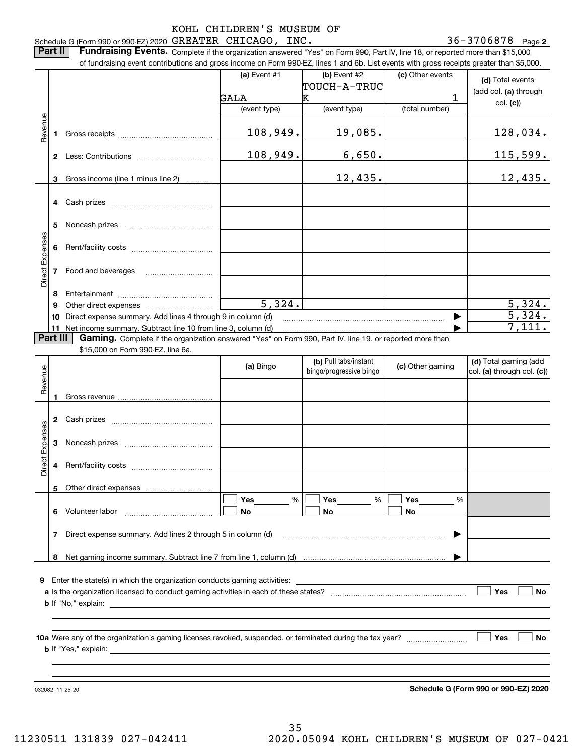Schedule G (Form 990 or 990-EZ) 2020 KOHL CHILDREN'S MUSEUM OF GREATER CHICAGO, INC. 36-3706878 Page 2

**Part II** **Fundraising Events.** Complete if the organization answered "Yes" on Form 990, Part IV, line 18, or reported more than $15,000 of fundraising event contributions and gross income on Form 990-EZ, lines 1 and 6b. List events with gross receipts greater than $5,000.

| | | (a) Event #1 | (b) Event #2 | (c) Other events | (d) Total events (add col. (a) through col. (c)) |
|---|---|---|---|---|---|
| | | GALA | TOUCH-A-TRUCK | 1 | |
| | | (event type) | (event type) | (total number) | |
| Revenue | 1 Gross receipts | 108,949. | 19,085. | | 128,034. |
| | 2 Less: Contributions | 108,949. | 6,650. | | 115,599. |
| | 3 Gross income (line 1 minus line 2) | | 12,435. | | 12,435. |
| Direct Expenses | 4 Cash prizes | | | | |
| | 5 Noncash prizes | | | | |
| | 6 Rent/facility costs | | | | |
| | 7 Food and beverages | | | | |
| | 8 Entertainment | | | | |
| | 9 Other direct expenses | 5,324. | | | 5,324. |
| | 10 Direct expense summary. Add lines 4 through 9 in column (d) | | | | 5,324. |
| | 11 Net income summary. Subtract line 10 from line 3, column (d) | | | | 7,111. |

**Part III** **Gaming.** Complete if the organization answered "Yes" on Form 990, Part IV, line 19, or reported more than $15,000 on Form 990-EZ, line 6a.

| | | (a) Bingo | (b) Pull tabs/instant bingo/progressive bingo | (c) Other gaming | (d) Total gaming (add col. (a) through col. (c)) |
|---|---|---|---|---|---|
| Revenue | 1 Gross revenue | | | | |
| Direct Expenses | 2 Cash prizes | | | | |
| | 3 Noncash prizes | | | | |
| | 4 Rent/facility costs | | | | |
| | 5 Other direct expenses | | | | |
| | 6 Volunteer labor | Yes ___ % / No | Yes ___ % / No | Yes ___ % / No | |
| | 7 Direct expense summary. Add lines 2 through 5 in column (d) | | | | |
| | 8 Net gaming income summary. Subtract line 7 from line 1, column (d) | | | | |

9 Enter the state(s) in which the organization conducts gaming activities:

a Is the organization licensed to conduct gaming activities in each of these states? ☐ Yes ☐ No

b If "No," explain:

10a Were any of the organization's gaming licenses revoked, suspended, or terminated during the tax year? ☐ Yes ☐ No

b If "Yes," explain:

032082 11-25-20

**Schedule G (Form 990 or 990-EZ) 2020**

11230511 131839 027-042411 2020.05094 KOHL CHILDREN'S MUSEUM OF 027-0421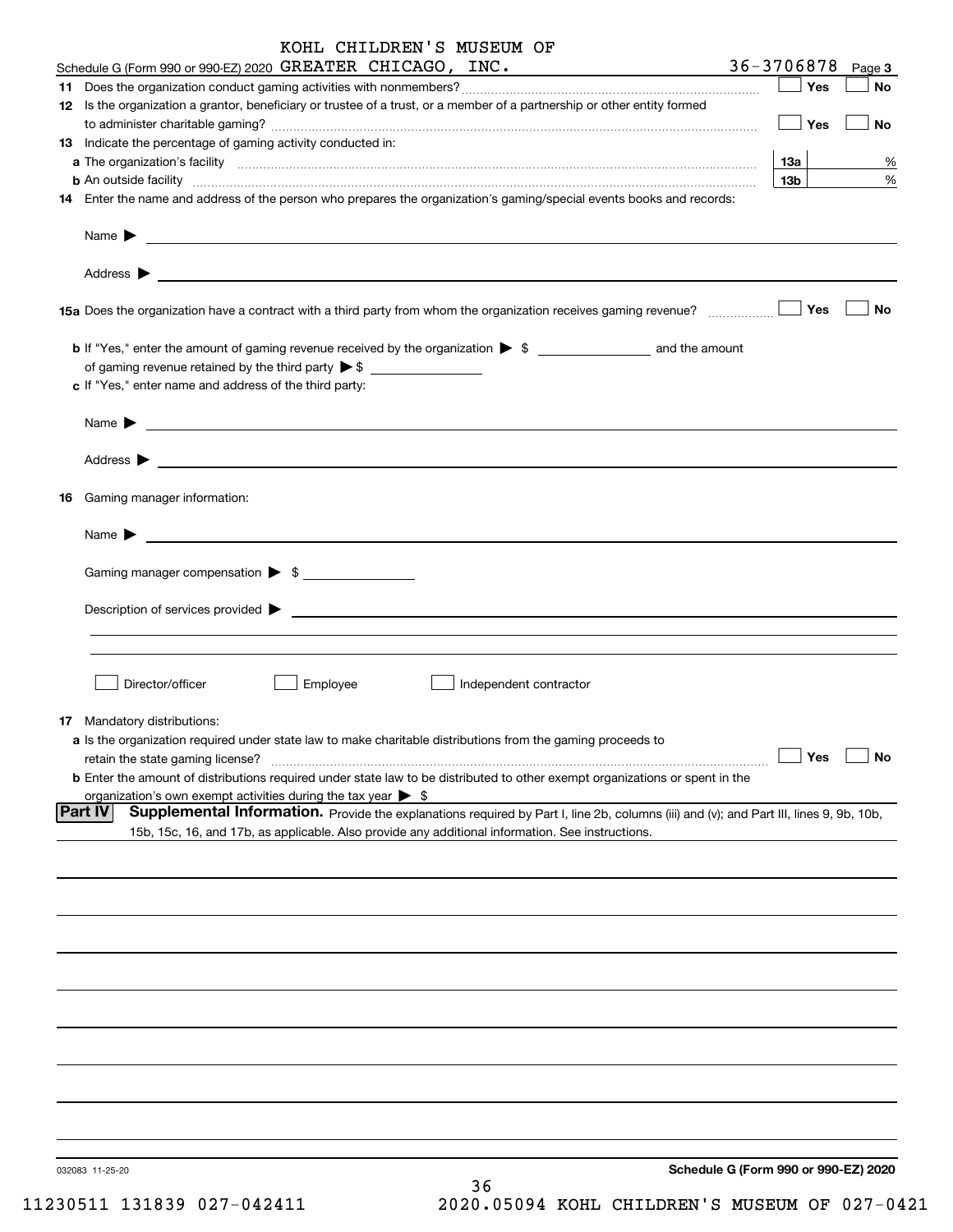Schedule G (Form 990 or 990-EZ) 2020 KOHL CHILDREN'S MUSEUM OF GREATER CHICAGO, INC. 36-3706878 Page 3

**11** Does the organization conduct gaming activities with nonmembers? ☐ Yes ☐ No

**12** Is the organization a grantor, beneficiary or trustee of a trust, or a member of a partnership or other entity formed to administer charitable gaming? ☐ Yes ☐ No

**13** Indicate the percentage of gaming activity conducted in:

**a** The organization's facility **13a** %

**b** An outside facility **13b** %

**14** Enter the name and address of the person who prepares the organization's gaming/special events books and records:

Name ▶

Address ▶

**15a** Does the organization have a contract with a third party from whom the organization receives gaming revenue? ☐ Yes ☐ No

**b** If "Yes," enter the amount of gaming revenue received by the organization ▶ $ __________ and the amount of gaming revenue retained by the third party ▶ $ __________

**c** If "Yes," enter name and address of the third party:

Name ▶

Address ▶

**16** Gaming manager information:

Name ▶

Gaming manager compensation ▶ $

Description of services provided ▶

☐ Director/officer ☐ Employee ☐ Independent contractor

**17** Mandatory distributions:

**a** Is the organization required under state law to make charitable distributions from the gaming proceeds to retain the state gaming license? ☐ Yes ☐ No

**b** Enter the amount of distributions required under state law to be distributed to other exempt organizations or spent in the organization's own exempt activities during the tax year ▶ $

**Part IV** **Supplemental Information.** Provide the explanations required by Part I, line 2b, columns (iii) and (v); and Part III, lines 9, 9b, 10b, 15b, 15c, 16, and 17b, as applicable. Also provide any additional information. See instructions.

032083 11-25-20 **Schedule G (Form 990 or 990-EZ) 2020**

11230511 131839 027-042411 2020.05094 KOHL CHILDREN'S MUSEUM OF 027-0421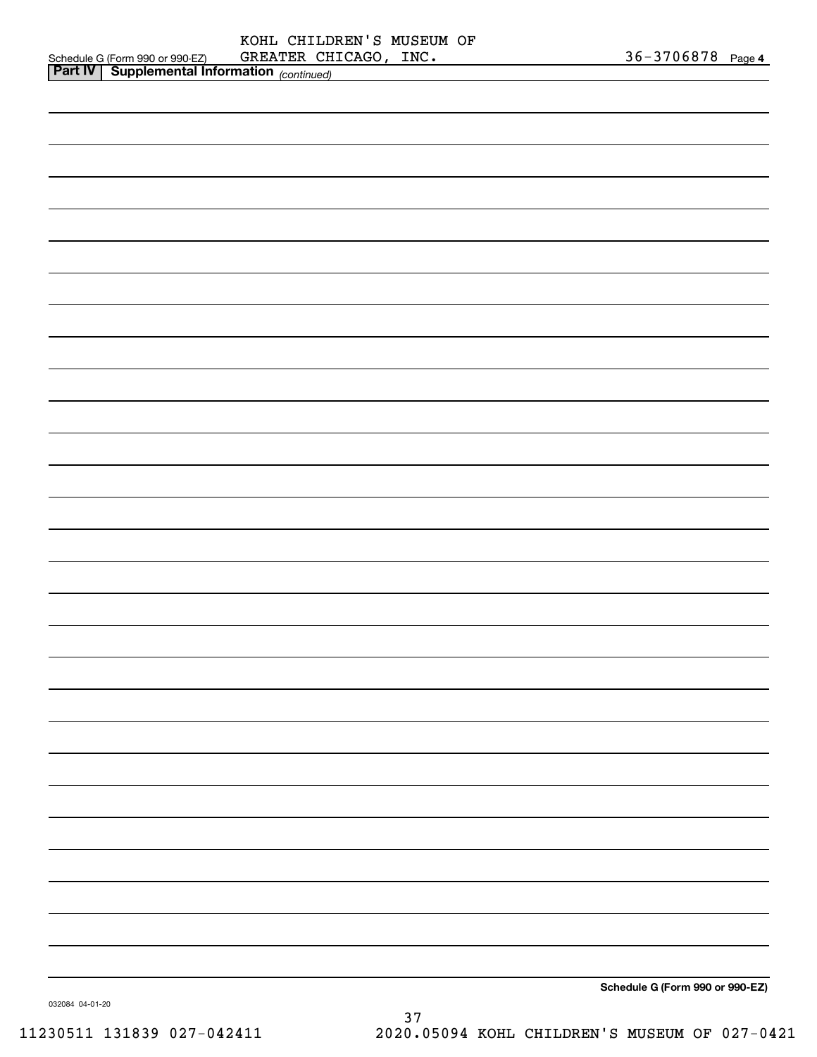Schedule G (Form 990 or 990-EZ) KOHL CHILDREN'S MUSEUM OF GREATER CHICAGO, INC. 36-3706878 Page **4**

**Part IV | Supplemental Information** *(continued)*

**Schedule G (Form 990 or 990-EZ)**

032084 04-01-20

11230511 131839 027-042411 2020.05094 KOHL CHILDREN'S MUSEUM OF 027-0421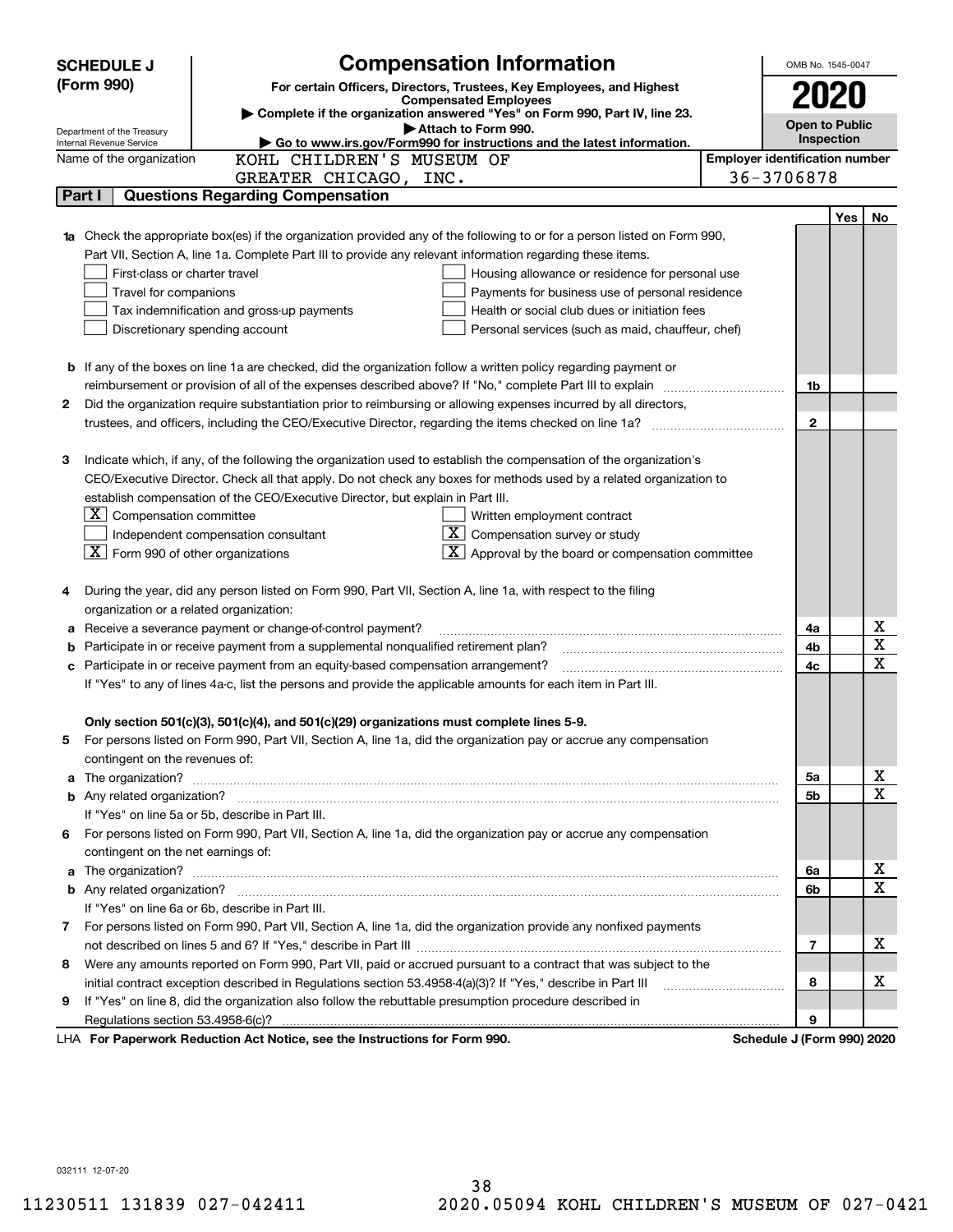**SCHEDULE J (Form 990)**

Department of the Treasury
Internal Revenue Service

# Compensation Information

**For certain Officers, Directors, Trustees, Key Employees, and Highest Compensated Employees**

▶ **Complete if the organization answered "Yes" on Form 990, Part IV, line 23.**

▶ **Attach to Form 990.**

▶ **Go to www.irs.gov/Form990 for instructions and the latest information.**

OMB No. 1545-0047

**2020**

**Open to Public Inspection**

Name of the organization: KOHL CHILDREN'S MUSEUM OF GREATER CHICAGO, INC.

**Employer identification number:** 36-3706878

## Part I — Questions Regarding Compensation

| | | | Yes | No |
|---|---|---|---|---|
| **1a** | Check the appropriate box(es) if the organization provided any of the following to or for a person listed on Form 990, Part VII, Section A, line 1a. Complete Part III to provide any relevant information regarding these items.<br>☐ First-class or charter travel ☐ Housing allowance or residence for personal use<br>☐ Travel for companions ☐ Payments for business use of personal residence<br>☐ Tax indemnification and gross-up payments ☐ Health or social club dues or initiation fees<br>☐ Discretionary spending account ☐ Personal services (such as maid, chauffeur, chef) | | | |
| **b** | If any of the boxes on line 1a are checked, did the organization follow a written policy regarding payment or reimbursement or provision of all of the expenses described above? If "No," complete Part III to explain | 1b | | |
| **2** | Did the organization require substantiation prior to reimbursing or allowing expenses incurred by all directors, trustees, and officers, including the CEO/Executive Director, regarding the items checked on line 1a? | 2 | | |
| **3** | Indicate which, if any, of the following the organization used to establish the compensation of the organization's CEO/Executive Director. Check all that apply. Do not check any boxes for methods used by a related organization to establish compensation of the CEO/Executive Director, but explain in Part III.<br>☒ Compensation committee ☐ Written employment contract<br>☐ Independent compensation consultant ☒ Compensation survey or study<br>☒ Form 990 of other organizations ☒ Approval by the board or compensation committee | | | |
| **4** | During the year, did any person listed on Form 990, Part VII, Section A, line 1a, with respect to the filing organization or a related organization: | | | |
| **a** | Receive a severance payment or change-of-control payment? | 4a | | X |
| **b** | Participate in or receive payment from a supplemental nonqualified retirement plan? | 4b | | X |
| **c** | Participate in or receive payment from an equity-based compensation arrangement? | 4c | | X |
| | If "Yes" to any of lines 4a-c, list the persons and provide the applicable amounts for each item in Part III. | | | |
| | **Only section 501(c)(3), 501(c)(4), and 501(c)(29) organizations must complete lines 5-9.** | | | |
| **5** | For persons listed on Form 990, Part VII, Section A, line 1a, did the organization pay or accrue any compensation contingent on the revenues of: | | | |
| **a** | The organization? | 5a | | X |
| **b** | Any related organization? | 5b | | X |
| | If "Yes" on line 5a or 5b, describe in Part III. | | | |
| **6** | For persons listed on Form 990, Part VII, Section A, line 1a, did the organization pay or accrue any compensation contingent on the net earnings of: | | | |
| **a** | The organization? | 6a | | X |
| **b** | Any related organization? | 6b | | X |
| | If "Yes" on line 6a or 6b, describe in Part III. | | | |
| **7** | For persons listed on Form 990, Part VII, Section A, line 1a, did the organization provide any nonfixed payments not described on lines 5 and 6? If "Yes," describe in Part III | 7 | | X |
| **8** | Were any amounts reported on Form 990, Part VII, paid or accrued pursuant to a contract that was subject to the initial contract exception described in Regulations section 53.4958-4(a)(3)? If "Yes," describe in Part III | 8 | | X |
| **9** | If "Yes" on line 8, did the organization also follow the rebuttable presumption procedure described in Regulations section 53.4958-6(c)? | 9 | | |

LHA **For Paperwork Reduction Act Notice, see the Instructions for Form 990.** **Schedule J (Form 990) 2020**

032111 12-07-20

11230511 131839 027-042411 2020.05094 KOHL CHILDREN'S MUSEUM OF 027-0421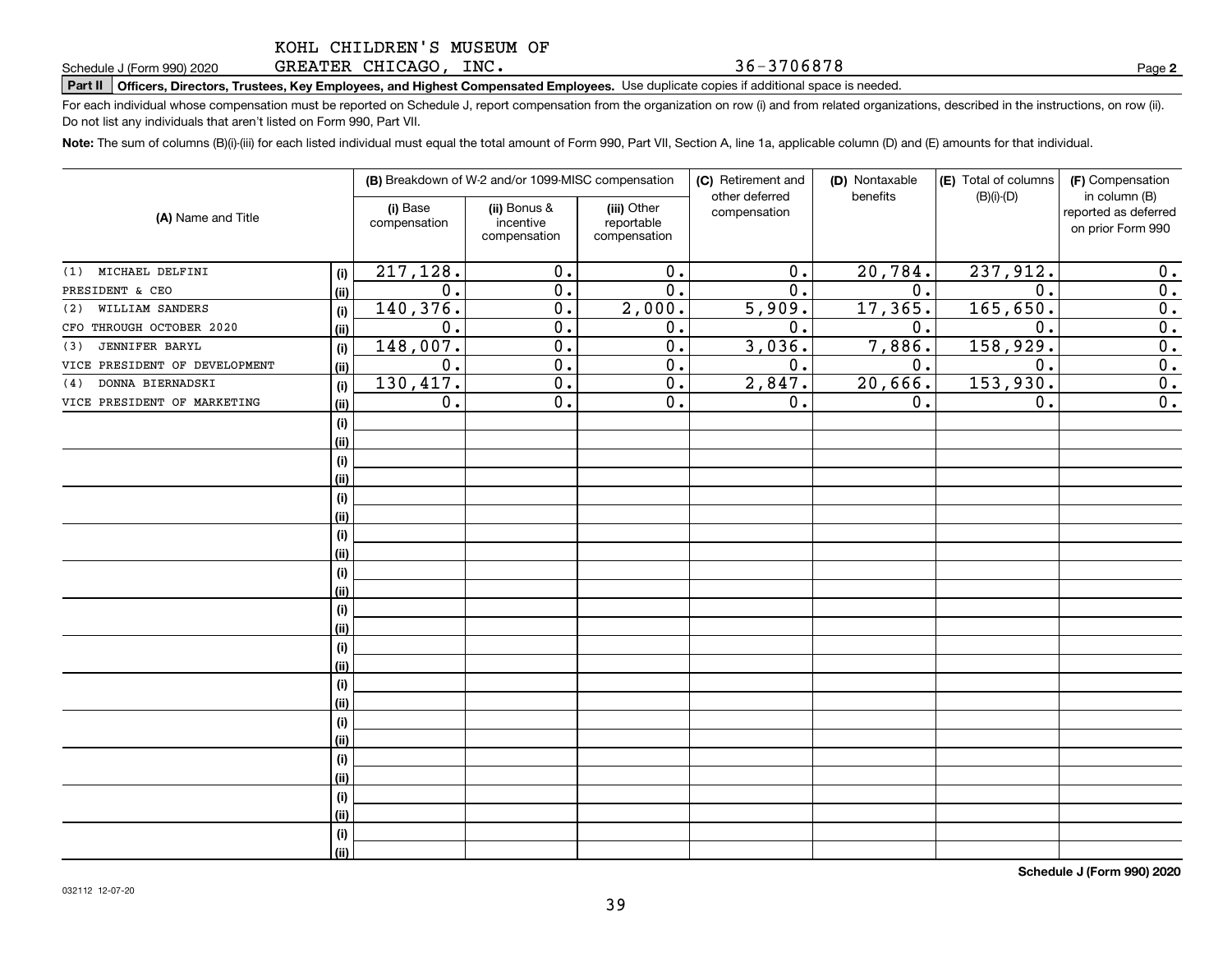KOHL CHILDREN'S MUSEUM OF GREATER CHICAGO, INC. 36-3706878

Schedule J (Form 990) 2020 Page 2

**Part II** **Officers, Directors, Trustees, Key Employees, and Highest Compensated Employees.** Use duplicate copies if additional space is needed.

For each individual whose compensation must be reported on Schedule J, report compensation from the organization on row (i) and from related organizations, described in the instructions, on row (ii). Do not list any individuals that aren't listed on Form 990, Part VII.

**Note:** The sum of columns (B)(i)-(iii) for each listed individual must equal the total amount of Form 990, Part VII, Section A, line 1a, applicable column (D) and (E) amounts for that individual.

| (A) Name and Title | | (B) Breakdown of W-2 and/or 1099-MISC compensation | | | (C) Retirement and other deferred compensation | (D) Nontaxable benefits | (E) Total of columns (B)(i)-(D) | (F) Compensation in column (B) reported as deferred on prior Form 990 |
|---|---|---|---|---|---|---|---|---|
| | | (i) Base compensation | (ii) Bonus & incentive compensation | (iii) Other reportable compensation | | | | |
| (1) MICHAEL DELFINI | (i) | 217,128. | 0. | 0. | 0. | 20,784. | 237,912. | 0. |
| PRESIDENT & CEO | (ii) | 0. | 0. | 0. | 0. | 0. | 0. | 0. |
| (2) WILLIAM SANDERS | (i) | 140,376. | 0. | 2,000. | 5,909. | 17,365. | 165,650. | 0. |
| CFO THROUGH OCTOBER 2020 | (ii) | 0. | 0. | 0. | 0. | 0. | 0. | 0. |
| (3) JENNIFER BARYL | (i) | 148,007. | 0. | 0. | 3,036. | 7,886. | 158,929. | 0. |
| VICE PRESIDENT OF DEVELOPMENT | (ii) | 0. | 0. | 0. | 0. | 0. | 0. | 0. |
| (4) DONNA BIERNADSKI | (i) | 130,417. | 0. | 0. | 2,847. | 20,666. | 153,930. | 0. |
| VICE PRESIDENT OF MARKETING | (ii) | 0. | 0. | 0. | 0. | 0. | 0. | 0. |

**Schedule J (Form 990) 2020**

032112 12-07-20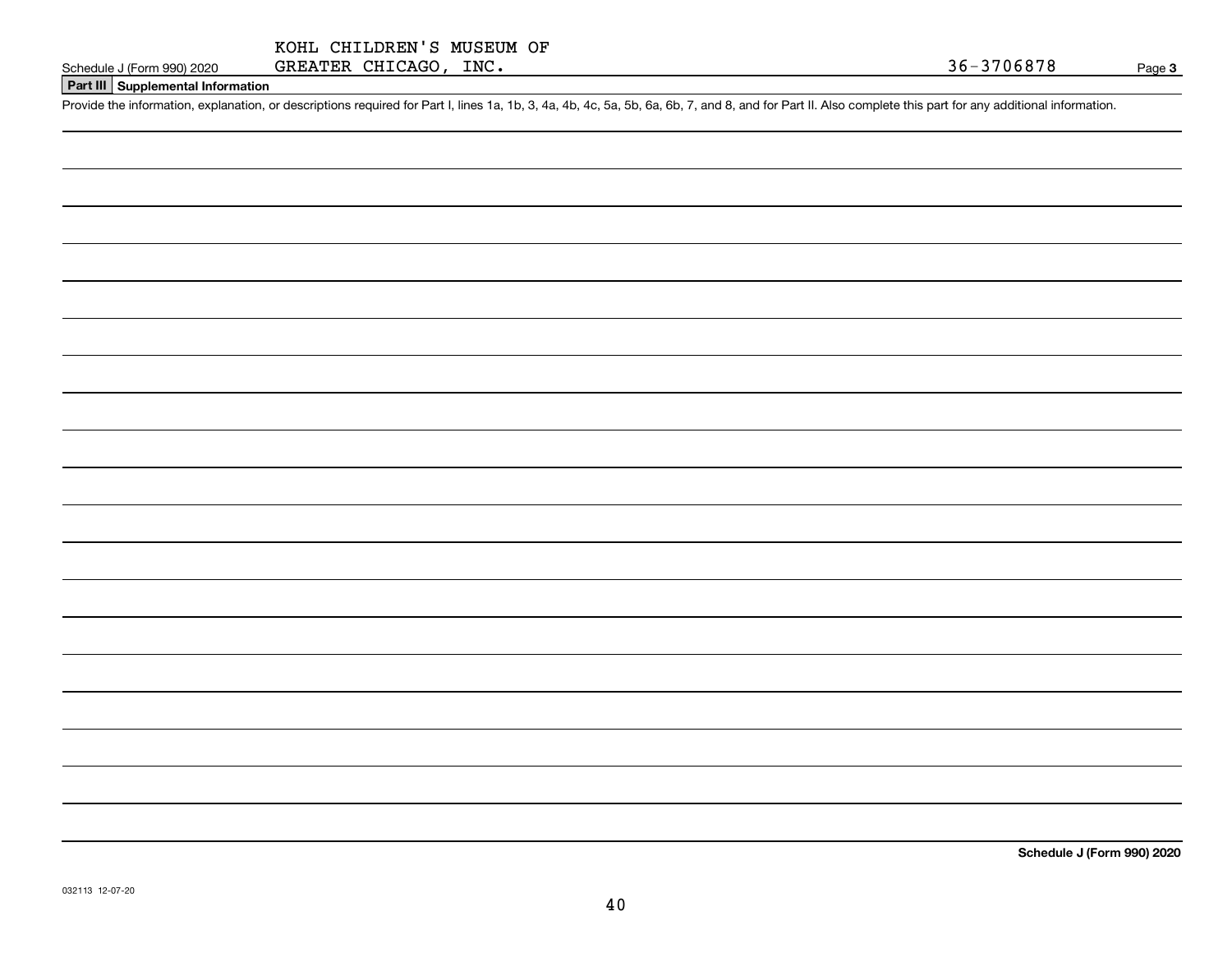KOHL CHILDREN'S MUSEUM OF GREATER CHICAGO, INC. 36-3706878

## Part III Supplemental Information

Provide the information, explanation, or descriptions required for Part I, lines 1a, 1b, 3, 4a, 4b, 4c, 5a, 5b, 6a, 6b, 7, and 8, and for Part II. Also complete this part for any additional information.

**Schedule J (Form 990) 2020**

032113 12-07-20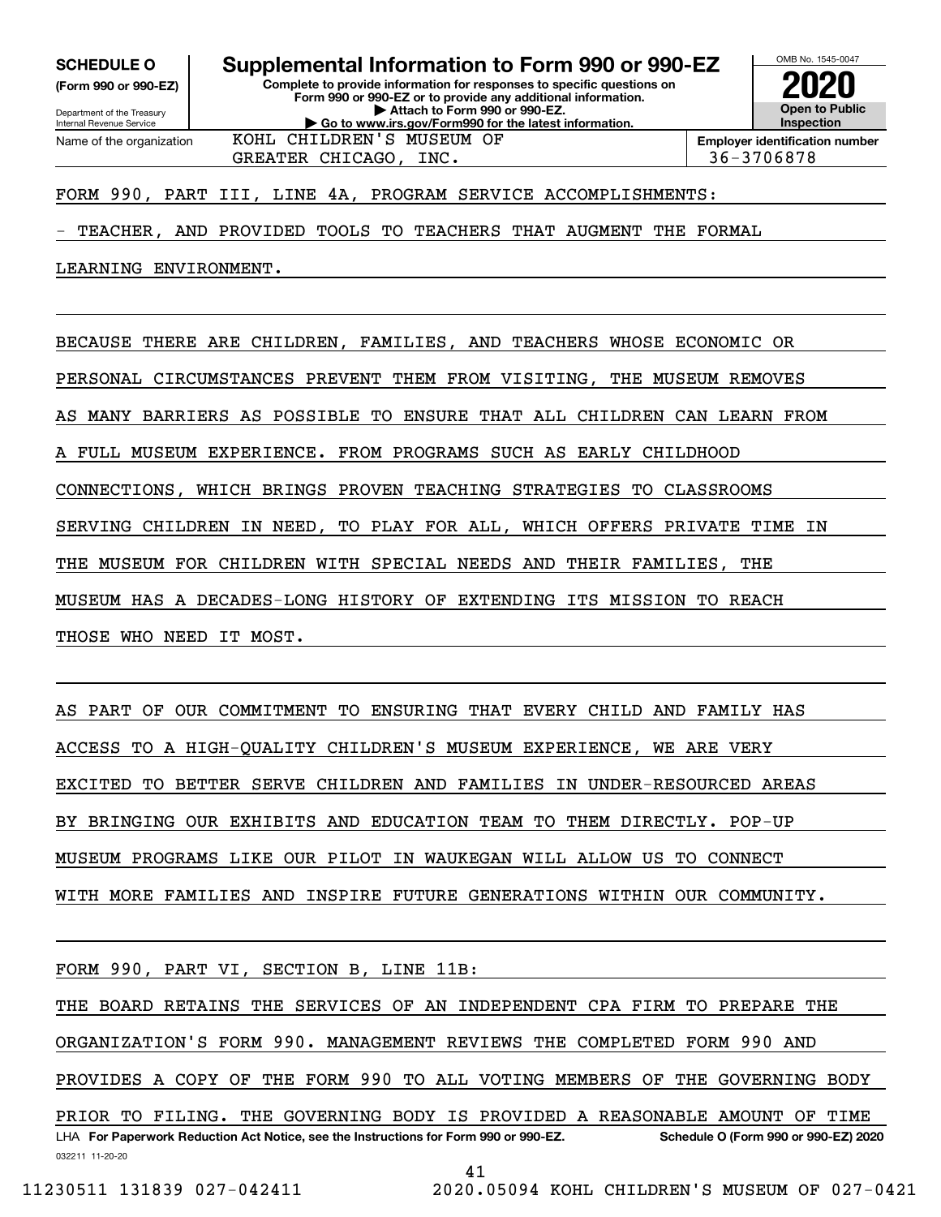**SCHEDULE O** (Form 990 or 990-EZ)

Department of the Treasury
Internal Revenue Service

# Supplemental Information to Form 990 or 990-EZ

**Complete to provide information for responses to specific questions on Form 990 or 990-EZ or to provide any additional information.**
**▶ Attach to Form 990 or 990-EZ.**
**▶ Go to www.irs.gov/Form990 for the latest information.**

OMB No. 1545-0047

**2020**

**Open to Public Inspection**

Name of the organization: KOHL CHILDREN'S MUSEUM OF GREATER CHICAGO, INC.

**Employer identification number:** 36-3706878

FORM 990, PART III, LINE 4A, PROGRAM SERVICE ACCOMPLISHMENTS:

- TEACHER, AND PROVIDED TOOLS TO TEACHERS THAT AUGMENT THE FORMAL LEARNING ENVIRONMENT.

BECAUSE THERE ARE CHILDREN, FAMILIES, AND TEACHERS WHOSE ECONOMIC OR PERSONAL CIRCUMSTANCES PREVENT THEM FROM VISITING, THE MUSEUM REMOVES AS MANY BARRIERS AS POSSIBLE TO ENSURE THAT ALL CHILDREN CAN LEARN FROM A FULL MUSEUM EXPERIENCE. FROM PROGRAMS SUCH AS EARLY CHILDHOOD CONNECTIONS, WHICH BRINGS PROVEN TEACHING STRATEGIES TO CLASSROOMS SERVING CHILDREN IN NEED, TO PLAY FOR ALL, WHICH OFFERS PRIVATE TIME IN THE MUSEUM FOR CHILDREN WITH SPECIAL NEEDS AND THEIR FAMILIES, THE MUSEUM HAS A DECADES-LONG HISTORY OF EXTENDING ITS MISSION TO REACH THOSE WHO NEED IT MOST.

AS PART OF OUR COMMITMENT TO ENSURING THAT EVERY CHILD AND FAMILY HAS ACCESS TO A HIGH-QUALITY CHILDREN'S MUSEUM EXPERIENCE, WE ARE VERY EXCITED TO BETTER SERVE CHILDREN AND FAMILIES IN UNDER-RESOURCED AREAS BY BRINGING OUR EXHIBITS AND EDUCATION TEAM TO THEM DIRECTLY. POP-UP MUSEUM PROGRAMS LIKE OUR PILOT IN WAUKEGAN WILL ALLOW US TO CONNECT WITH MORE FAMILIES AND INSPIRE FUTURE GENERATIONS WITHIN OUR COMMUNITY.

FORM 990, PART VI, SECTION B, LINE 11B:

THE BOARD RETAINS THE SERVICES OF AN INDEPENDENT CPA FIRM TO PREPARE THE ORGANIZATION'S FORM 990. MANAGEMENT REVIEWS THE COMPLETED FORM 990 AND PROVIDES A COPY OF THE FORM 990 TO ALL VOTING MEMBERS OF THE GOVERNING BODY PRIOR TO FILING. THE GOVERNING BODY IS PROVIDED A REASONABLE AMOUNT OF TIME

LHA **For Paperwork Reduction Act Notice, see the Instructions for Form 990 or 990-EZ.** **Schedule O (Form 990 or 990-EZ) 2020**
032211 11-20-20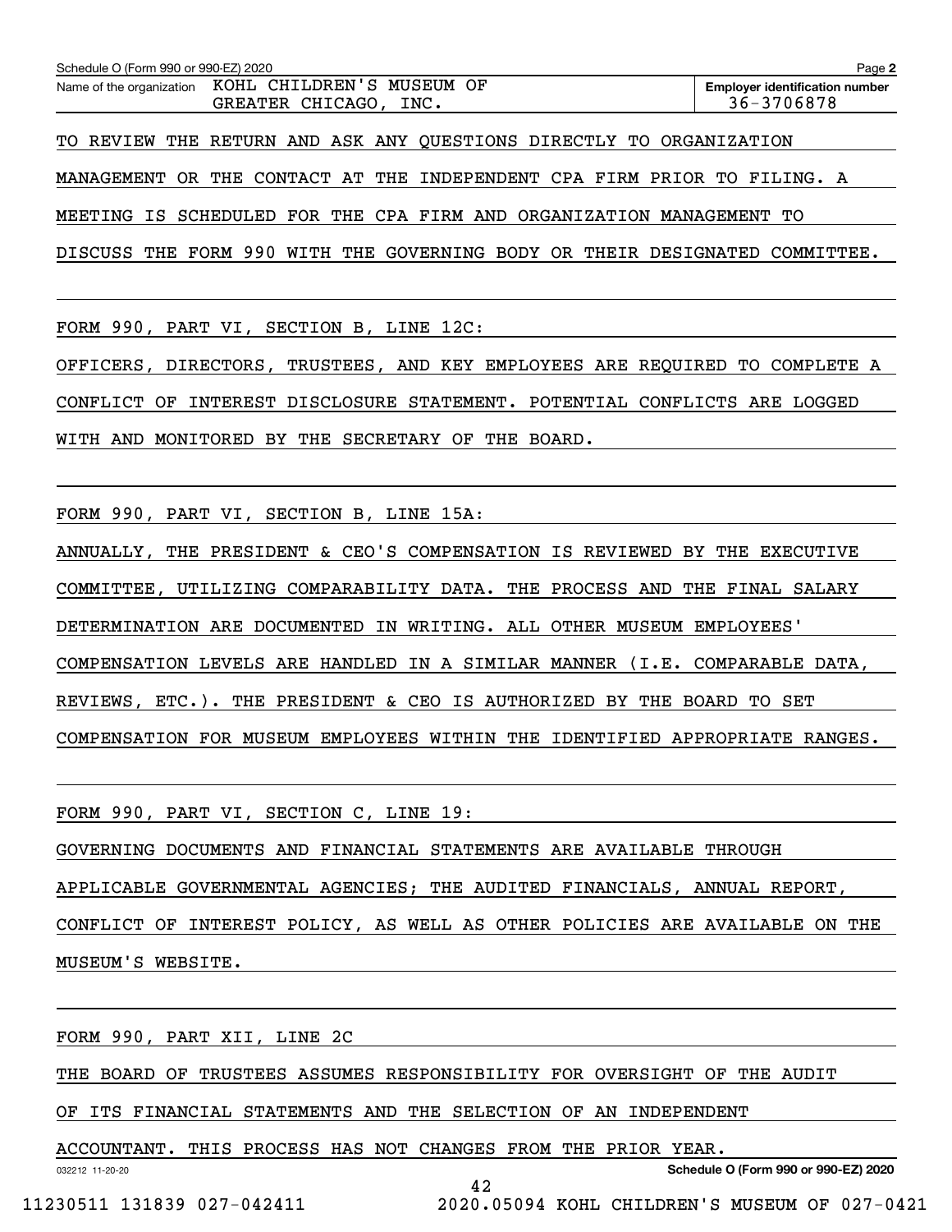Schedule O (Form 990 or 990-EZ) 2020 Page **2**

Name of the organization KOHL CHILDREN'S MUSEUM OF GREATER CHICAGO, INC.

**Employer identification number** 36-3706878

TO REVIEW THE RETURN AND ASK ANY QUESTIONS DIRECTLY TO ORGANIZATION MANAGEMENT OR THE CONTACT AT THE INDEPENDENT CPA FIRM PRIOR TO FILING. A MEETING IS SCHEDULED FOR THE CPA FIRM AND ORGANIZATION MANAGEMENT TO DISCUSS THE FORM 990 WITH THE GOVERNING BODY OR THEIR DESIGNATED COMMITTEE.

FORM 990, PART VI, SECTION B, LINE 12C:

OFFICERS, DIRECTORS, TRUSTEES, AND KEY EMPLOYEES ARE REQUIRED TO COMPLETE A CONFLICT OF INTEREST DISCLOSURE STATEMENT. POTENTIAL CONFLICTS ARE LOGGED WITH AND MONITORED BY THE SECRETARY OF THE BOARD.

FORM 990, PART VI, SECTION B, LINE 15A:

ANNUALLY, THE PRESIDENT & CEO'S COMPENSATION IS REVIEWED BY THE EXECUTIVE COMMITTEE, UTILIZING COMPARABILITY DATA. THE PROCESS AND THE FINAL SALARY DETERMINATION ARE DOCUMENTED IN WRITING. ALL OTHER MUSEUM EMPLOYEES' COMPENSATION LEVELS ARE HANDLED IN A SIMILAR MANNER (I.E. COMPARABLE DATA, REVIEWS, ETC.). THE PRESIDENT & CEO IS AUTHORIZED BY THE BOARD TO SET COMPENSATION FOR MUSEUM EMPLOYEES WITHIN THE IDENTIFIED APPROPRIATE RANGES.

FORM 990, PART VI, SECTION C, LINE 19:

GOVERNING DOCUMENTS AND FINANCIAL STATEMENTS ARE AVAILABLE THROUGH APPLICABLE GOVERNMENTAL AGENCIES; THE AUDITED FINANCIALS, ANNUAL REPORT, CONFLICT OF INTEREST POLICY, AS WELL AS OTHER POLICIES ARE AVAILABLE ON THE MUSEUM'S WEBSITE.

FORM 990, PART XII, LINE 2C

THE BOARD OF TRUSTEES ASSUMES RESPONSIBILITY FOR OVERSIGHT OF THE AUDIT OF ITS FINANCIAL STATEMENTS AND THE SELECTION OF AN INDEPENDENT ACCOUNTANT. THIS PROCESS HAS NOT CHANGES FROM THE PRIOR YEAR.

032212 11-20-20 **Schedule O (Form 990 or 990-EZ) 2020**

11230511 131839 027-042411 2020.05094 KOHL CHILDREN'S MUSEUM OF 027-0421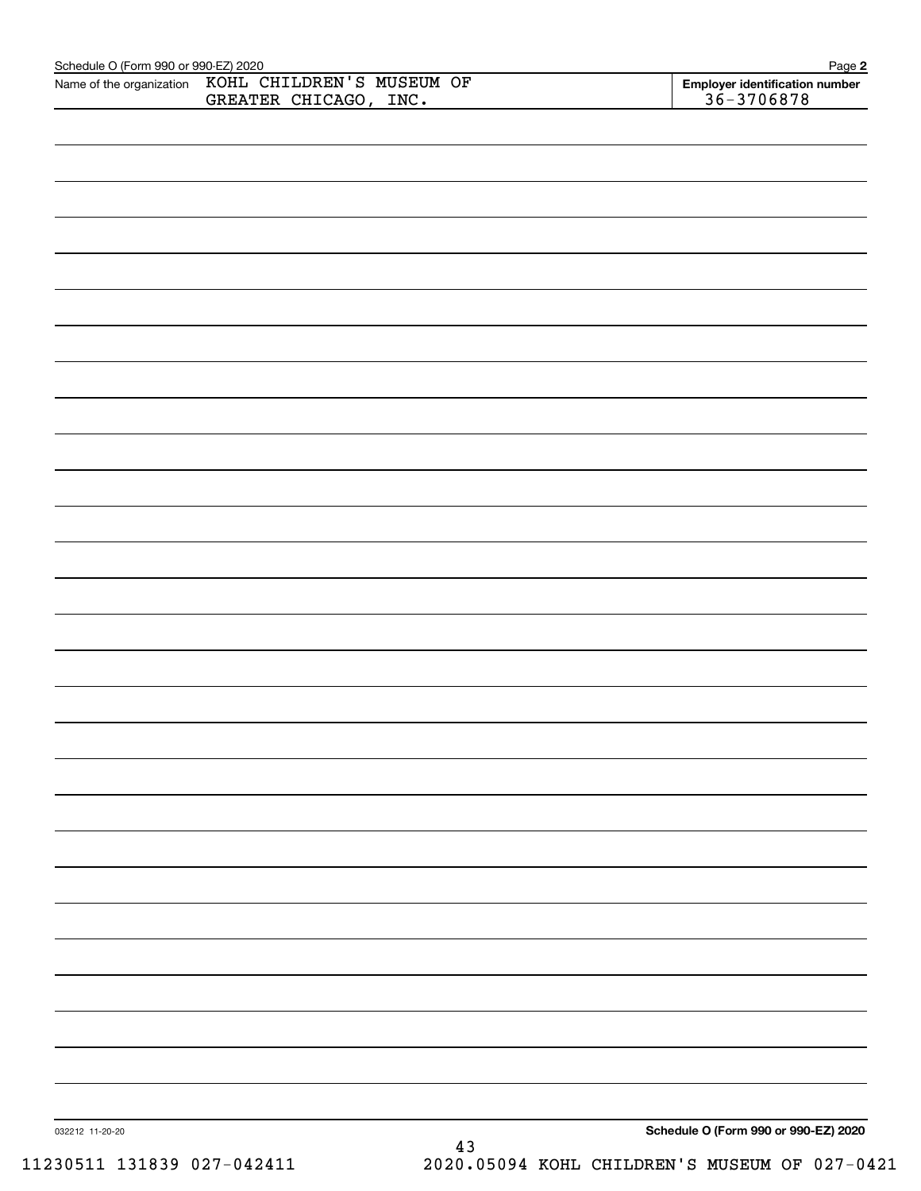Schedule O (Form 990 or 990-EZ) 2020

Name of the organization KOHL CHILDREN'S MUSEUM OF GREATER CHICAGO, INC.

Employer identification number 36-3706878

032212 11-20-20

Schedule O (Form 990 or 990-EZ) 2020

11230511 131839 027-042411 2020.05094 KOHL CHILDREN'S MUSEUM OF 027-0421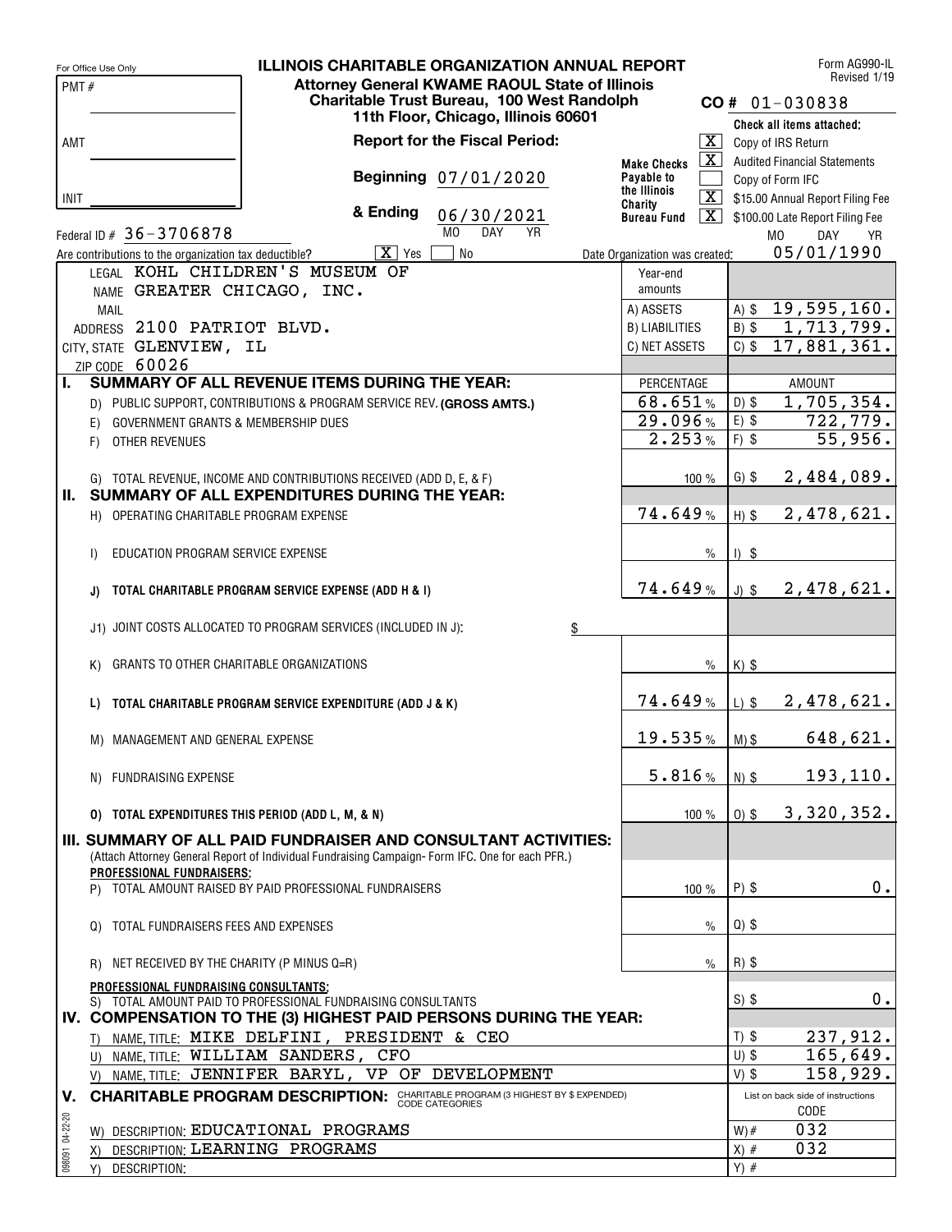For Office Use Only

**ILLINOIS CHARITABLE ORGANIZATION ANNUAL REPORT**

Form AG990-IL
Revised 1/19

**Attorney General KWAME RAOUL State of Illinois**
**Charitable Trust Bureau, 100 West Randolph**
**11th Floor, Chicago, Illinois 60601**

PMT #

AMT

INIT

**CO #** 01-030838

**Report for the Fiscal Period:**

**Beginning** 07/01/2020

**& Ending** 06/30/2021

MO DAY YR

**Make Checks Payable to the Illinois Charity Bureau Fund**

Check all items attached:

- [X] Copy of IRS Return
- [X] Audited Financial Statements
- [ ] Copy of Form IFC
- [X] $15.00 Annual Report Filing Fee
- [X] $100.00 Late Report Filing Fee

Federal ID # 36-3706878

Are contributions to the organization tax deductible? [X] Yes [ ] No

Date Organization was created: 05/01/1990 (MO DAY YR)

LEGAL NAME: KOHL CHILDREN'S MUSEUM OF GREATER CHICAGO, INC.

MAIL ADDRESS: 2100 PATRIOT BLVD.

CITY, STATE: GLENVIEW, IL

ZIP CODE: 60026

| Year-end amounts | |
|---|---|
| A) ASSETS | A) $ 19,595,160. |
| B) LIABILITIES | B) $ 1,713,799. |
| C) NET ASSETS | C) $ 17,881,361. |

| | PERCENTAGE | AMOUNT |
|---|---|---|
| **I. SUMMARY OF ALL REVENUE ITEMS DURING THE YEAR:** | | |
| D) PUBLIC SUPPORT, CONTRIBUTIONS & PROGRAM SERVICE REV. **(GROSS AMTS.)** | 68.651% | D) $ 1,705,354. |
| E) GOVERNMENT GRANTS & MEMBERSHIP DUES | 29.096% | E) $ 722,779. |
| F) OTHER REVENUES | 2.253% | F) $ 55,956. |
| G) TOTAL REVENUE, INCOME AND CONTRIBUTIONS RECEIVED (ADD D, E, & F) | 100 % | G) $ 2,484,089. |
| **II. SUMMARY OF ALL EXPENDITURES DURING THE YEAR:** | | |
| H) OPERATING CHARITABLE PROGRAM EXPENSE | 74.649% | H) $ 2,478,621. |
| I) EDUCATION PROGRAM SERVICE EXPENSE | % | I) $ |
| **J) TOTAL CHARITABLE PROGRAM SERVICE EXPENSE (ADD H & I)** | 74.649% | J) $ 2,478,621. |
| J1) JOINT COSTS ALLOCATED TO PROGRAM SERVICES (INCLUDED IN J): $ | | |
| K) GRANTS TO OTHER CHARITABLE ORGANIZATIONS | % | K) $ |
| **L) TOTAL CHARITABLE PROGRAM SERVICE EXPENDITURE (ADD J & K)** | 74.649% | L) $ 2,478,621. |
| M) MANAGEMENT AND GENERAL EXPENSE | 19.535% | M) $ 648,621. |
| N) FUNDRAISING EXPENSE | 5.816% | N) $ 193,110. |
| **O) TOTAL EXPENDITURES THIS PERIOD (ADD L, M, & N)** | 100 % | O) $ 3,320,352. |
| **III. SUMMARY OF ALL PAID FUNDRAISER AND CONSULTANT ACTIVITIES:** (Attach Attorney General Report of Individual Fundraising Campaign- Form IFC. One for each PFR.) | | |
| **PROFESSIONAL FUNDRAISERS:** | | |
| P) TOTAL AMOUNT RAISED BY PAID PROFESSIONAL FUNDRAISERS | 100 % | P) $ 0. |
| Q) TOTAL FUNDRAISERS FEES AND EXPENSES | % | Q) $ |
| R) NET RECEIVED BY THE CHARITY (P MINUS Q=R) | % | R) $ |
| **PROFESSIONAL FUNDRAISING CONSULTANTS:** | | |
| S) TOTAL AMOUNT PAID TO PROFESSIONAL FUNDRAISING CONSULTANTS | | S) $ 0. |
| **IV. COMPENSATION TO THE (3) HIGHEST PAID PERSONS DURING THE YEAR:** | | |
| T) NAME, TITLE: MIKE DELFINI, PRESIDENT & CEO | | T) $ 237,912. |
| U) NAME, TITLE: WILLIAM SANDERS, CFO | | U) $ 165,649. |
| V) NAME, TITLE: JENNIFER BARYL, VP OF DEVELOPMENT | | V) $ 158,929. |

**V. CHARITABLE PROGRAM DESCRIPTION:** CHARITABLE PROGRAM (3 HIGHEST BY $ EXPENDED) CODE CATEGORIES

List on back side of instructions

| DESCRIPTION | CODE |
|---|---|
| W) DESCRIPTION: EDUCATIONAL PROGRAMS | W) # 032 |
| X) DESCRIPTION: LEARNING PROGRAMS | X) # 032 |
| Y) DESCRIPTION: | Y) # |

098091 04-22-20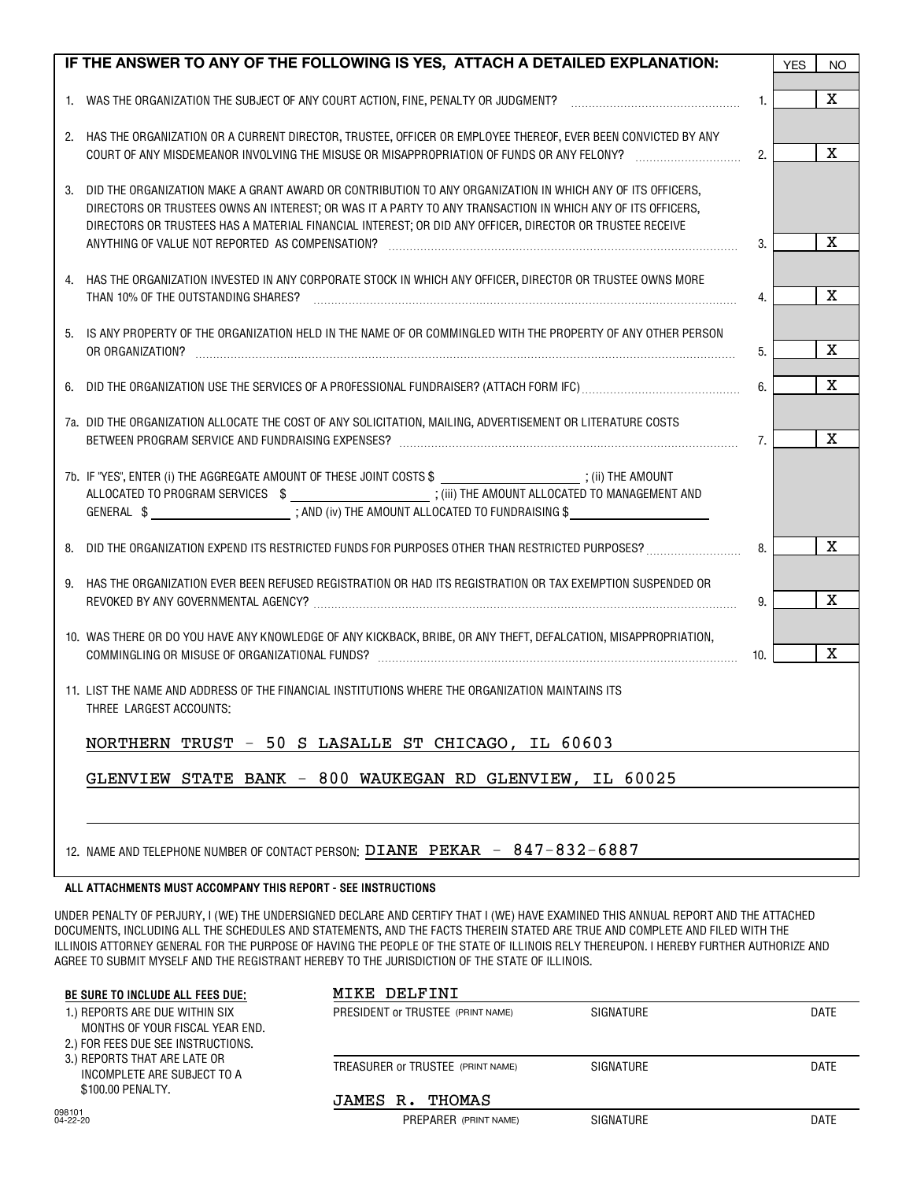## IF THE ANSWER TO ANY OF THE FOLLOWING IS YES, ATTACH A DETAILED EXPLANATION:

| | | | YES | NO |
|---|---|---|---|---|
| 1. | WAS THE ORGANIZATION THE SUBJECT OF ANY COURT ACTION, FINE, PENALTY OR JUDGMENT? | 1. | | X |
| 2. | HAS THE ORGANIZATION OR A CURRENT DIRECTOR, TRUSTEE, OFFICER OR EMPLOYEE THEREOF, EVER BEEN CONVICTED BY ANY COURT OF ANY MISDEMEANOR INVOLVING THE MISUSE OR MISAPPROPRIATION OF FUNDS OR ANY FELONY? | 2. | | X |
| 3. | DID THE ORGANIZATION MAKE A GRANT AWARD OR CONTRIBUTION TO ANY ORGANIZATION IN WHICH ANY OF ITS OFFICERS, DIRECTORS OR TRUSTEES OWNS AN INTEREST; OR WAS IT A PARTY TO ANY TRANSACTION IN WHICH ANY OF ITS OFFICERS, DIRECTORS OR TRUSTEES HAS A MATERIAL FINANCIAL INTEREST; OR DID ANY OFFICER, DIRECTOR OR TRUSTEE RECEIVE ANYTHING OF VALUE NOT REPORTED AS COMPENSATION? | 3. | | X |
| 4. | HAS THE ORGANIZATION INVESTED IN ANY CORPORATE STOCK IN WHICH ANY OFFICER, DIRECTOR OR TRUSTEE OWNS MORE THAN 10% OF THE OUTSTANDING SHARES? | 4. | | X |
| 5. | IS ANY PROPERTY OF THE ORGANIZATION HELD IN THE NAME OF OR COMMINGLED WITH THE PROPERTY OF ANY OTHER PERSON OR ORGANIZATION? | 5. | | X |
| 6. | DID THE ORGANIZATION USE THE SERVICES OF A PROFESSIONAL FUNDRAISER? (ATTACH FORM IFC) | 6. | | X |
| 7a. | DID THE ORGANIZATION ALLOCATE THE COST OF ANY SOLICITATION, MAILING, ADVERTISEMENT OR LITERATURE COSTS BETWEEN PROGRAM SERVICE AND FUNDRAISING EXPENSES? | 7. | | X |
| 7b. | IF "YES", ENTER (i) THE AGGREGATE AMOUNT OF THESE JOINT COSTS $ ______ ; (ii) THE AMOUNT ALLOCATED TO PROGRAM SERVICES $ ______ ; (iii) THE AMOUNT ALLOCATED TO MANAGEMENT AND GENERAL $ ______ ; AND (iv) THE AMOUNT ALLOCATED TO FUNDRAISING $ ______ | | | |
| 8. | DID THE ORGANIZATION EXPEND ITS RESTRICTED FUNDS FOR PURPOSES OTHER THAN RESTRICTED PURPOSES? | 8. | | X |
| 9. | HAS THE ORGANIZATION EVER BEEN REFUSED REGISTRATION OR HAD ITS REGISTRATION OR TAX EXEMPTION SUSPENDED OR REVOKED BY ANY GOVERNMENTAL AGENCY? | 9. | | X |
| 10. | WAS THERE OR DO YOU HAVE ANY KNOWLEDGE OF ANY KICKBACK, BRIBE, OR ANY THEFT, DEFALCATION, MISAPPROPRIATION, COMMINGLING OR MISUSE OF ORGANIZATIONAL FUNDS? | 10. | | X |

11. LIST THE NAME AND ADDRESS OF THE FINANCIAL INSTITUTIONS WHERE THE ORGANIZATION MAINTAINS ITS THREE LARGEST ACCOUNTS:

NORTHERN TRUST - 50 S LASALLE ST CHICAGO, IL 60603

GLENVIEW STATE BANK - 800 WAUKEGAN RD GLENVIEW, IL 60025

12. NAME AND TELEPHONE NUMBER OF CONTACT PERSON: DIANE PEKAR - 847-832-6887

**ALL ATTACHMENTS MUST ACCOMPANY THIS REPORT - SEE INSTRUCTIONS**

UNDER PENALTY OF PERJURY, I (WE) THE UNDERSIGNED DECLARE AND CERTIFY THAT I (WE) HAVE EXAMINED THIS ANNUAL REPORT AND THE ATTACHED DOCUMENTS, INCLUDING ALL THE SCHEDULES AND STATEMENTS, AND THE FACTS THEREIN STATED ARE TRUE AND COMPLETE AND FILED WITH THE ILLINOIS ATTORNEY GENERAL FOR THE PURPOSE OF HAVING THE PEOPLE OF THE STATE OF ILLINOIS RELY THEREUPON. I HEREBY FURTHER AUTHORIZE AND AGREE TO SUBMIT MYSELF AND THE REGISTRANT HEREBY TO THE JURISDICTION OF THE STATE OF ILLINOIS.

**BE SURE TO INCLUDE ALL FEES DUE:**

1.) REPORTS ARE DUE WITHIN SIX MONTHS OF YOUR FISCAL YEAR END.
2.) FOR FEES DUE SEE INSTRUCTIONS.
3.) REPORTS THAT ARE LATE OR INCOMPLETE ARE SUBJECT TO A $100.00 PENALTY.

MIKE DELFINI
PRESIDENT or TRUSTEE (PRINT NAME) SIGNATURE DATE

TREASURER or TRUSTEE (PRINT NAME) SIGNATURE DATE

JAMES R. THOMAS
PREPARER (PRINT NAME) SIGNATURE DATE

098101
04-22-20